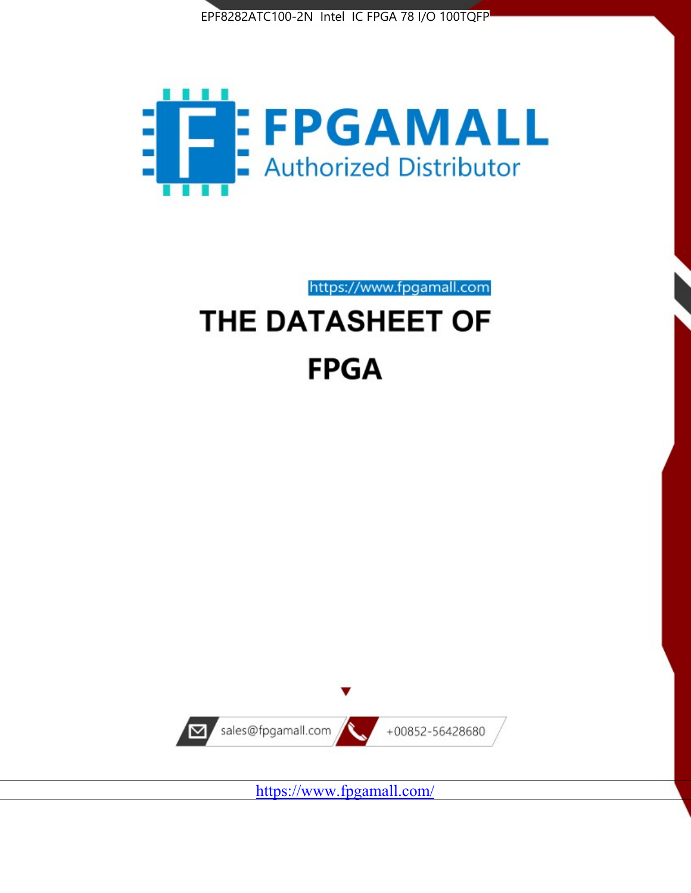EPF8282ATC100-2N Intel IC FPGA 78 I/O 100TQFP

# FPGAMALL

Authorized Distributor

https://www.fpgamall.com

# THE DATASHEET OF

# FPGA

sales@fpgamall.com

+00852-56428680

https://www.fpgamall.com/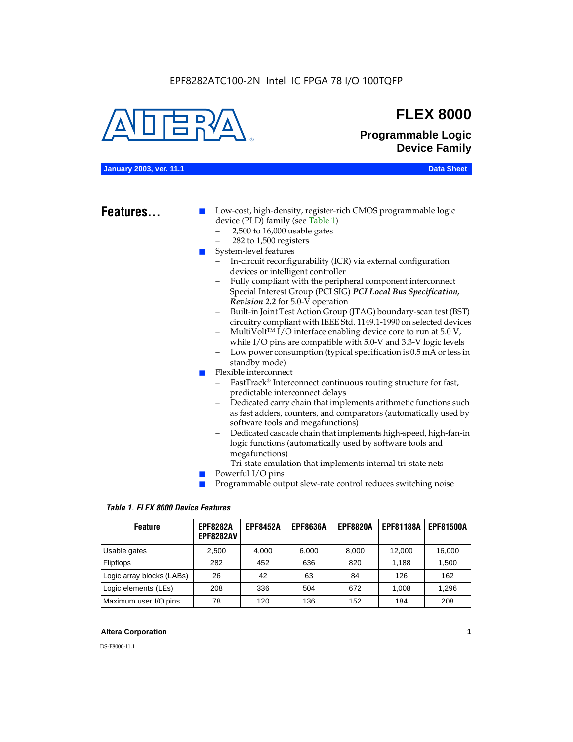EPF8282ATC100-2N Intel IC FPGA 78 I/O 100TQFP

# FLEX 8000

## Programmable Logic Device Family

**January 2003, ver. 11.1** **Data Sheet**

## Features...

- Low-cost, high-density, register-rich CMOS programmable logic device (PLD) family (see Table 1)
  - 2,500 to 16,000 usable gates
  - 282 to 1,500 registers
- System-level features
  - In-circuit reconfigurability (ICR) via external configuration devices or intelligent controller
  - Fully compliant with the peripheral component interconnect Special Interest Group (PCI SIG) ***PCI Local Bus Specification, Revision 2.2*** for 5.0-V operation
  - Built-in Joint Test Action Group (JTAG) boundary-scan test (BST) circuitry compliant with IEEE Std. 1149.1-1990 on selected devices
  - MultiVolt™ I/O interface enabling device core to run at 5.0 V, while I/O pins are compatible with 5.0-V and 3.3-V logic levels
  - Low power consumption (typical specification is 0.5 mA or less in standby mode)
- Flexible interconnect
  - FastTrack® Interconnect continuous routing structure for fast, predictable interconnect delays
  - Dedicated carry chain that implements arithmetic functions such as fast adders, counters, and comparators (automatically used by software tools and megafunctions)
  - Dedicated cascade chain that implements high-speed, high-fan-in logic functions (automatically used by software tools and megafunctions)
  - Tri-state emulation that implements internal tri-state nets
- Powerful I/O pins
- Programmable output slew-rate control reduces switching noise

*Table 1. FLEX 8000 Device Features*

| Feature | EPF8282A EPF8282AV | EPF8452A | EPF8636A | EPF8820A | EPF81188A | EPF81500A |
|---|---|---|---|---|---|---|
| Usable gates | 2,500 | 4,000 | 6,000 | 8,000 | 12,000 | 16,000 |
| Flipflops | 282 | 452 | 636 | 820 | 1,188 | 1,500 |
| Logic array blocks (LABs) | 26 | 42 | 63 | 84 | 126 | 162 |
| Logic elements (LEs) | 208 | 336 | 504 | 672 | 1,008 | 1,296 |
| Maximum user I/O pins | 78 | 120 | 136 | 152 | 184 | 208 |

**Altera Corporation**

DS-F8000-11.1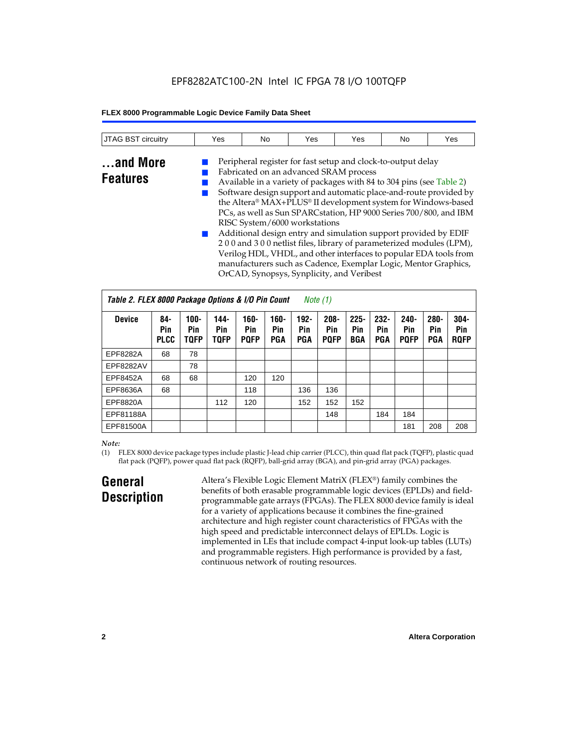| JTAG BST circuitry | Yes | No | Yes | Yes | No | Yes |
|---|---|---|---|---|---|---|

## ...and More Features

- Peripheral register for fast setup and clock-to-output delay
- Fabricated on an advanced SRAM process
- Available in a variety of packages with 84 to 304 pins (see Table 2)
- Software design support and automatic place-and-route provided by the Altera® MAX+PLUS® II development system for Windows-based PCs, as well as Sun SPARCstation, HP 9000 Series 700/800, and IBM RISC System/6000 workstations
- Additional design entry and simulation support provided by EDIF 2 0 0 and 3 0 0 netlist files, library of parameterized modules (LPM), Verilog HDL, VHDL, and other interfaces to popular EDA tools from manufacturers such as Cadence, Exemplar Logic, Mentor Graphics, OrCAD, Synopsys, Synplicity, and Veribest

*Table 2. FLEX 8000 Package Options & I/O Pin Count Note (1)*

| Device | 84-Pin PLCC | 100-Pin TQFP | 144-Pin TQFP | 160-Pin PQFP | 160-Pin PGA | 192-Pin PGA | 208-Pin PQFP | 225-Pin BGA | 232-Pin PGA | 240-Pin PQFP | 280-Pin PGA | 304-Pin RQFP |
|---|---|---|---|---|---|---|---|---|---|---|---|---|
| EPF8282A | 68 | 78 | | | | | | | | | | |
| EPF8282AV | | 78 | | | | | | | | | | |
| EPF8452A | 68 | 68 | | 120 | 120 | | | | | | | |
| EPF8636A | 68 | | | 118 | | 136 | 136 | | | | | |
| EPF8820A | | | 112 | 120 | | 152 | 152 | 152 | | | | |
| EPF81188A | | | | | | | 148 | | 184 | 184 | | |
| EPF81500A | | | | | | | | | | 181 | 208 | 208 |

*Note:*

(1) FLEX 8000 device package types include plastic J-lead chip carrier (PLCC), thin quad flat pack (TQFP), plastic quad flat pack (PQFP), power quad flat pack (RQFP), ball-grid array (BGA), and pin-grid array (PGA) packages.

## General Description

Altera's Flexible Logic Element MatriX (FLEX®) family combines the benefits of both erasable programmable logic devices (EPLDs) and field-programmable gate arrays (FPGAs). The FLEX 8000 device family is ideal for a variety of applications because it combines the fine-grained architecture and high register count characteristics of FPGAs with the high speed and predictable interconnect delays of EPLDs. Logic is implemented in LEs that include compact 4-input look-up tables (LUTs) and programmable registers. High performance is provided by a fast, continuous network of routing resources.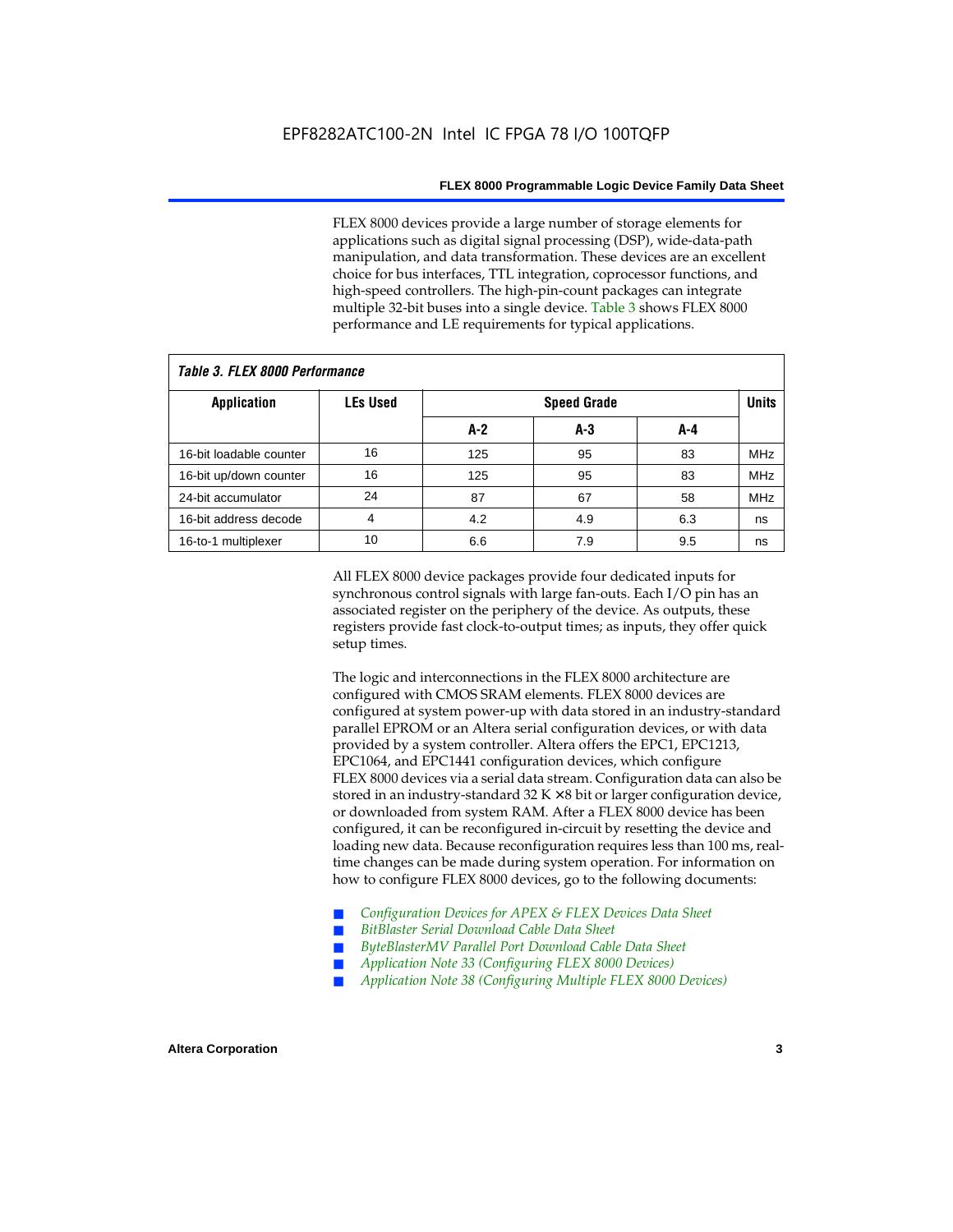FLEX 8000 devices provide a large number of storage elements for applications such as digital signal processing (DSP), wide-data-path manipulation, and data transformation. These devices are an excellent choice for bus interfaces, TTL integration, coprocessor functions, and high-speed controllers. The high-pin-count packages can integrate multiple 32-bit buses into a single device. Table 3 shows FLEX 8000 performance and LE requirements for typical applications.

*Table 3. FLEX 8000 Performance*

| Application | LEs Used | Speed Grade | | | Units |
|---|---|---|---|---|---|
| | | A-2 | A-3 | A-4 | |
| 16-bit loadable counter | 16 | 125 | 95 | 83 | MHz |
| 16-bit up/down counter | 16 | 125 | 95 | 83 | MHz |
| 24-bit accumulator | 24 | 87 | 67 | 58 | MHz |
| 16-bit address decode | 4 | 4.2 | 4.9 | 6.3 | ns |
| 16-to-1 multiplexer | 10 | 6.6 | 7.9 | 9.5 | ns |

All FLEX 8000 device packages provide four dedicated inputs for synchronous control signals with large fan-outs. Each I/O pin has an associated register on the periphery of the device. As outputs, these registers provide fast clock-to-output times; as inputs, they offer quick setup times.

The logic and interconnections in the FLEX 8000 architecture are configured with CMOS SRAM elements. FLEX 8000 devices are configured at system power-up with data stored in an industry-standard parallel EPROM or an Altera serial configuration devices, or with data provided by a system controller. Altera offers the EPC1, EPC1213, EPC1064, and EPC1441 configuration devices, which configure FLEX 8000 devices via a serial data stream. Configuration data can also be stored in an industry-standard 32 K × 8 bit or larger configuration device, or downloaded from system RAM. After a FLEX 8000 device has been configured, it can be reconfigured in-circuit by resetting the device and loading new data. Because reconfiguration requires less than 100 ms, real-time changes can be made during system operation. For information on how to configure FLEX 8000 devices, go to the following documents:

- *Configuration Devices for APEX & FLEX Devices Data Sheet*
- *BitBlaster Serial Download Cable Data Sheet*
- *ByteBlasterMV Parallel Port Download Cable Data Sheet*
- *Application Note 33 (Configuring FLEX 8000 Devices)*
- *Application Note 38 (Configuring Multiple FLEX 8000 Devices)*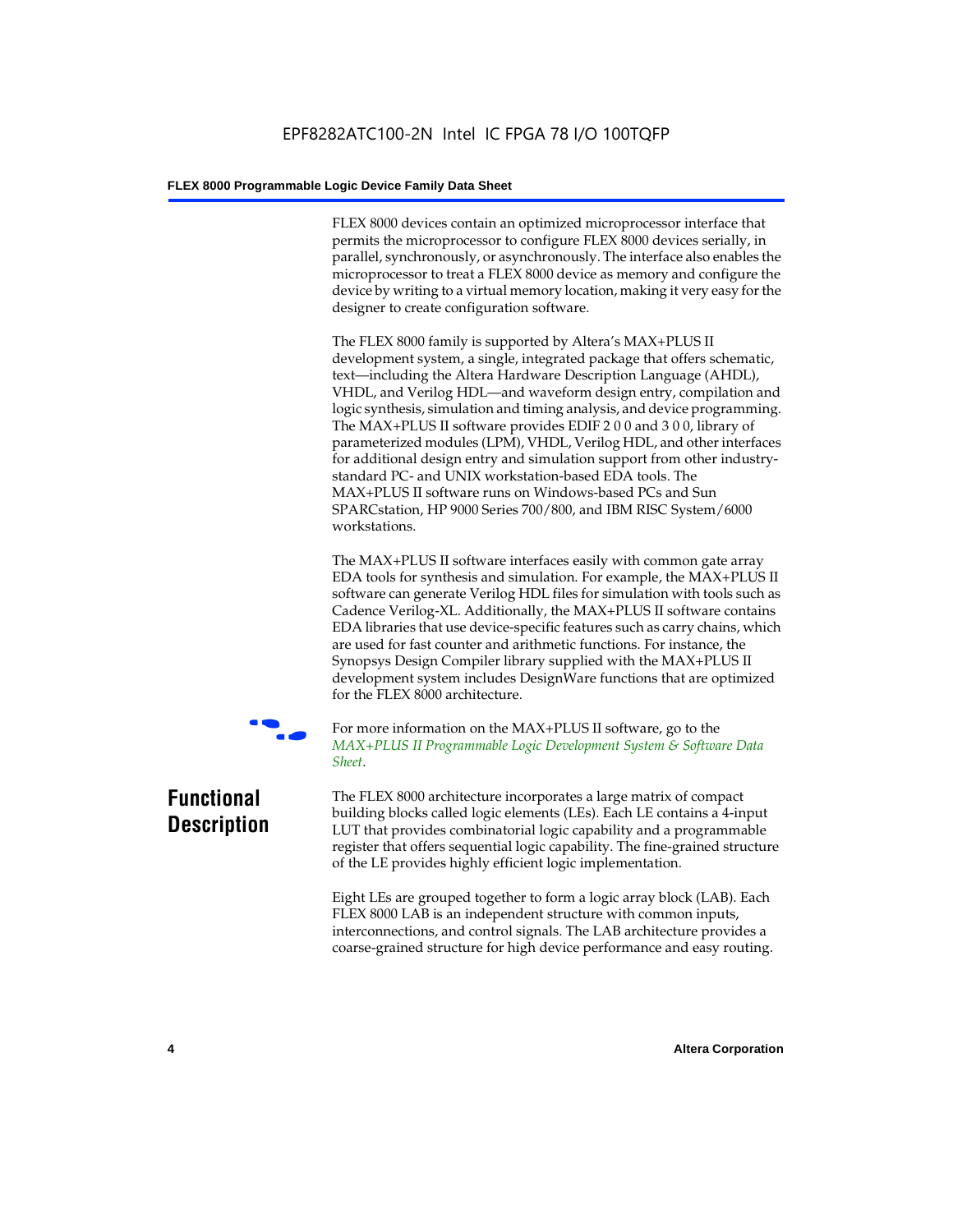FLEX 8000 devices contain an optimized microprocessor interface that permits the microprocessor to configure FLEX 8000 devices serially, in parallel, synchronously, or asynchronously. The interface also enables the microprocessor to treat a FLEX 8000 device as memory and configure the device by writing to a virtual memory location, making it very easy for the designer to create configuration software.

The FLEX 8000 family is supported by Altera's MAX+PLUS II development system, a single, integrated package that offers schematic, text—including the Altera Hardware Description Language (AHDL), VHDL, and Verilog HDL—and waveform design entry, compilation and logic synthesis, simulation and timing analysis, and device programming. The MAX+PLUS II software provides EDIF 2 0 0 and 3 0 0, library of parameterized modules (LPM), VHDL, Verilog HDL, and other interfaces for additional design entry and simulation support from other industry-standard PC- and UNIX workstation-based EDA tools. The MAX+PLUS II software runs on Windows-based PCs and Sun SPARCstation, HP 9000 Series 700/800, and IBM RISC System/6000 workstations.

The MAX+PLUS II software interfaces easily with common gate array EDA tools for synthesis and simulation. For example, the MAX+PLUS II software can generate Verilog HDL files for simulation with tools such as Cadence Verilog-XL. Additionally, the MAX+PLUS II software contains EDA libraries that use device-specific features such as carry chains, which are used for fast counter and arithmetic functions. For instance, the Synopsys Design Compiler library supplied with the MAX+PLUS II development system includes DesignWare functions that are optimized for the FLEX 8000 architecture.

For more information on the MAX+PLUS II software, go to the *MAX+PLUS II Programmable Logic Development System & Software Data Sheet*.

## Functional Description

The FLEX 8000 architecture incorporates a large matrix of compact building blocks called logic elements (LEs). Each LE contains a 4-input LUT that provides combinatorial logic capability and a programmable register that offers sequential logic capability. The fine-grained structure of the LE provides highly efficient logic implementation.

Eight LEs are grouped together to form a logic array block (LAB). Each FLEX 8000 LAB is an independent structure with common inputs, interconnections, and control signals. The LAB architecture provides a coarse-grained structure for high device performance and easy routing.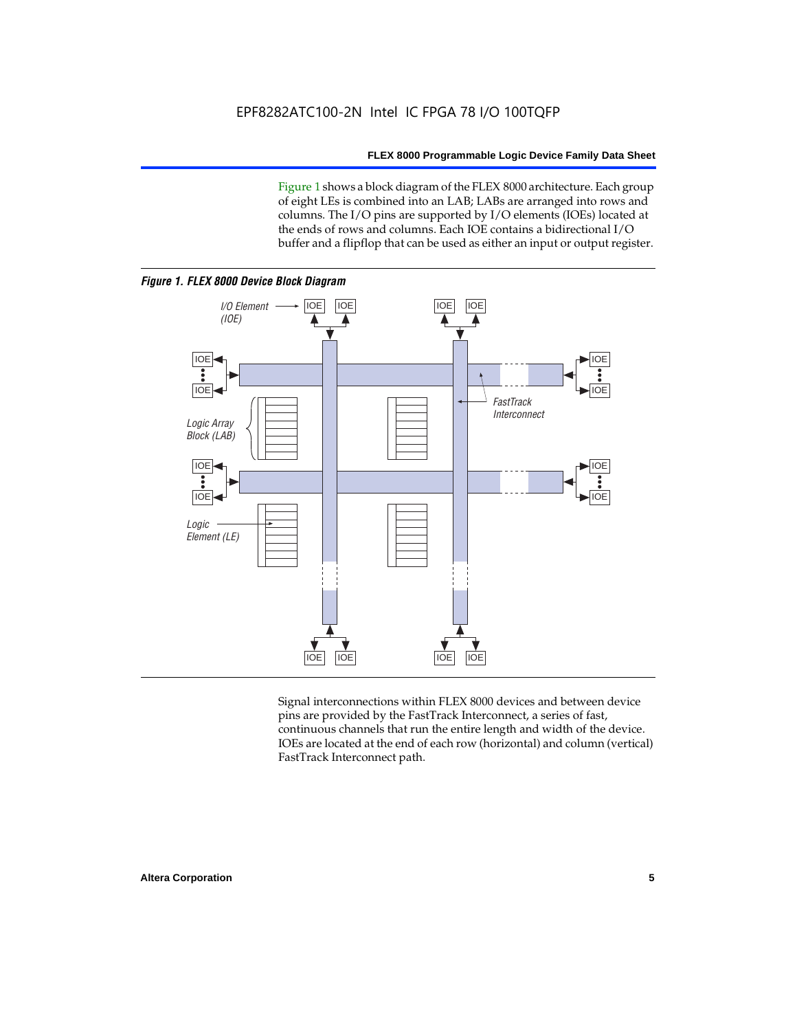Figure 1 shows a block diagram of the FLEX 8000 architecture. Each group of eight LEs is combined into an LAB; LABs are arranged into rows and columns. The I/O pins are supported by I/O elements (IOEs) located at the ends of rows and columns. Each IOE contains a bidirectional I/O buffer and a flipflop that can be used as either an input or output register.

***Figure 1. FLEX 8000 Device Block Diagram***

Signal interconnections within FLEX 8000 devices and between device pins are provided by the FastTrack Interconnect, a series of fast, continuous channels that run the entire length and width of the device. IOEs are located at the end of each row (horizontal) and column (vertical) FastTrack Interconnect path.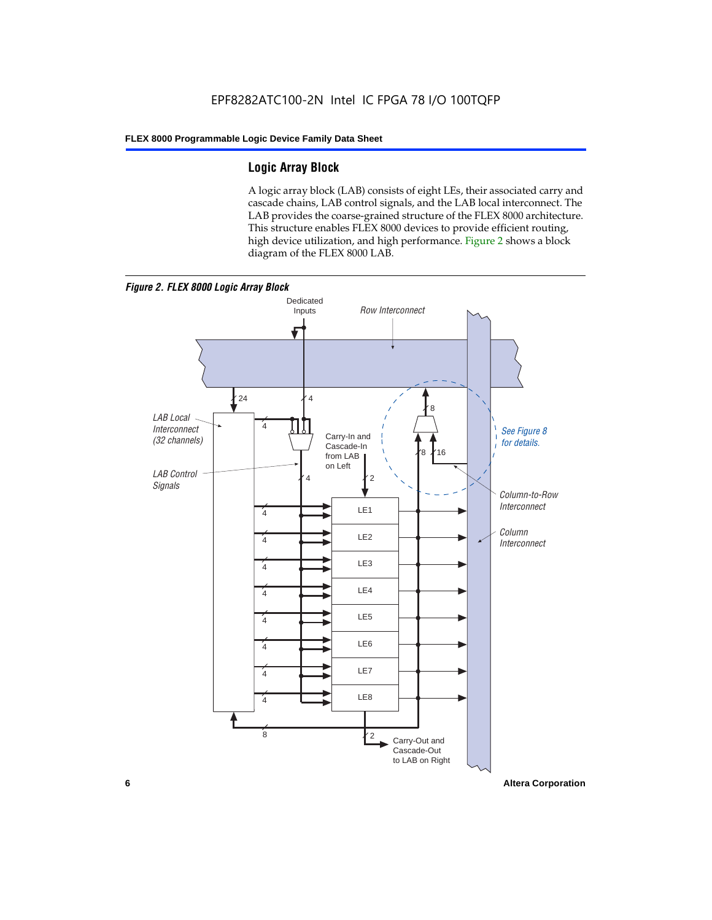## Logic Array Block

A logic array block (LAB) consists of eight LEs, their associated carry and cascade chains, LAB control signals, and the LAB local interconnect. The LAB provides the coarse-grained structure of the FLEX 8000 architecture. This structure enables FLEX 8000 devices to provide efficient routing, high device utilization, and high performance. Figure 2 shows a block diagram of the FLEX 8000 LAB.

*Figure 2. FLEX 8000 Logic Array Block*

Dedicated Inputs

Row Interconnect

24

4

8

LAB Local Interconnect (32 channels)

4

Carry-In and Cascade-In from LAB on Left

8

16

See Figure 8 for details.

LAB Control Signals

4

2

Column-to-Row Interconnect

LE1

LE2

LE3

LE4

LE5

LE6

LE7

LE8

Column Interconnect

8

2

Carry-Out and Cascade-Out to LAB on Right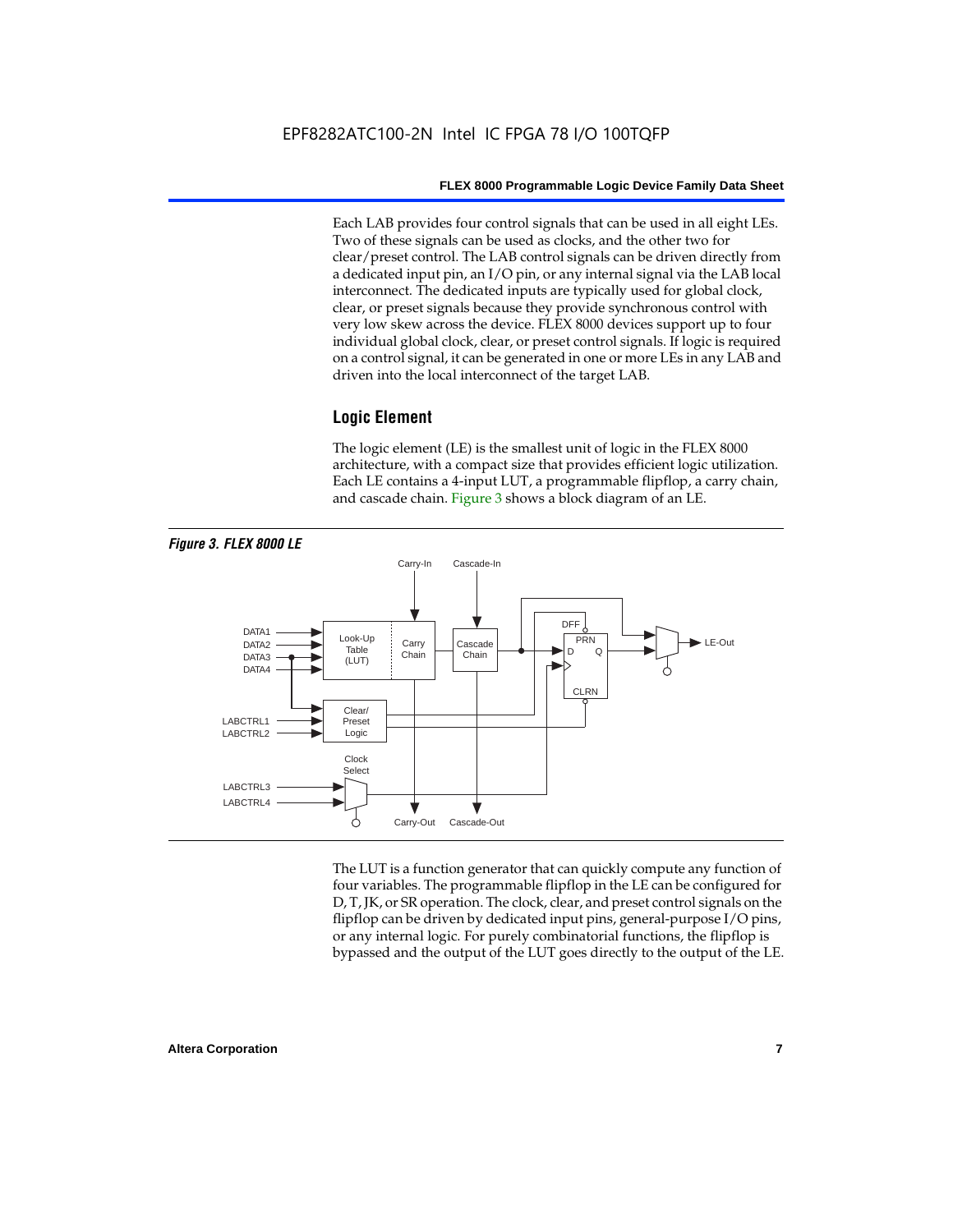Each LAB provides four control signals that can be used in all eight LEs. Two of these signals can be used as clocks, and the other two for clear/preset control. The LAB control signals can be driven directly from a dedicated input pin, an I/O pin, or any internal signal via the LAB local interconnect. The dedicated inputs are typically used for global clock, clear, or preset signals because they provide synchronous control with very low skew across the device. FLEX 8000 devices support up to four individual global clock, clear, or preset control signals. If logic is required on a control signal, it can be generated in one or more LEs in any LAB and driven into the local interconnect of the target LAB.

## Logic Element

The logic element (LE) is the smallest unit of logic in the FLEX 8000 architecture, with a compact size that provides efficient logic utilization. Each LE contains a 4-input LUT, a programmable flipflop, a carry chain, and cascade chain. Figure 3 shows a block diagram of an LE.

*Figure 3. FLEX 8000 LE*

The LUT is a function generator that can quickly compute any function of four variables. The programmable flipflop in the LE can be configured for D, T, JK, or SR operation. The clock, clear, and preset control signals on the flipflop can be driven by dedicated input pins, general-purpose I/O pins, or any internal logic. For purely combinatorial functions, the flipflop is bypassed and the output of the LUT goes directly to the output of the LE.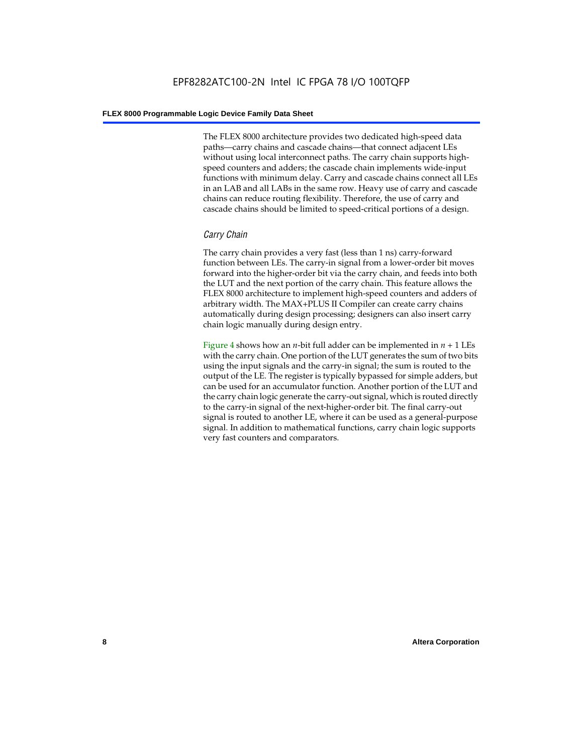The FLEX 8000 architecture provides two dedicated high-speed data paths—carry chains and cascade chains—that connect adjacent LEs without using local interconnect paths. The carry chain supports high-speed counters and adders; the cascade chain implements wide-input functions with minimum delay. Carry and cascade chains connect all LEs in an LAB and all LABs in the same row. Heavy use of carry and cascade chains can reduce routing flexibility. Therefore, the use of carry and cascade chains should be limited to speed-critical portions of a design.

### *Carry Chain*

The carry chain provides a very fast (less than 1 ns) carry-forward function between LEs. The carry-in signal from a lower-order bit moves forward into the higher-order bit via the carry chain, and feeds into both the LUT and the next portion of the carry chain. This feature allows the FLEX 8000 architecture to implement high-speed counters and adders of arbitrary width. The MAX+PLUS II Compiler can create carry chains automatically during design processing; designers can also insert carry chain logic manually during design entry.

Figure 4 shows how an $n$-bit full adder can be implemented in $n + 1$ LEs with the carry chain. One portion of the LUT generates the sum of two bits using the input signals and the carry-in signal; the sum is routed to the output of the LE. The register is typically bypassed for simple adders, but can be used for an accumulator function. Another portion of the LUT and the carry chain logic generate the carry-out signal, which is routed directly to the carry-in signal of the next-higher-order bit. The final carry-out signal is routed to another LE, where it can be used as a general-purpose signal. In addition to mathematical functions, carry chain logic supports very fast counters and comparators.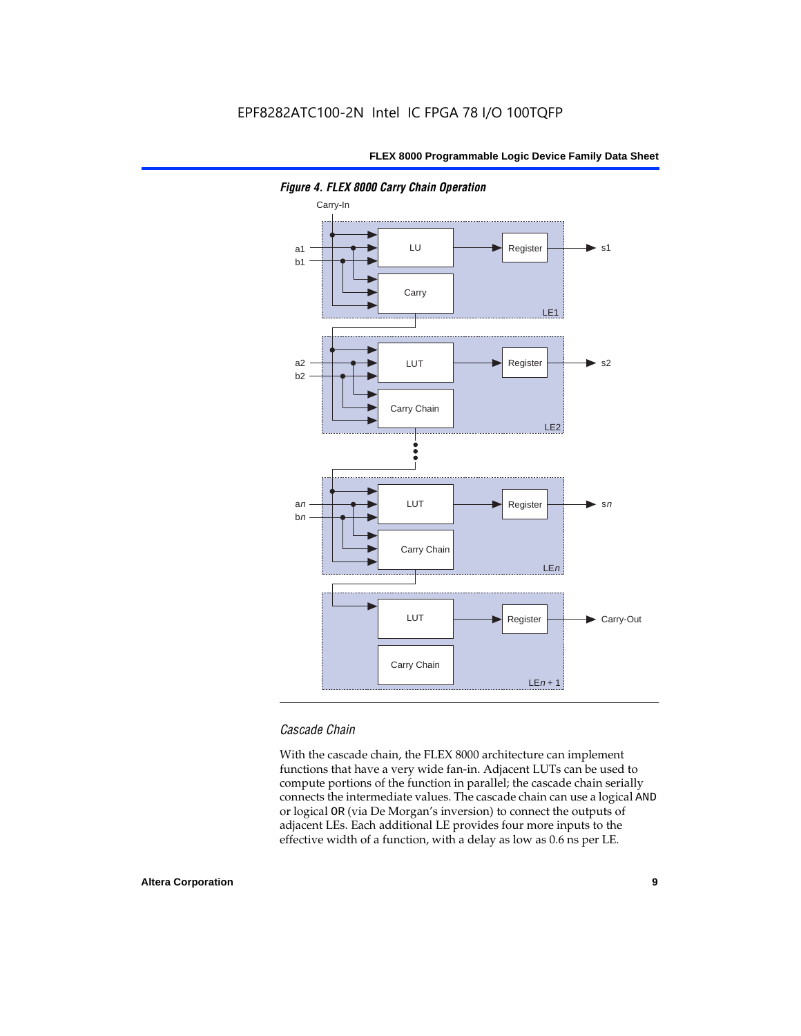*Figure 4. FLEX 8000 Carry Chain Operation*

*Cascade Chain*

With the cascade chain, the FLEX 8000 architecture can implement functions that have a very wide fan-in. Adjacent LUTs can be used to compute portions of the function in parallel; the cascade chain serially connects the intermediate values. The cascade chain can use a logical `AND` or logical `OR` (via De Morgan's inversion) to connect the outputs of adjacent LEs. Each additional LE provides four more inputs to the effective width of a function, with a delay as low as 0.6 ns per LE.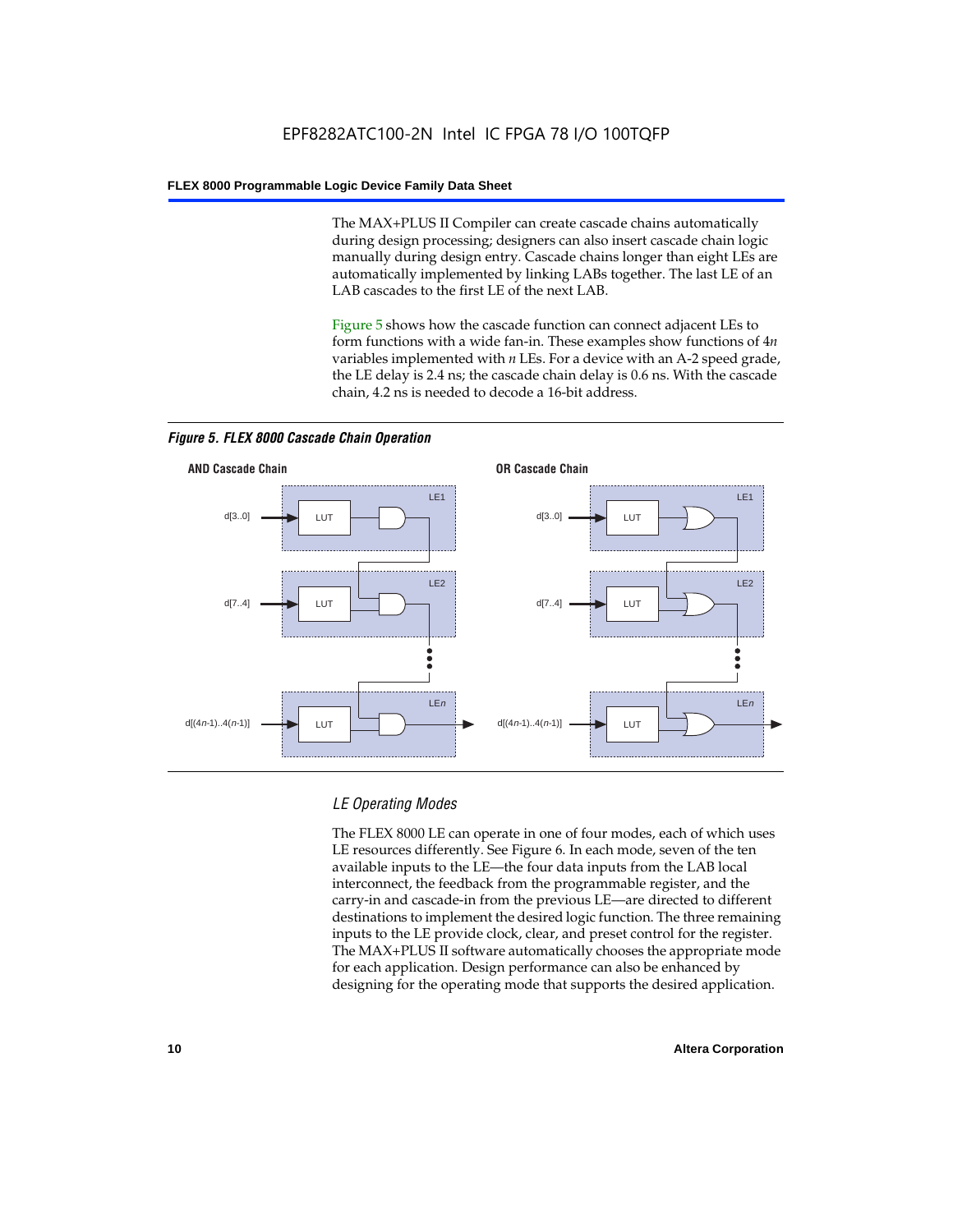The MAX+PLUS II Compiler can create cascade chains automatically during design processing; designers can also insert cascade chain logic manually during design entry. Cascade chains longer than eight LEs are automatically implemented by linking LABs together. The last LE of an LAB cascades to the first LE of the next LAB.

Figure 5 shows how the cascade function can connect adjacent LEs to form functions with a wide fan-in. These examples show functions of 4*n* variables implemented with *n* LEs. For a device with an A-2 speed grade, the LE delay is 2.4 ns; the cascade chain delay is 0.6 ns. With the cascade chain, 4.2 ns is needed to decode a 16-bit address.

*Figure 5. FLEX 8000 Cascade Chain Operation*

### *LE Operating Modes*

The FLEX 8000 LE can operate in one of four modes, each of which uses LE resources differently. See Figure 6. In each mode, seven of the ten available inputs to the LE—the four data inputs from the LAB local interconnect, the feedback from the programmable register, and the carry-in and cascade-in from the previous LE—are directed to different destinations to implement the desired logic function. The three remaining inputs to the LE provide clock, clear, and preset control for the register. The MAX+PLUS II software automatically chooses the appropriate mode for each application. Design performance can also be enhanced by designing for the operating mode that supports the desired application.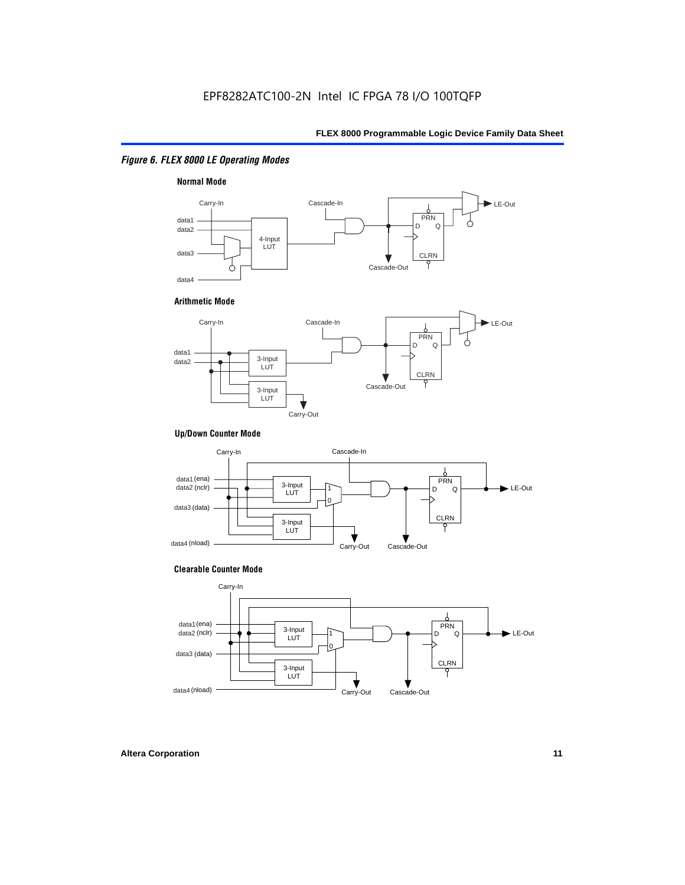*Figure 6. FLEX 8000 LE Operating Modes*

**Normal Mode**

Carry-In, Cascade-In, LE-Out, data1, data2, data3, data4, 4-Input LUT, PRN, D, Q, CLRN, Cascade-Out

**Arithmetic Mode**

Carry-In, Cascade-In, LE-Out, data1, data2, 3-Input LUT, 3-Input LUT, PRN, D, Q, CLRN, Cascade-Out, Carry-Out

**Up/Down Counter Mode**

Carry-In, Cascade-In, data1 (ena), data2 (nclr), data3 (data), data4 (nload), 3-Input LUT, 3-Input LUT, 1, 0, PRN, D, Q, CLRN, LE-Out, Carry-Out, Cascade-Out

**Clearable Counter Mode**

Carry-In, data1 (ena), data2 (nclr), data3 (data), data4 (nload), 3-Input LUT, 3-Input LUT, 1, 0, PRN, D, Q, CLRN, LE-Out, Carry-Out, Cascade-Out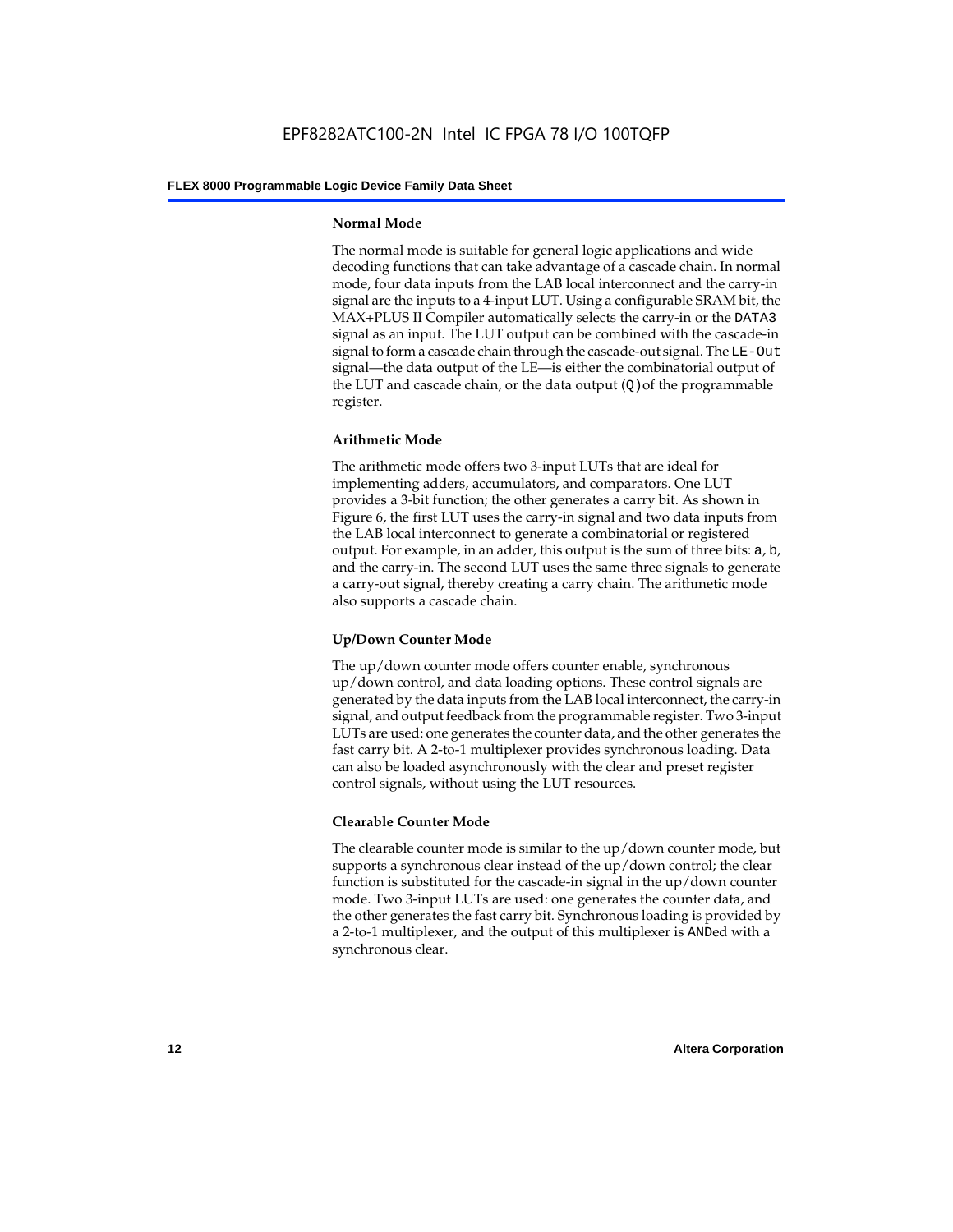### Normal Mode

The normal mode is suitable for general logic applications and wide decoding functions that can take advantage of a cascade chain. In normal mode, four data inputs from the LAB local interconnect and the carry-in signal are the inputs to a 4-input LUT. Using a configurable SRAM bit, the MAX+PLUS II Compiler automatically selects the carry-in or the `DATA3` signal as an input. The LUT output can be combined with the cascade-in signal to form a cascade chain through the cascade-out signal. The `LE-Out` signal—the data output of the LE—is either the combinatorial output of the LUT and cascade chain, or the data output (`Q`) of the programmable register.

### Arithmetic Mode

The arithmetic mode offers two 3-input LUTs that are ideal for implementing adders, accumulators, and comparators. One LUT provides a 3-bit function; the other generates a carry bit. As shown in Figure 6, the first LUT uses the carry-in signal and two data inputs from the LAB local interconnect to generate a combinatorial or registered output. For example, in an adder, this output is the sum of three bits: `a`, `b`, and the carry-in. The second LUT uses the same three signals to generate a carry-out signal, thereby creating a carry chain. The arithmetic mode also supports a cascade chain.

### Up/Down Counter Mode

The up/down counter mode offers counter enable, synchronous up/down control, and data loading options. These control signals are generated by the data inputs from the LAB local interconnect, the carry-in signal, and output feedback from the programmable register. Two 3-input LUTs are used: one generates the counter data, and the other generates the fast carry bit. A 2-to-1 multiplexer provides synchronous loading. Data can also be loaded asynchronously with the clear and preset register control signals, without using the LUT resources.

### Clearable Counter Mode

The clearable counter mode is similar to the up/down counter mode, but supports a synchronous clear instead of the up/down control; the clear function is substituted for the cascade-in signal in the up/down counter mode. Two 3-input LUTs are used: one generates the counter data, and the other generates the fast carry bit. Synchronous loading is provided by a 2-to-1 multiplexer, and the output of this multiplexer is `AND`ed with a synchronous clear.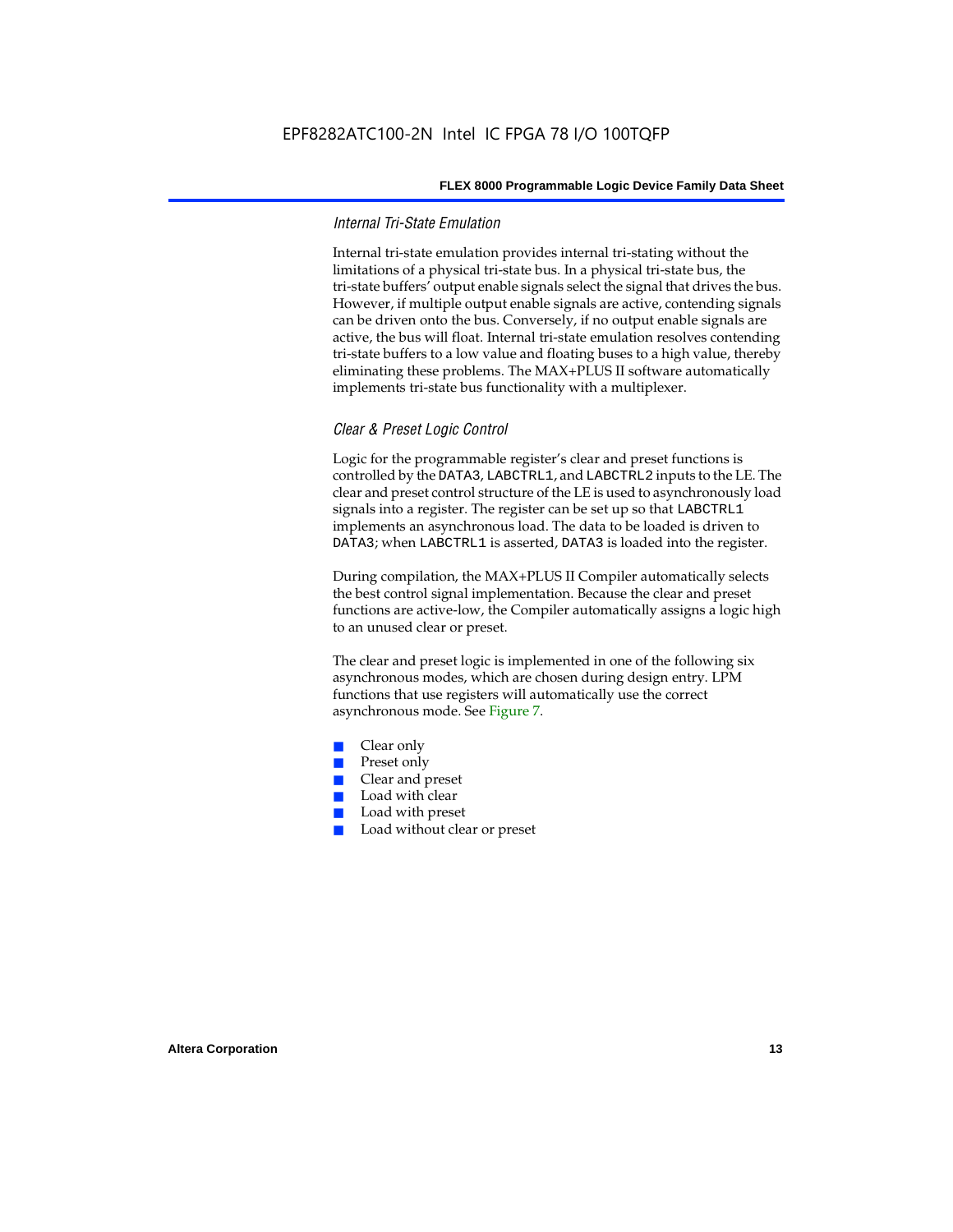### Internal Tri-State Emulation

Internal tri-state emulation provides internal tri-stating without the limitations of a physical tri-state bus. In a physical tri-state bus, the tri-state buffers' output enable signals select the signal that drives the bus. However, if multiple output enable signals are active, contending signals can be driven onto the bus. Conversely, if no output enable signals are active, the bus will float. Internal tri-state emulation resolves contending tri-state buffers to a low value and floating buses to a high value, thereby eliminating these problems. The MAX+PLUS II software automatically implements tri-state bus functionality with a multiplexer.

### Clear & Preset Logic Control

Logic for the programmable register's clear and preset functions is controlled by the `DATA3`, `LABCTRL1`, and `LABCTRL2` inputs to the LE. The clear and preset control structure of the LE is used to asynchronously load signals into a register. The register can be set up so that `LABCTRL1` implements an asynchronous load. The data to be loaded is driven to `DATA3`; when `LABCTRL1` is asserted, `DATA3` is loaded into the register.

During compilation, the MAX+PLUS II Compiler automatically selects the best control signal implementation. Because the clear and preset functions are active-low, the Compiler automatically assigns a logic high to an unused clear or preset.

The clear and preset logic is implemented in one of the following six asynchronous modes, which are chosen during design entry. LPM functions that use registers will automatically use the correct asynchronous mode. See Figure 7.

- Clear only
- Preset only
- Clear and preset
- Load with clear
- Load with preset
- Load without clear or preset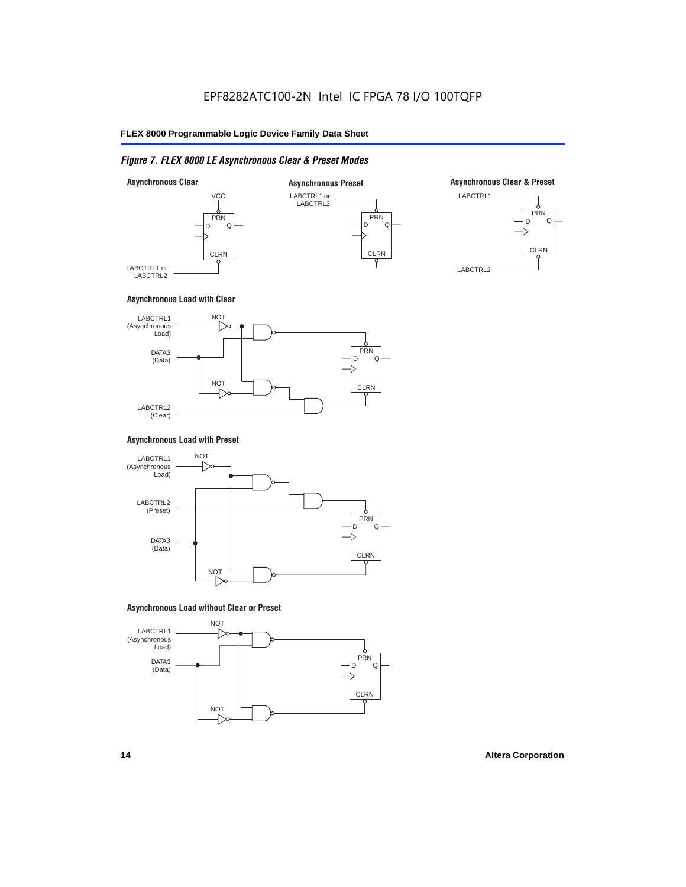# EPF8282ATC100-2N Intel IC FPGA 78 I/O 100TQFP

*Figure 7. FLEX 8000 LE Asynchronous Clear & Preset Modes*

**Asynchronous Clear**

VCC

PRN D Q CLRN

LABCTRL1 or LABCTRL2

**Asynchronous Preset**

LABCTRL1 or LABCTRL2

PRN D Q CLRN

**Asynchronous Clear & Preset**

LABCTRL1

PRN D Q CLRN

LABCTRL2

**Asynchronous Load with Clear**

LABCTRL1 (Asynchronous Load)

NOT

DATA3 (Data)

NOT

LABCTRL2 (Clear)

PRN D Q CLRN

**Asynchronous Load with Preset**

LABCTRL1 (Asynchronous Load)

NOT

LABCTRL2 (Preset)

DATA3 (Data)

NOT

PRN D Q CLRN

**Asynchronous Load without Clear or Preset**

LABCTRL1 (Asynchronous Load)

NOT

DATA3 (Data)

NOT

PRN D Q CLRN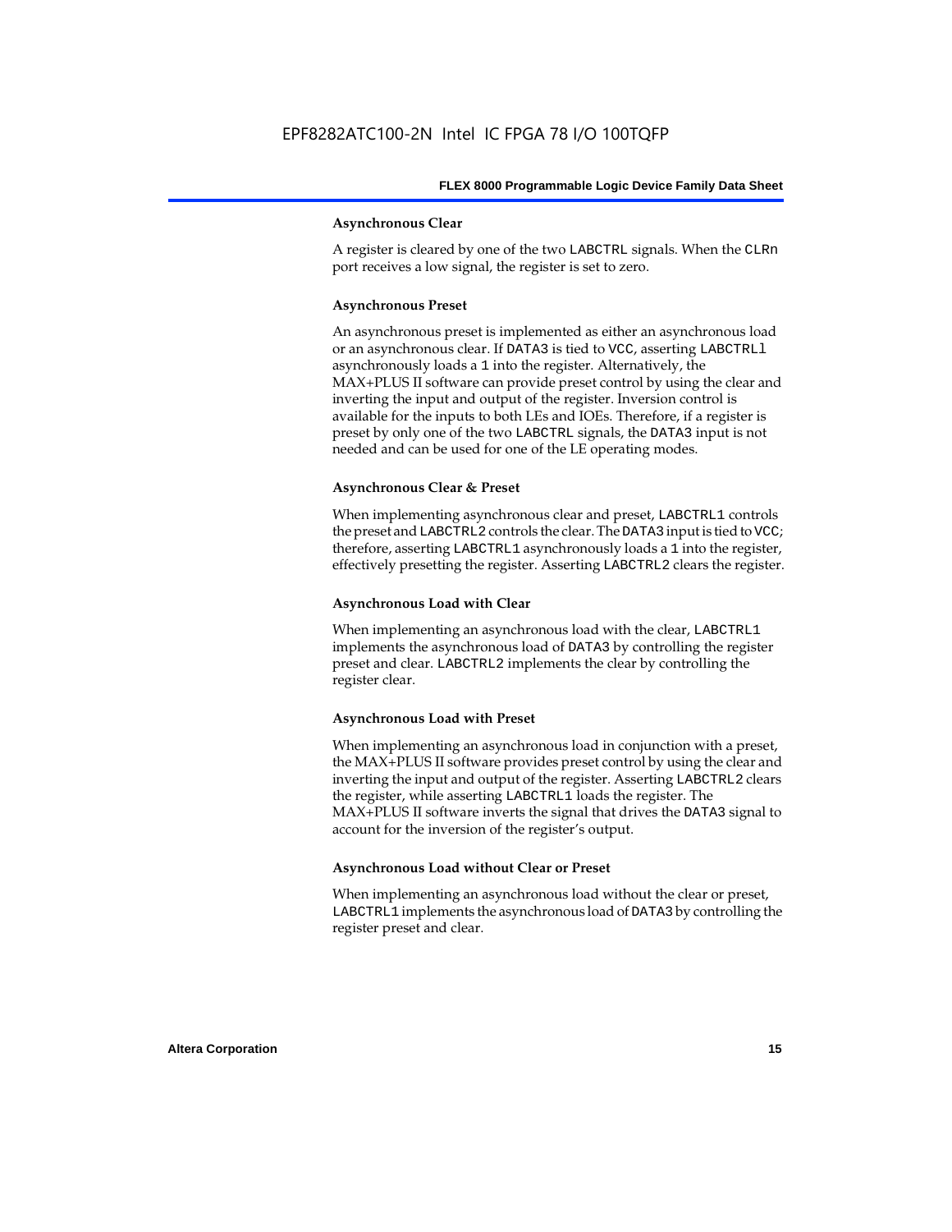#### Asynchronous Clear

A register is cleared by one of the two LABCTRL signals. When the CLRn port receives a low signal, the register is set to zero.

#### Asynchronous Preset

An asynchronous preset is implemented as either an asynchronous load or an asynchronous clear. If DATA3 is tied to VCC, asserting LABCTRLl asynchronously loads a 1 into the register. Alternatively, the MAX+PLUS II software can provide preset control by using the clear and inverting the input and output of the register. Inversion control is available for the inputs to both LEs and IOEs. Therefore, if a register is preset by only one of the two LABCTRL signals, the DATA3 input is not needed and can be used for one of the LE operating modes.

#### Asynchronous Clear & Preset

When implementing asynchronous clear and preset, LABCTRL1 controls the preset and LABCTRL2 controls the clear. The DATA3 input is tied to VCC; therefore, asserting LABCTRL1 asynchronously loads a 1 into the register, effectively presetting the register. Asserting LABCTRL2 clears the register.

#### Asynchronous Load with Clear

When implementing an asynchronous load with the clear, LABCTRL1 implements the asynchronous load of DATA3 by controlling the register preset and clear. LABCTRL2 implements the clear by controlling the register clear.

#### Asynchronous Load with Preset

When implementing an asynchronous load in conjunction with a preset, the MAX+PLUS II software provides preset control by using the clear and inverting the input and output of the register. Asserting LABCTRL2 clears the register, while asserting LABCTRL1 loads the register. The MAX+PLUS II software inverts the signal that drives the DATA3 signal to account for the inversion of the register's output.

#### Asynchronous Load without Clear or Preset

When implementing an asynchronous load without the clear or preset, LABCTRL1 implements the asynchronous load of DATA3 by controlling the register preset and clear.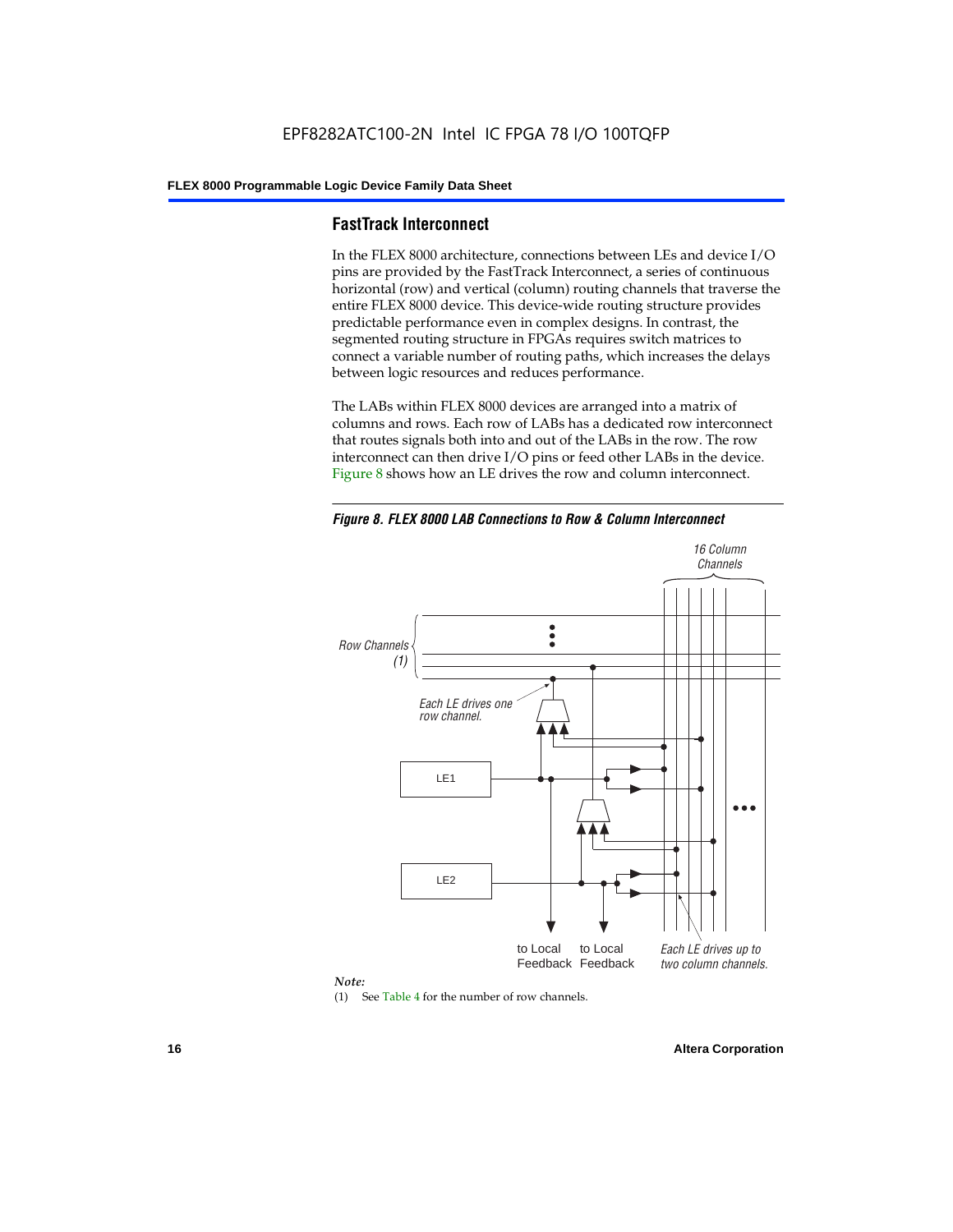## FastTrack Interconnect

In the FLEX 8000 architecture, connections between LEs and device I/O pins are provided by the FastTrack Interconnect, a series of continuous horizontal (row) and vertical (column) routing channels that traverse the entire FLEX 8000 device. This device-wide routing structure provides predictable performance even in complex designs. In contrast, the segmented routing structure in FPGAs requires switch matrices to connect a variable number of routing paths, which increases the delays between logic resources and reduces performance.

The LABs within FLEX 8000 devices are arranged into a matrix of columns and rows. Each row of LABs has a dedicated row interconnect that routes signals both into and out of the LABs in the row. The row interconnect can then drive I/O pins or feed other LABs in the device. Figure 8 shows how an LE drives the row and column interconnect.

*Figure 8. FLEX 8000 LAB Connections to Row & Column Interconnect*

*Note:*

(1) See Table 4 for the number of row channels.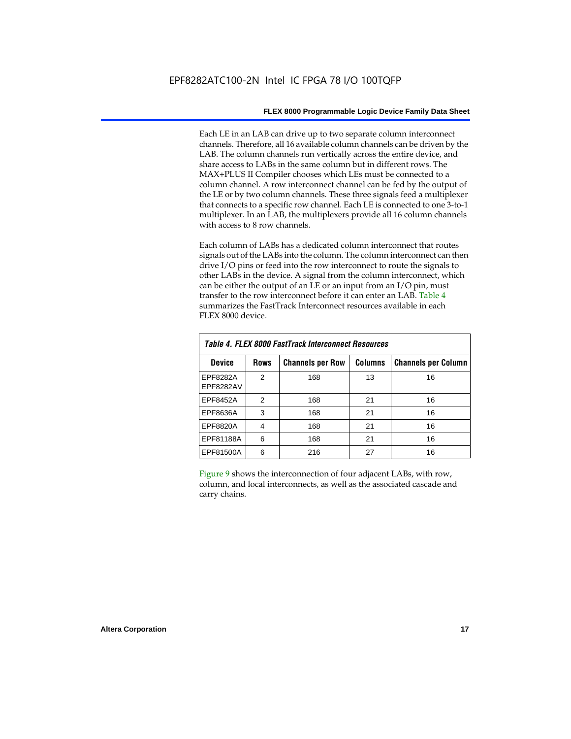Each LE in an LAB can drive up to two separate column interconnect channels. Therefore, all 16 available column channels can be driven by the LAB. The column channels run vertically across the entire device, and share access to LABs in the same column but in different rows. The MAX+PLUS II Compiler chooses which LEs must be connected to a column channel. A row interconnect channel can be fed by the output of the LE or by two column channels. These three signals feed a multiplexer that connects to a specific row channel. Each LE is connected to one 3-to-1 multiplexer. In an LAB, the multiplexers provide all 16 column channels with access to 8 row channels.

Each column of LABs has a dedicated column interconnect that routes signals out of the LABs into the column. The column interconnect can then drive I/O pins or feed into the row interconnect to route the signals to other LABs in the device. A signal from the column interconnect, which can be either the output of an LE or an input from an I/O pin, must transfer to the row interconnect before it can enter an LAB. Table 4 summarizes the FastTrack Interconnect resources available in each FLEX 8000 device.

*Table 4. FLEX 8000 FastTrack Interconnect Resources*

| Device | Rows | Channels per Row | Columns | Channels per Column |
|---|---|---|---|---|
| EPF8282A<br>EPF8282AV | 2 | 168 | 13 | 16 |
| EPF8452A | 2 | 168 | 21 | 16 |
| EPF8636A | 3 | 168 | 21 | 16 |
| EPF8820A | 4 | 168 | 21 | 16 |
| EPF81188A | 6 | 168 | 21 | 16 |
| EPF81500A | 6 | 216 | 27 | 16 |

Figure 9 shows the interconnection of four adjacent LABs, with row, column, and local interconnects, as well as the associated cascade and carry chains.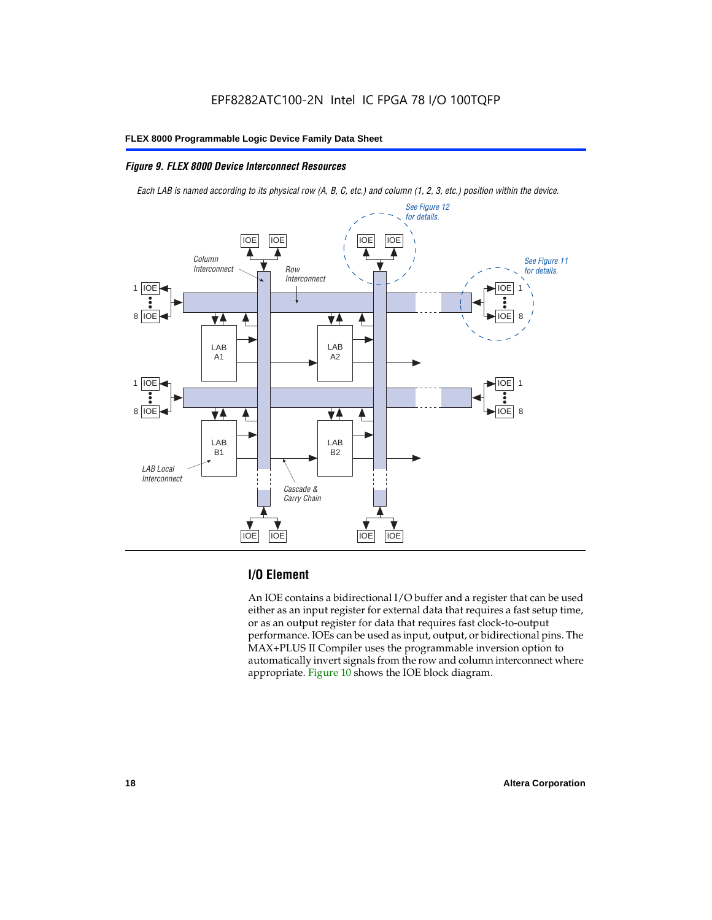*Figure 9. FLEX 8000 Device Interconnect Resources*

*Each LAB is named according to its physical row (A, B, C, etc.) and column (1, 2, 3, etc.) position within the device.*

## I/O Element

An IOE contains a bidirectional I/O buffer and a register that can be used either as an input register for external data that requires a fast setup time, or as an output register for data that requires fast clock-to-output performance. IOEs can be used as input, output, or bidirectional pins. The MAX+PLUS II Compiler uses the programmable inversion option to automatically invert signals from the row and column interconnect where appropriate. Figure 10 shows the IOE block diagram.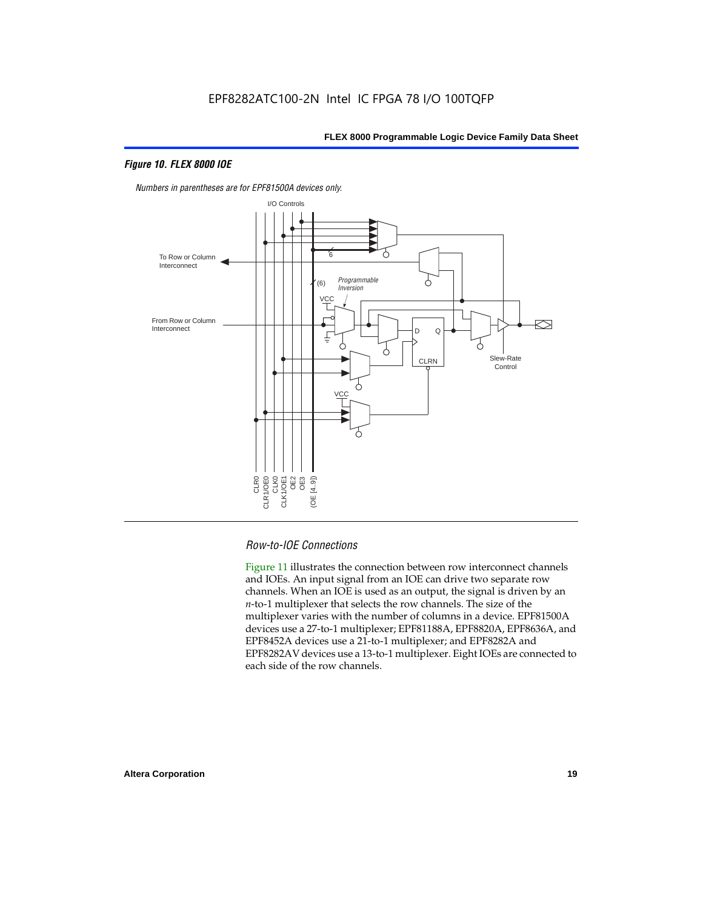## Figure 10. FLEX 8000 IOE

*Numbers in parentheses are for EPF81500A devices only.*

I/O Controls

To Row or Column Interconnect

From Row or Column Interconnect

6

(6)

*Programmable Inversion*

VCC

D Q

CLRN

Slew-Rate Control

VCC

CLR0 CLR1/OE0 CLK0 CLK1/OE1 OE2 OE3 (OE [4..9])

### *Row-to-IOE Connections*

Figure 11 illustrates the connection between row interconnect channels and IOEs. An input signal from an IOE can drive two separate row channels. When an IOE is used as an output, the signal is driven by an *n*-to-1 multiplexer that selects the row channels. The size of the multiplexer varies with the number of columns in a device. EPF81500A devices use a 27-to-1 multiplexer; EPF81188A, EPF8820A, EPF8636A, and EPF8452A devices use a 21-to-1 multiplexer; and EPF8282A and EPF8282AV devices use a 13-to-1 multiplexer. Eight IOEs are connected to each side of the row channels.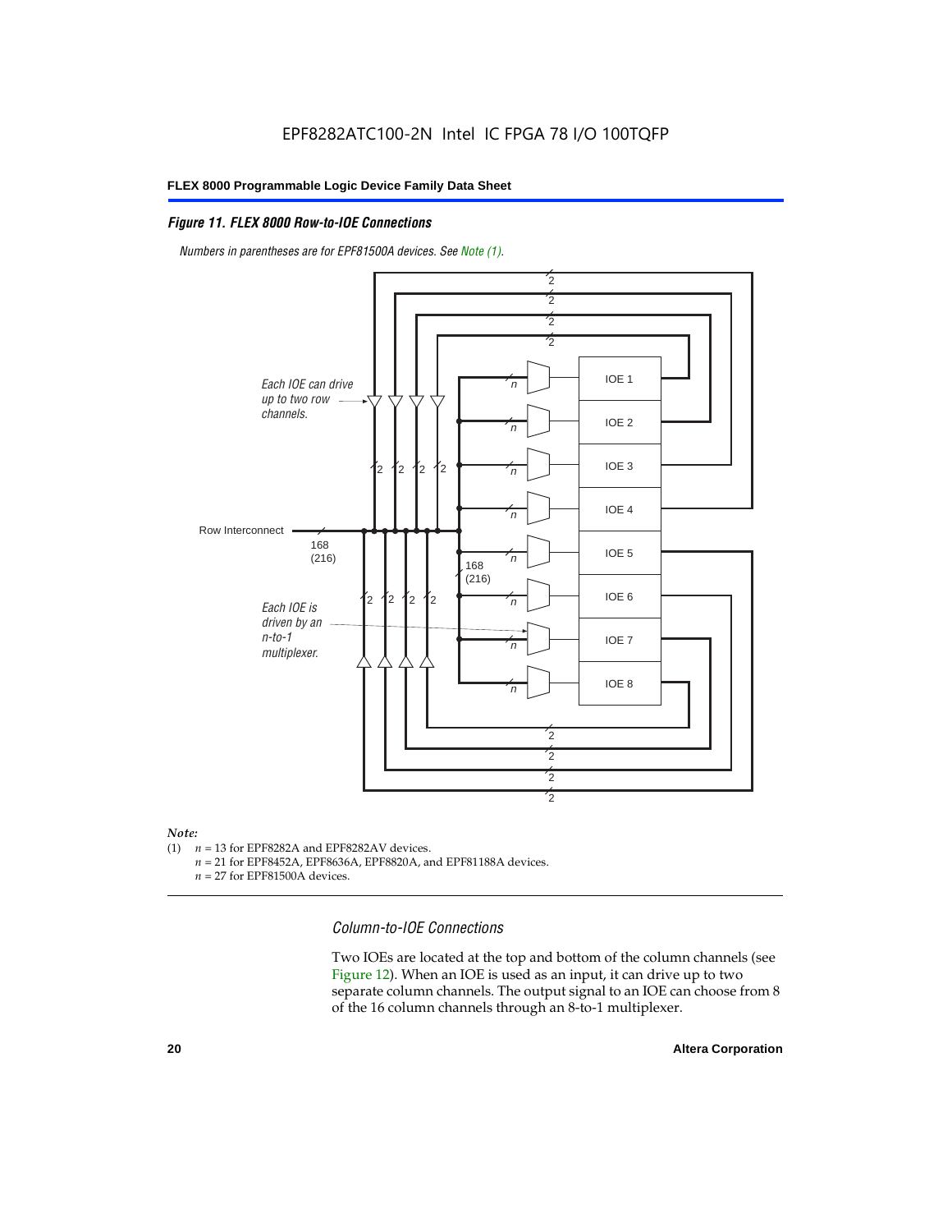### *Figure 11. FLEX 8000 Row-to-IOE Connections*

*Numbers in parentheses are for EPF81500A devices. See Note (1).*

*Note:*

(1) $n$ = 13 for EPF8282A and EPF8282AV devices.
$n$ = 21 for EPF8452A, EPF8636A, EPF8820A, and EPF81188A devices.
$n$ = 27 for EPF81500A devices.

#### *Column-to-IOE Connections*

Two IOEs are located at the top and bottom of the column channels (see Figure 12). When an IOE is used as an input, it can drive up to two separate column channels. The output signal to an IOE can choose from 8 of the 16 column channels through an 8-to-1 multiplexer.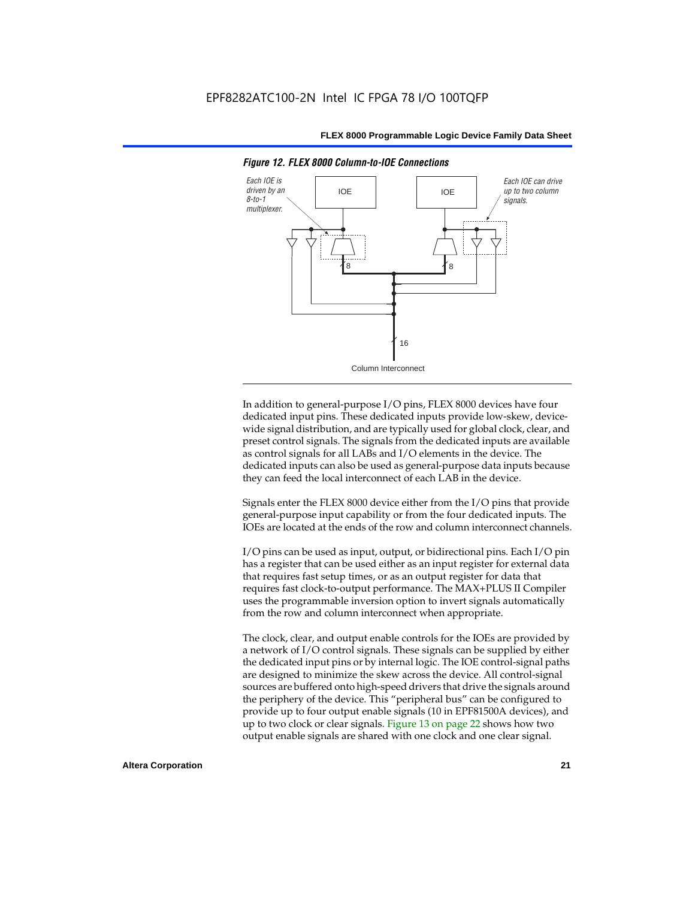*Figure 12. FLEX 8000 Column-to-IOE Connections*

*Each IOE is driven by an 8-to-1 multiplexer.*

*Each IOE can drive up to two column signals.*

IOE

IOE

8

8

16

Column Interconnect

In addition to general-purpose I/O pins, FLEX 8000 devices have four dedicated input pins. These dedicated inputs provide low-skew, device-wide signal distribution, and are typically used for global clock, clear, and preset control signals. The signals from the dedicated inputs are available as control signals for all LABs and I/O elements in the device. The dedicated inputs can also be used as general-purpose data inputs because they can feed the local interconnect of each LAB in the device.

Signals enter the FLEX 8000 device either from the I/O pins that provide general-purpose input capability or from the four dedicated inputs. The IOEs are located at the ends of the row and column interconnect channels.

I/O pins can be used as input, output, or bidirectional pins. Each I/O pin has a register that can be used either as an input register for external data that requires fast setup times, or as an output register for data that requires fast clock-to-output performance. The MAX+PLUS II Compiler uses the programmable inversion option to invert signals automatically from the row and column interconnect when appropriate.

The clock, clear, and output enable controls for the IOEs are provided by a network of I/O control signals. These signals can be supplied by either the dedicated input pins or by internal logic. The IOE control-signal paths are designed to minimize the skew across the device. All control-signal sources are buffered onto high-speed drivers that drive the signals around the periphery of the device. This "peripheral bus" can be configured to provide up to four output enable signals (10 in EPF81500A devices), and up to two clock or clear signals. Figure 13 on page 22 shows how two output enable signals are shared with one clock and one clear signal.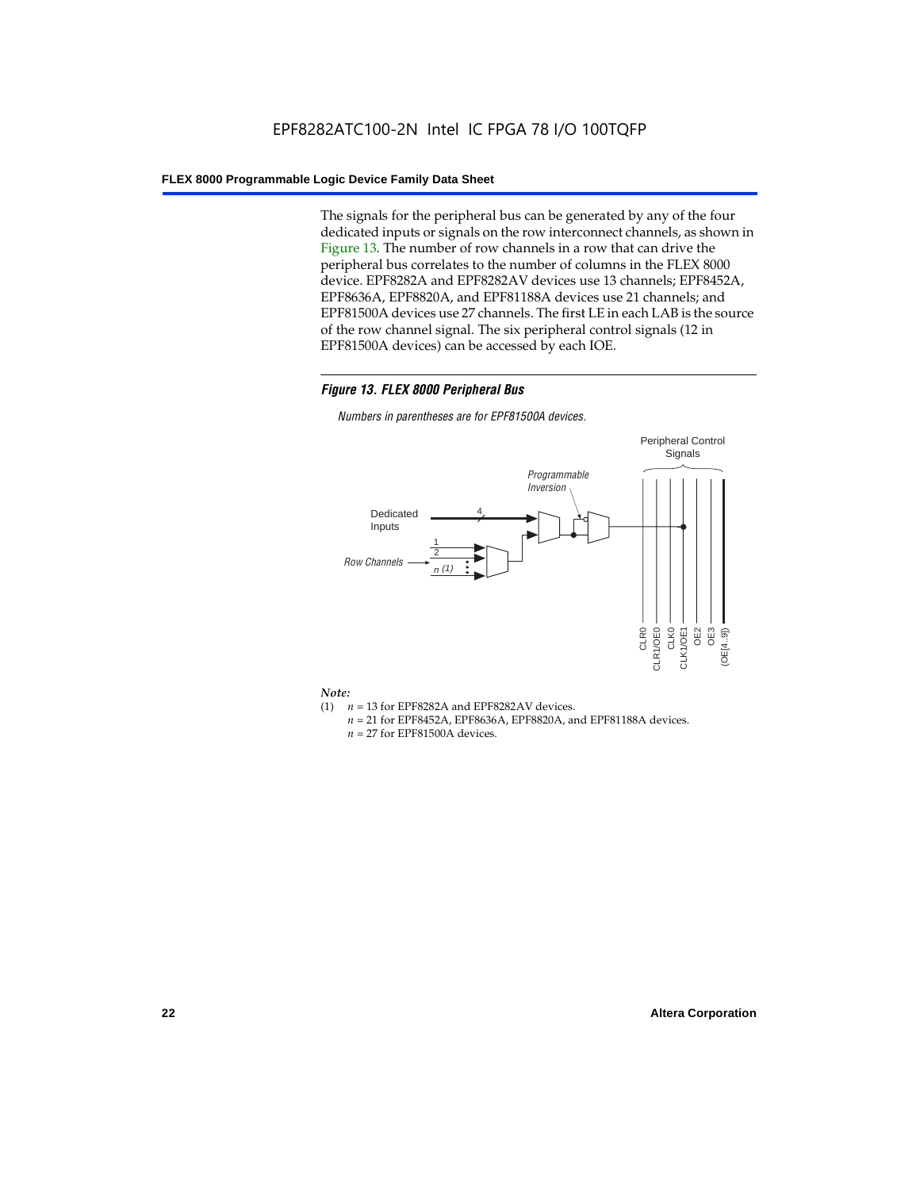The signals for the peripheral bus can be generated by any of the four dedicated inputs or signals on the row interconnect channels, as shown in Figure 13. The number of row channels in a row that can drive the peripheral bus correlates to the number of columns in the FLEX 8000 device. EPF8282A and EPF8282AV devices use 13 channels; EPF8452A, EPF8636A, EPF8820A, and EPF81188A devices use 21 channels; and EPF81500A devices use 27 channels. The first LE in each LAB is the source of the row channel signal. The six peripheral control signals (12 in EPF81500A devices) can be accessed by each IOE.

#### *Figure 13. FLEX 8000 Peripheral Bus*

*Numbers in parentheses are for EPF81500A devices.*

*Note:*

(1) $n$ = 13 for EPF8282A and EPF8282AV devices.
$n$ = 21 for EPF8452A, EPF8636A, EPF8820A, and EPF81188A devices.
$n$ = 27 for EPF81500A devices.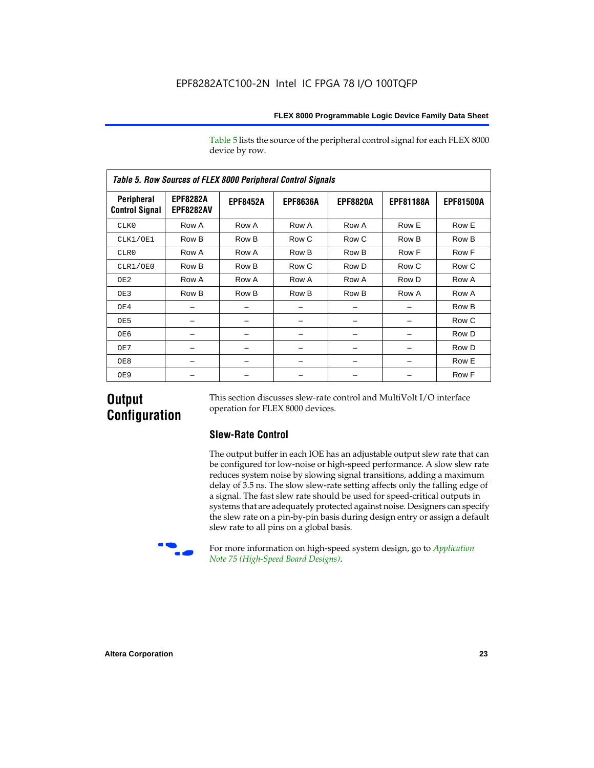Table 5 lists the source of the peripheral control signal for each FLEX 8000 device by row.

*Table 5. Row Sources of FLEX 8000 Peripheral Control Signals*

| Peripheral Control Signal | EPF8282A EPF8282AV | EPF8452A | EPF8636A | EPF8820A | EPF81188A | EPF81500A |
|---|---|---|---|---|---|---|
| CLK0 | Row A | Row A | Row A | Row A | Row E | Row E |
| CLK1/OE1 | Row B | Row B | Row C | Row C | Row B | Row B |
| CLR0 | Row A | Row A | Row B | Row B | Row F | Row F |
| CLR1/OE0 | Row B | Row B | Row C | Row D | Row C | Row C |
| OE2 | Row A | Row A | Row A | Row A | Row D | Row A |
| OE3 | Row B | Row B | Row B | Row B | Row A | Row A |
| OE4 | – | – | – | – | – | Row B |
| OE5 | – | – | – | – | – | Row C |
| OE6 | – | – | – | – | – | Row D |
| OE7 | – | – | – | – | – | Row D |
| OE8 | – | – | – | – | – | Row E |
| OE9 | – | – | – | – | – | Row F |

# Output Configuration

This section discusses slew-rate control and MultiVolt I/O interface operation for FLEX 8000 devices.

## Slew-Rate Control

The output buffer in each IOE has an adjustable output slew rate that can be configured for low-noise or high-speed performance. A slow slew rate reduces system noise by slowing signal transitions, adding a maximum delay of 3.5 ns. The slow slew-rate setting affects only the falling edge of a signal. The fast slew rate should be used for speed-critical outputs in systems that are adequately protected against noise. Designers can specify the slew rate on a pin-by-pin basis during design entry or assign a default slew rate to all pins on a global basis.

For more information on high-speed system design, go to *Application Note 75 (High-Speed Board Designs)*.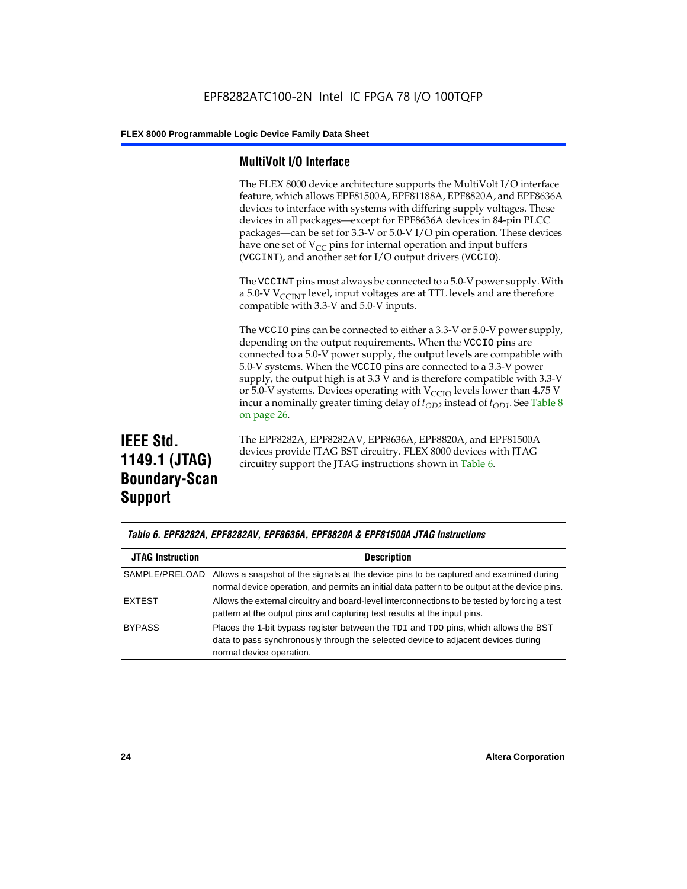### MultiVolt I/O Interface

The FLEX 8000 device architecture supports the MultiVolt I/O interface feature, which allows EPF81500A, EPF81188A, EPF8820A, and EPF8636A devices to interface with systems with differing supply voltages. These devices in all packages—except for EPF8636A devices in 84-pin PLCC packages—can be set for 3.3-V or 5.0-V I/O pin operation. These devices have one set of $V_{CC}$ pins for internal operation and input buffers (VCCINT), and another set for I/O output drivers (VCCIO).

The VCCINT pins must always be connected to a 5.0-V power supply. With a 5.0-V $V_{CCINT}$ level, input voltages are at TTL levels and are therefore compatible with 3.3-V and 5.0-V inputs.

The VCCIO pins can be connected to either a 3.3-V or 5.0-V power supply, depending on the output requirements. When the VCCIO pins are connected to a 5.0-V power supply, the output levels are compatible with 5.0-V systems. When the VCCIO pins are connected to a 3.3-V power supply, the output high is at 3.3 V and is therefore compatible with 3.3-V or 5.0-V systems. Devices operating with $V_{CCIO}$ levels lower than 4.75 V incur a nominally greater timing delay of $t_{OD2}$ instead of $t_{OD1}$. See Table 8 on page 26.

## IEEE Std. 1149.1 (JTAG) Boundary-Scan Support

The EPF8282A, EPF8282AV, EPF8636A, EPF8820A, and EPF81500A devices provide JTAG BST circuitry. FLEX 8000 devices with JTAG circuitry support the JTAG instructions shown in Table 6.

*Table 6. EPF8282A, EPF8282AV, EPF8636A, EPF8820A & EPF81500A JTAG Instructions*

| JTAG Instruction | Description |
|---|---|
| SAMPLE/PRELOAD | Allows a snapshot of the signals at the device pins to be captured and examined during normal device operation, and permits an initial data pattern to be output at the device pins. |
| EXTEST | Allows the external circuitry and board-level interconnections to be tested by forcing a test pattern at the output pins and capturing test results at the input pins. |
| BYPASS | Places the 1-bit bypass register between the TDI and TDO pins, which allows the BST data to pass synchronously through the selected device to adjacent devices during normal device operation. |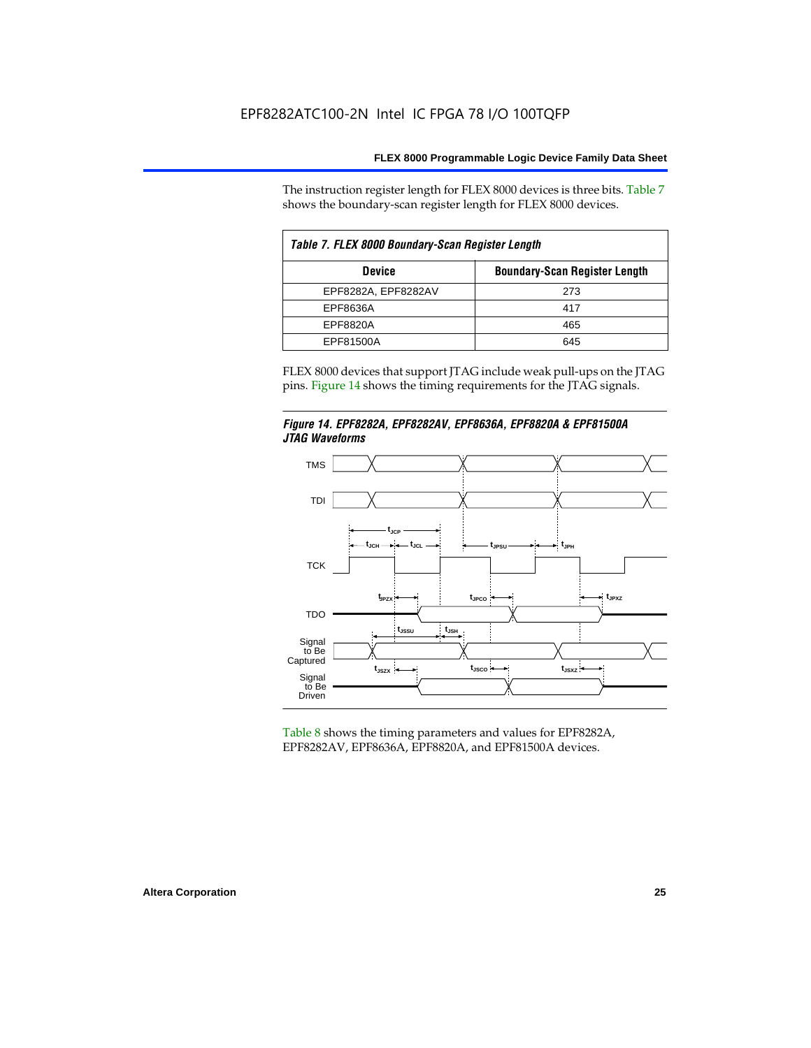The instruction register length for FLEX 8000 devices is three bits. Table 7 shows the boundary-scan register length for FLEX 8000 devices.

| *Table 7. FLEX 8000 Boundary-Scan Register Length* | |
|---|---|
| **Device** | **Boundary-Scan Register Length** |
| EPF8282A, EPF8282AV | 273 |
| EPF8636A | 417 |
| EPF8820A | 465 |
| EPF81500A | 645 |

FLEX 8000 devices that support JTAG include weak pull-ups on the JTAG pins. Figure 14 shows the timing requirements for the JTAG signals.

***Figure 14. EPF8282A, EPF8282AV, EPF8636A, EPF8820A & EPF81500A JTAG Waveforms***

Table 8 shows the timing parameters and values for EPF8282A, EPF8282AV, EPF8636A, EPF8820A, and EPF81500A devices.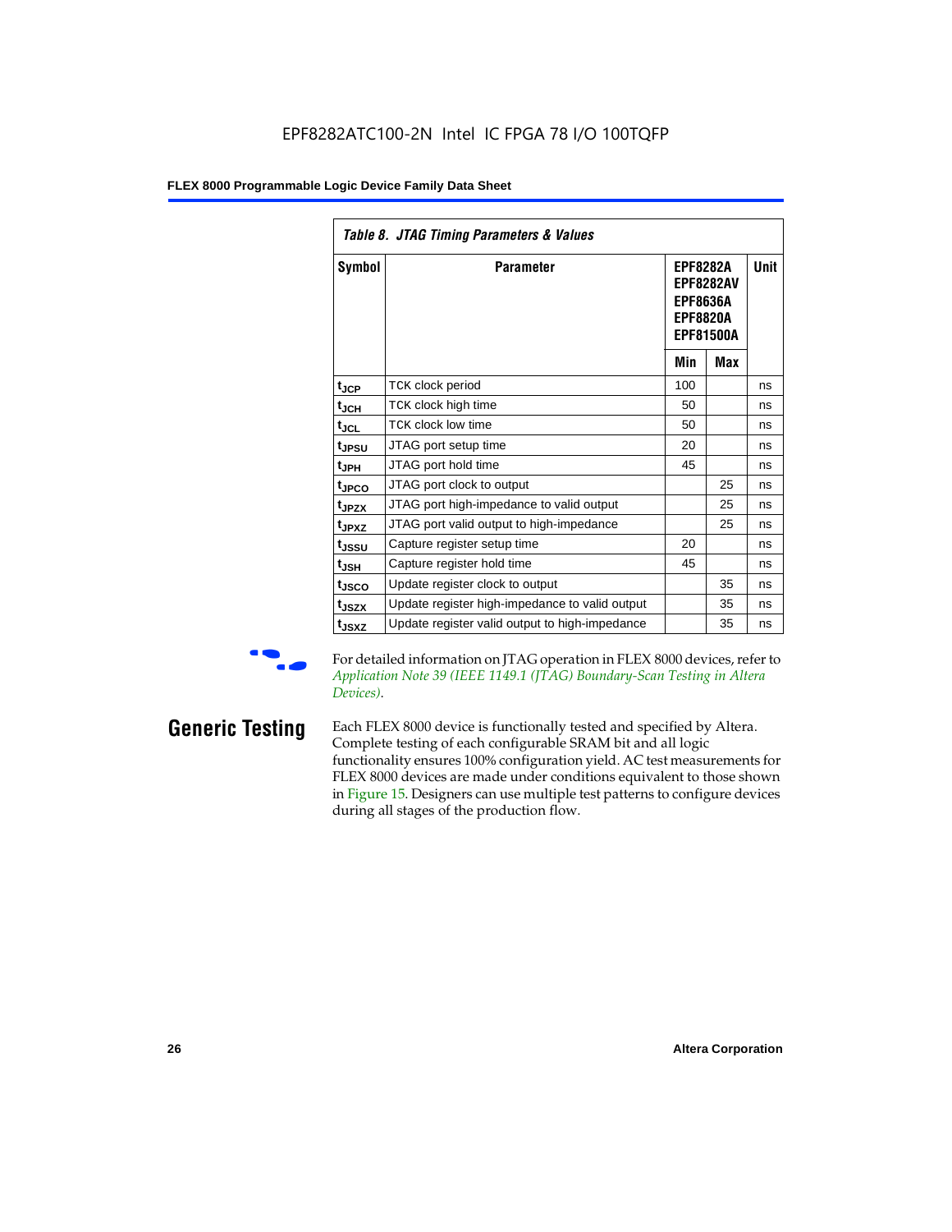Table 8. JTAG Timing Parameters & Values

| Symbol | Parameter | EPF8282A EPF8282AV EPF8636A EPF8820A EPF81500A | | Unit |
|---|---|---|---|---|
| | | Min | Max | |
| $t_{JCP}$ | TCK clock period | 100 | | ns |
| $t_{JCH}$ | TCK clock high time | 50 | | ns |
| $t_{JCL}$ | TCK clock low time | 50 | | ns |
| $t_{JPSU}$ | JTAG port setup time | 20 | | ns |
| $t_{JPH}$ | JTAG port hold time | 45 | | ns |
| $t_{JPCO}$ | JTAG port clock to output | | 25 | ns |
| $t_{JPZX}$ | JTAG port high-impedance to valid output | | 25 | ns |
| $t_{JPXZ}$ | JTAG port valid output to high-impedance | | 25 | ns |
| $t_{JSSU}$ | Capture register setup time | 20 | | ns |
| $t_{JSH}$ | Capture register hold time | 45 | | ns |
| $t_{JSCO}$ | Update register clock to output | | 35 | ns |
| $t_{JSZX}$ | Update register high-impedance to valid output | | 35 | ns |
| $t_{JSXZ}$ | Update register valid output to high-impedance | | 35 | ns |

For detailed information on JTAG operation in FLEX 8000 devices, refer to *Application Note 39 (IEEE 1149.1 (JTAG) Boundary-Scan Testing in Altera Devices)*.

## Generic Testing

Each FLEX 8000 device is functionally tested and specified by Altera. Complete testing of each configurable SRAM bit and all logic functionality ensures 100% configuration yield. AC test measurements for FLEX 8000 devices are made under conditions equivalent to those shown in Figure 15. Designers can use multiple test patterns to configure devices during all stages of the production flow.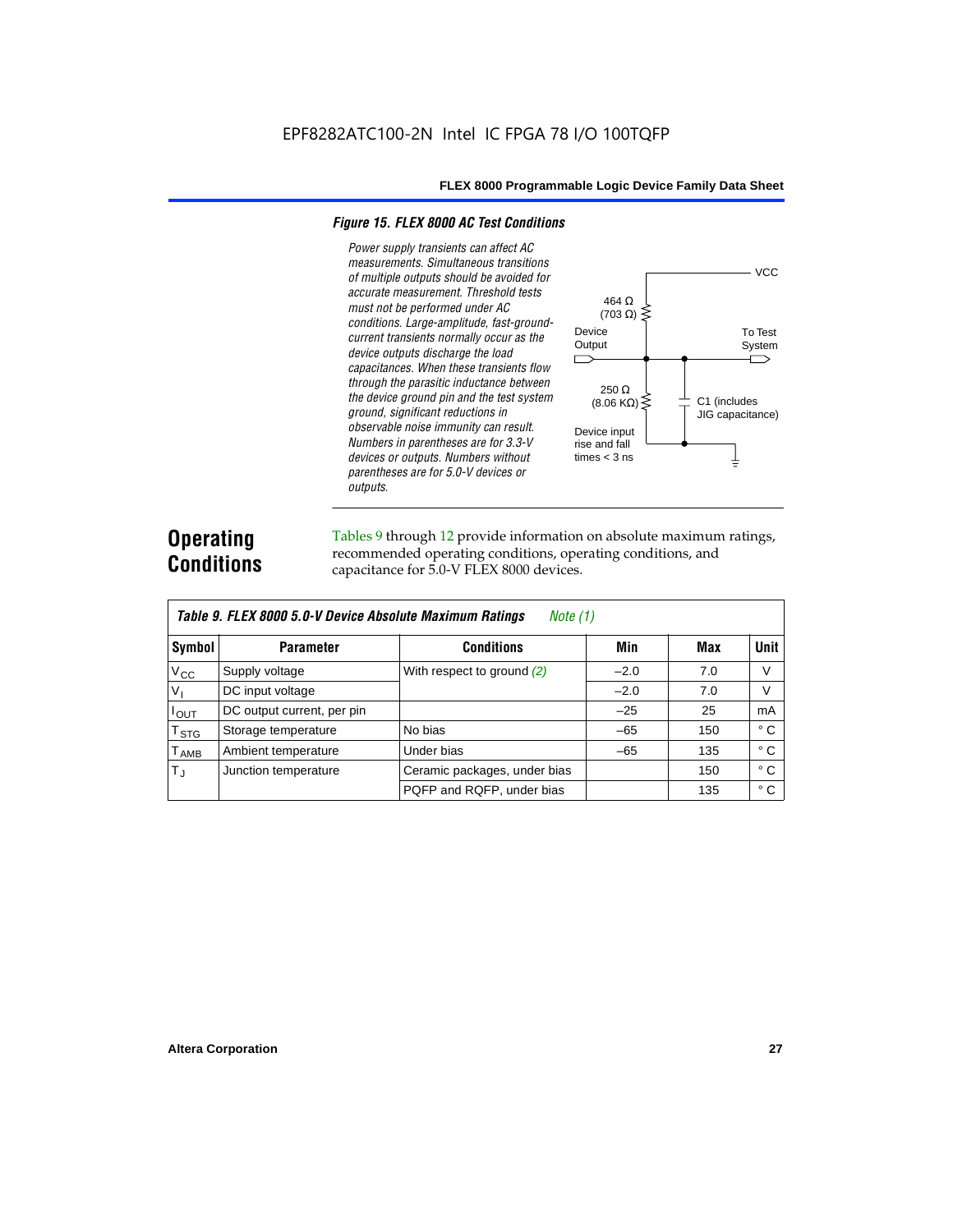EPF8282ATC100-2N Intel IC FPGA 78 I/O 100TQFP

*Figure 15. FLEX 8000 AC Test Conditions*

*Power supply transients can affect AC measurements. Simultaneous transitions of multiple outputs should be avoided for accurate measurement. Threshold tests must not be performed under AC conditions. Large-amplitude, fast-ground-current transients normally occur as the device outputs discharge the load capacitances. When these transients flow through the parasitic inductance between the device ground pin and the test system ground, significant reductions in observable noise immunity can result. Numbers in parentheses are for 3.3-V devices or outputs. Numbers without parentheses are for 5.0-V devices or outputs.*

VCC

464 Ω (703 Ω)

Device Output

To Test System

250 Ω (8.06 KΩ)

C1 (includes JIG capacitance)

Device input rise and fall times < 3 ns

## Operating Conditions

Tables 9 through 12 provide information on absolute maximum ratings, recommended operating conditions, operating conditions, and capacitance for 5.0-V FLEX 8000 devices.

*Table 9. FLEX 8000 5.0-V Device Absolute Maximum Ratings* *Note (1)*

| Symbol | Parameter | Conditions | Min | Max | Unit |
|---|---|---|---|---|---|
| $V_{CC}$ | Supply voltage | With respect to ground *(2)* | –2.0 | 7.0 | V |
| $V_I$ | DC input voltage | | –2.0 | 7.0 | V |
| $I_{OUT}$ | DC output current, per pin | | –25 | 25 | mA |
| $T_{STG}$ | Storage temperature | No bias | –65 | 150 | ° C |
| $T_{AMB}$ | Ambient temperature | Under bias | –65 | 135 | ° C |
| $T_J$ | Junction temperature | Ceramic packages, under bias | | 150 | ° C |
| | | PQFP and RQFP, under bias | | 135 | ° C |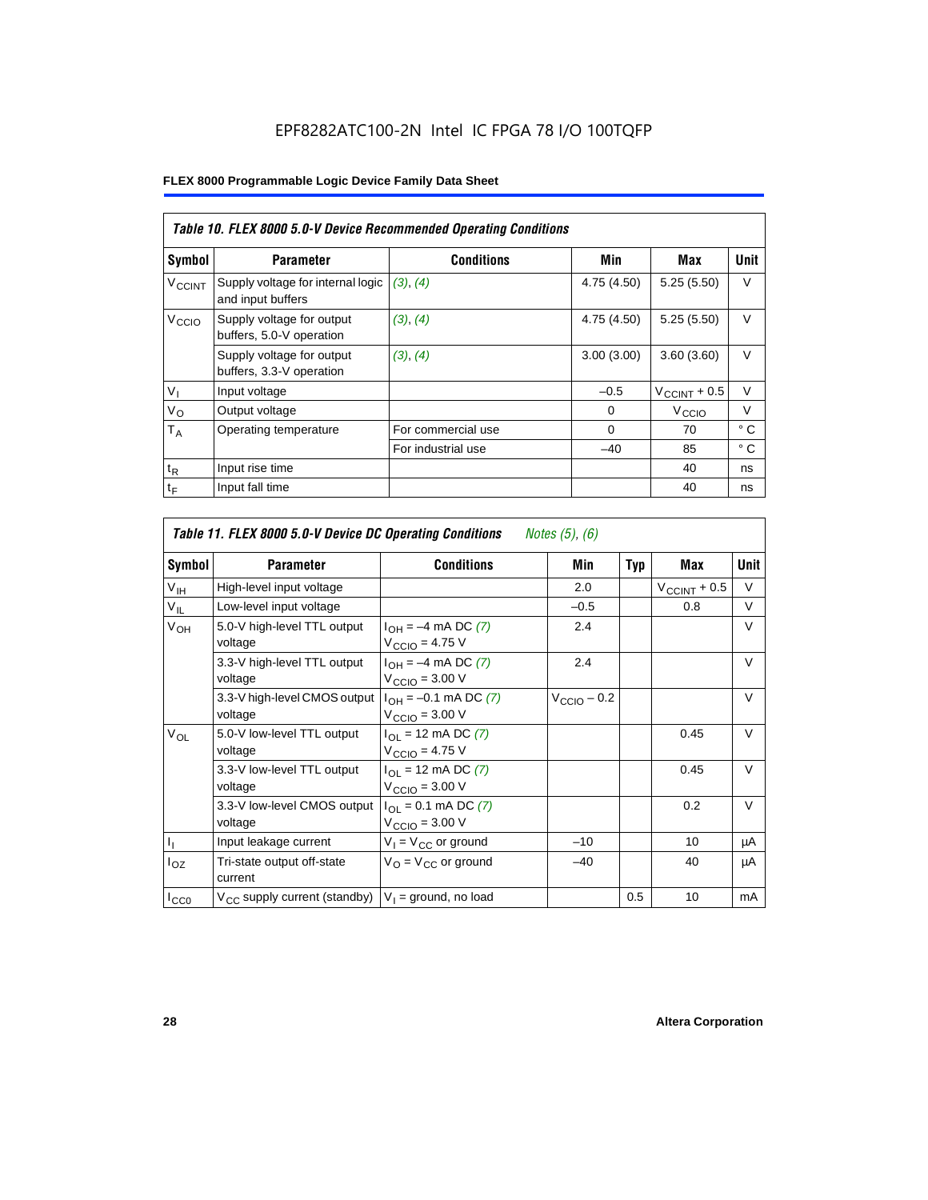EPF8282ATC100-2N Intel IC FPGA 78 I/O 100TQFP

| *Table 10. FLEX 8000 5.0-V Device Recommended Operating Conditions* | | | | | |
|---|---|---|---|---|---|
| **Symbol** | **Parameter** | **Conditions** | **Min** | **Max** | **Unit** |
| $V_{CCINT}$ | Supply voltage for internal logic and input buffers | *(3)*, *(4)* | 4.75 (4.50) | 5.25 (5.50) | V |
| $V_{CCIO}$ | Supply voltage for output buffers, 5.0-V operation | *(3)*, *(4)* | 4.75 (4.50) | 5.25 (5.50) | V |
| | Supply voltage for output buffers, 3.3-V operation | *(3)*, *(4)* | 3.00 (3.00) | 3.60 (3.60) | V |
| $V_I$ | Input voltage | | –0.5 | $V_{CCINT}$ + 0.5 | V |
| $V_O$ | Output voltage | | 0 | $V_{CCIO}$ | V |
| $T_A$ | Operating temperature | For commercial use | 0 | 70 | ° C |
| | | For industrial use | –40 | 85 | ° C |
| $t_R$ | Input rise time | | | 40 | ns |
| $t_F$ | Input fall time | | | 40 | ns |

| *Table 11. FLEX 8000 5.0-V Device DC Operating Conditions* *Notes (5), (6)* | | | | | | |
|---|---|---|---|---|---|---|
| **Symbol** | **Parameter** | **Conditions** | **Min** | **Typ** | **Max** | **Unit** |
| $V_{IH}$ | High-level input voltage | | 2.0 | | $V_{CCINT}$ + 0.5 | V |
| $V_{IL}$ | Low-level input voltage | | –0.5 | | 0.8 | V |
| $V_{OH}$ | 5.0-V high-level TTL output voltage | $I_{OH}$ = –4 mA DC *(7)* $V_{CCIO}$ = 4.75 V | 2.4 | | | V |
| | 3.3-V high-level TTL output voltage | $I_{OH}$ = –4 mA DC *(7)* $V_{CCIO}$ = 3.00 V | 2.4 | | | V |
| | 3.3-V high-level CMOS output voltage | $I_{OH}$ = –0.1 mA DC *(7)* $V_{CCIO}$ = 3.00 V | $V_{CCIO}$ – 0.2 | | | V |
| $V_{OL}$ | 5.0-V low-level TTL output voltage | $I_{OL}$ = 12 mA DC *(7)* $V_{CCIO}$ = 4.75 V | | | 0.45 | V |
| | 3.3-V low-level TTL output voltage | $I_{OL}$ = 12 mA DC *(7)* $V_{CCIO}$ = 3.00 V | | | 0.45 | V |
| | 3.3-V low-level CMOS output voltage | $I_{OL}$ = 0.1 mA DC *(7)* $V_{CCIO}$ = 3.00 V | | | 0.2 | V |
| $I_I$ | Input leakage current | $V_I$ = $V_{CC}$ or ground | –10 | | 10 | µA |
| $I_{OZ}$ | Tri-state output off-state current | $V_O$ = $V_{CC}$ or ground | –40 | | 40 | µA |
| $I_{CC0}$ | $V_{CC}$ supply current (standby) | $V_I$ = ground, no load | | 0.5 | 10 | mA |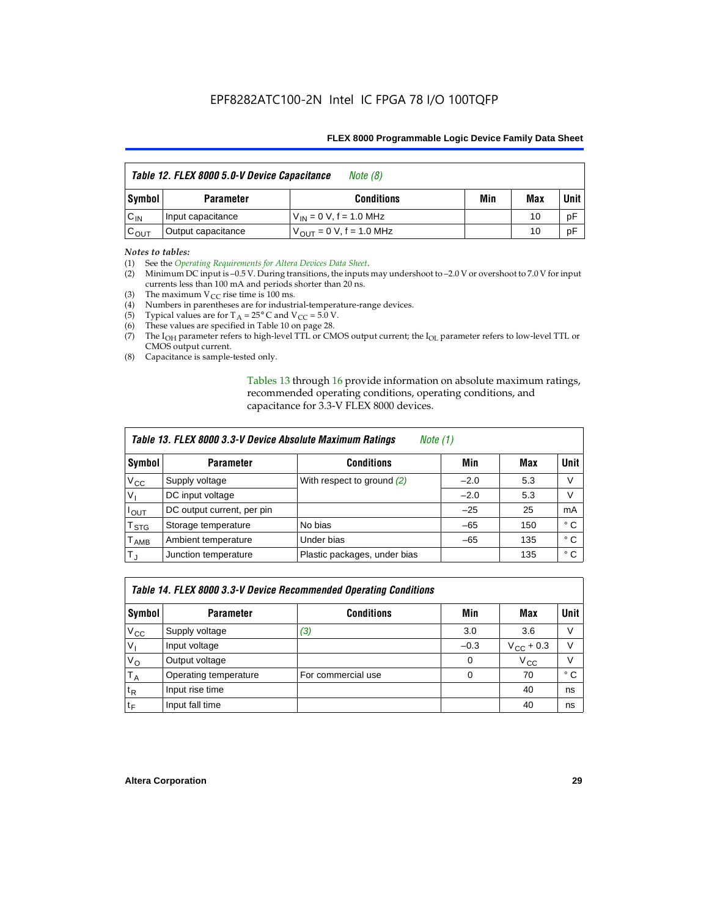| *Table 12. FLEX 8000 5.0-V Device Capacitance* *Note (8)* | | | | | |
|---|---|---|---|---|---|
| **Symbol** | **Parameter** | **Conditions** | **Min** | **Max** | **Unit** |
| $C_{IN}$ | Input capacitance | $V_{IN}$ = 0 V, f = 1.0 MHz | | 10 | pF |
| $C_{OUT}$ | Output capacitance | $V_{OUT}$ = 0 V, f = 1.0 MHz | | 10 | pF |

*Notes to tables:*

(1) See the *Operating Requirements for Altera Devices Data Sheet*.
(2) Minimum DC input is –0.5 V. During transitions, the inputs may undershoot to –2.0 V or overshoot to 7.0 V for input currents less than 100 mA and periods shorter than 20 ns.
(3) The maximum $V_{CC}$ rise time is 100 ms.
(4) Numbers in parentheses are for industrial-temperature-range devices.
(5) Typical values are for $T_A$ = 25° C and $V_{CC}$ = 5.0 V.
(6) These values are specified in Table 10 on page 28.
(7) The $I_{OH}$ parameter refers to high-level TTL or CMOS output current; the $I_{OL}$ parameter refers to low-level TTL or CMOS output current.
(8) Capacitance is sample-tested only.

Tables 13 through 16 provide information on absolute maximum ratings, recommended operating conditions, operating conditions, and capacitance for 3.3-V FLEX 8000 devices.

| *Table 13. FLEX 8000 3.3-V Device Absolute Maximum Ratings* *Note (1)* | | | | | |
|---|---|---|---|---|---|
| **Symbol** | **Parameter** | **Conditions** | **Min** | **Max** | **Unit** |
| $V_{CC}$ | Supply voltage | With respect to ground *(2)* | –2.0 | 5.3 | V |
| $V_I$ | DC input voltage | | –2.0 | 5.3 | V |
| $I_{OUT}$ | DC output current, per pin | | –25 | 25 | mA |
| $T_{STG}$ | Storage temperature | No bias | –65 | 150 | ° C |
| $T_{AMB}$ | Ambient temperature | Under bias | –65 | 135 | ° C |
| $T_J$ | Junction temperature | Plastic packages, under bias | | 135 | ° C |

| *Table 14. FLEX 8000 3.3-V Device Recommended Operating Conditions* | | | | | |
|---|---|---|---|---|---|
| **Symbol** | **Parameter** | **Conditions** | **Min** | **Max** | **Unit** |
| $V_{CC}$ | Supply voltage | *(3)* | 3.0 | 3.6 | V |
| $V_I$ | Input voltage | | –0.3 | $V_{CC}$ + 0.3 | V |
| $V_O$ | Output voltage | | 0 | $V_{CC}$ | V |
| $T_A$ | Operating temperature | For commercial use | 0 | 70 | ° C |
| $t_R$ | Input rise time | | | 40 | ns |
| $t_F$ | Input fall time | | | 40 | ns |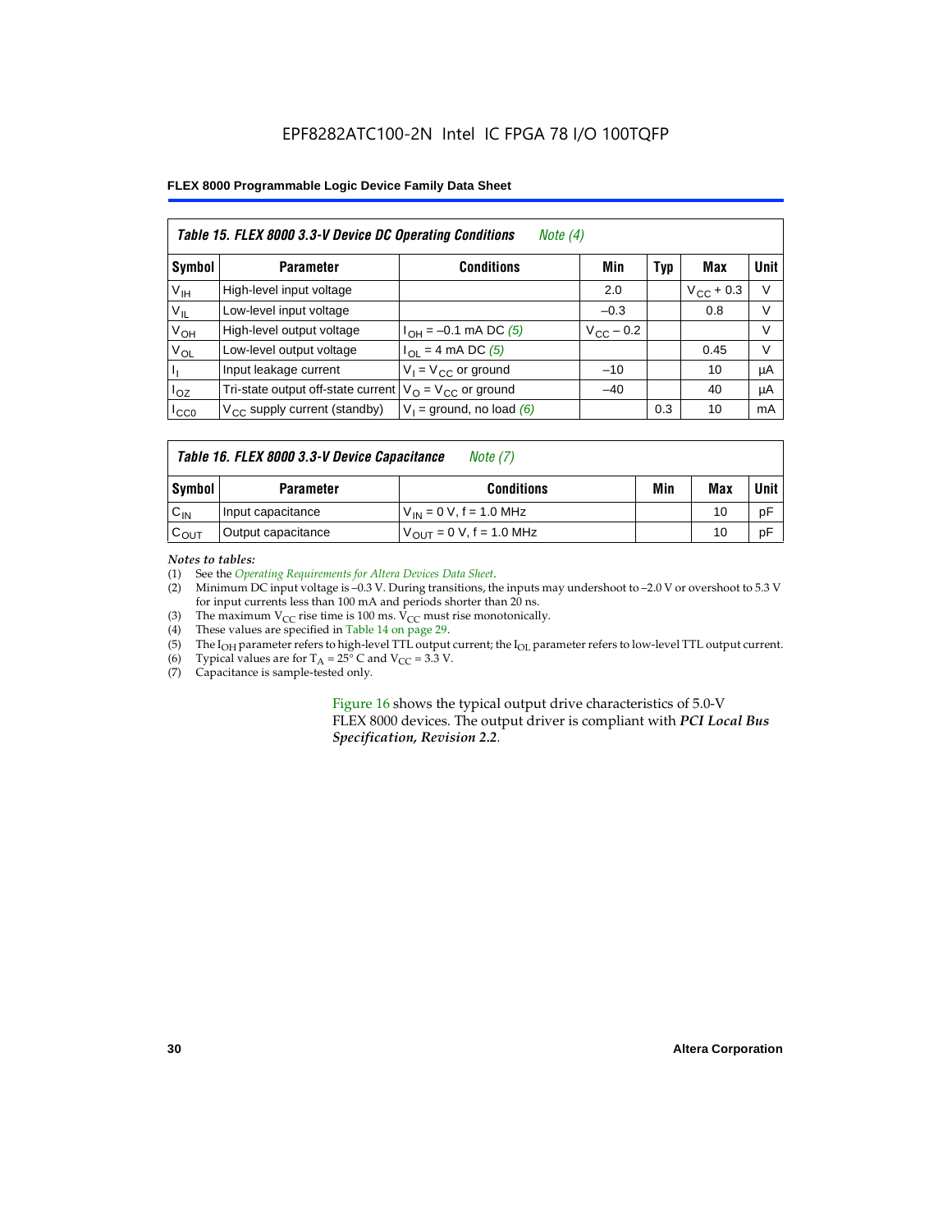EPF8282ATC100-2N Intel IC FPGA 78 I/O 100TQFP

**FLEX 8000 Programmable Logic Device Family Data Sheet**

| *Table 15. FLEX 8000 3.3-V Device DC Operating Conditions* *Note (4)* | | | | | | |
|---|---|---|---|---|---|---|
| **Symbol** | **Parameter** | **Conditions** | **Min** | **Typ** | **Max** | **Unit** |
| $V_{IH}$ | High-level input voltage | | 2.0 | | $V_{CC}$ + 0.3 | V |
| $V_{IL}$ | Low-level input voltage | | –0.3 | | 0.8 | V |
| $V_{OH}$ | High-level output voltage | $I_{OH}$ = –0.1 mA DC *(5)* | $V_{CC}$ – 0.2 | | | V |
| $V_{OL}$ | Low-level output voltage | $I_{OL}$ = 4 mA DC *(5)* | | | 0.45 | V |
| $I_I$ | Input leakage current | $V_I$ = $V_{CC}$ or ground | –10 | | 10 | μA |
| $I_{OZ}$ | Tri-state output off-state current | $V_O$ = $V_{CC}$ or ground | –40 | | 40 | μA |
| $I_{CC0}$ | $V_{CC}$ supply current (standby) | $V_I$ = ground, no load *(6)* | | 0.3 | 10 | mA |

| *Table 16. FLEX 8000 3.3-V Device Capacitance* *Note (7)* | | | | | |
|---|---|---|---|---|---|
| **Symbol** | **Parameter** | **Conditions** | **Min** | **Max** | **Unit** |
| $C_{IN}$ | Input capacitance | $V_{IN}$ = 0 V, f = 1.0 MHz | | 10 | pF |
| $C_{OUT}$ | Output capacitance | $V_{OUT}$ = 0 V, f = 1.0 MHz | | 10 | pF |

*Notes to tables:*

(1) See the *Operating Requirements for Altera Devices Data Sheet*.
(2) Minimum DC input voltage is –0.3 V. During transitions, the inputs may undershoot to –2.0 V or overshoot to 5.3 V for input currents less than 100 mA and periods shorter than 20 ns.
(3) The maximum $V_{CC}$ rise time is 100 ms. $V_{CC}$ must rise monotonically.
(4) These values are specified in Table 14 on page 29.
(5) The $I_{OH}$ parameter refers to high-level TTL output current; the $I_{OL}$ parameter refers to low-level TTL output current.
(6) Typical values are for $T_A$ = 25° C and $V_{CC}$ = 3.3 V.
(7) Capacitance is sample-tested only.

Figure 16 shows the typical output drive characteristics of 5.0-V FLEX 8000 devices. The output driver is compliant with ***PCI Local Bus Specification, Revision 2.2***.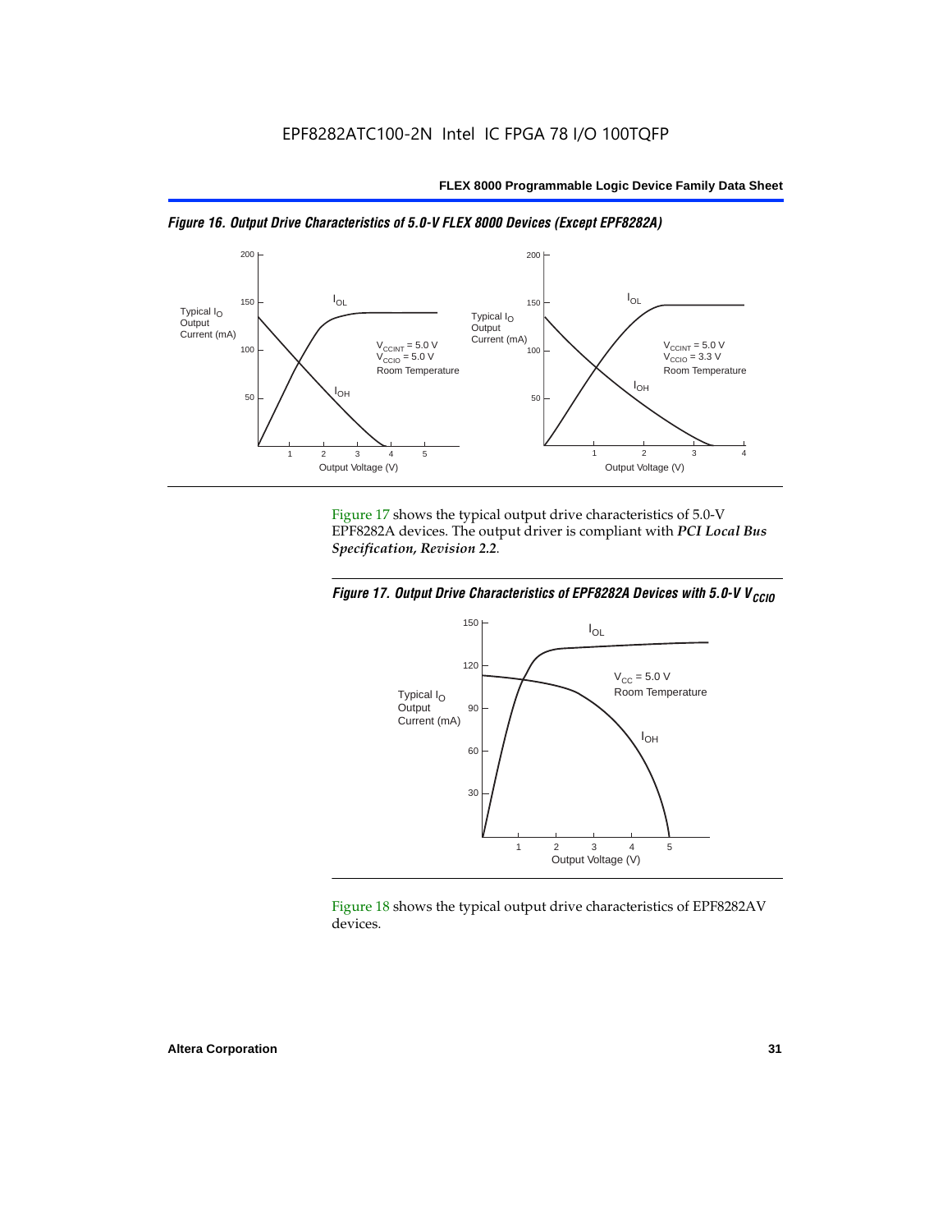*Figure 16. Output Drive Characteristics of 5.0-V FLEX 8000 Devices (Except EPF8282A)*

Figure 17 shows the typical output drive characteristics of 5.0-V EPF8282A devices. The output driver is compliant with ***PCI Local Bus Specification, Revision 2.2***.

*Figure 17. Output Drive Characteristics of EPF8282A Devices with 5.0-V $V_{CCIO}$*

Figure 18 shows the typical output drive characteristics of EPF8282AV devices.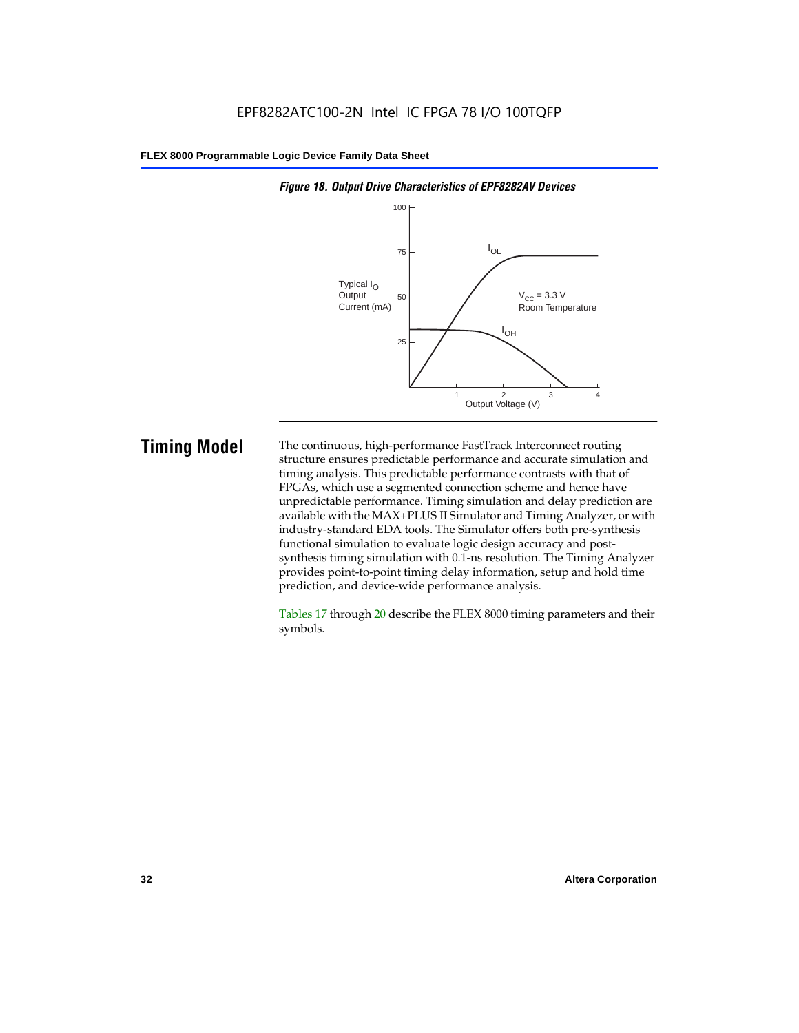*Figure 18. Output Drive Characteristics of EPF8282AV Devices*

## Timing Model

The continuous, high-performance FastTrack Interconnect routing structure ensures predictable performance and accurate simulation and timing analysis. This predictable performance contrasts with that of FPGAs, which use a segmented connection scheme and hence have unpredictable performance. Timing simulation and delay prediction are available with the MAX+PLUS II Simulator and Timing Analyzer, or with industry-standard EDA tools. The Simulator offers both pre-synthesis functional simulation to evaluate logic design accuracy and post-synthesis timing simulation with 0.1-ns resolution. The Timing Analyzer provides point-to-point timing delay information, setup and hold time prediction, and device-wide performance analysis.

Tables 17 through 20 describe the FLEX 8000 timing parameters and their symbols.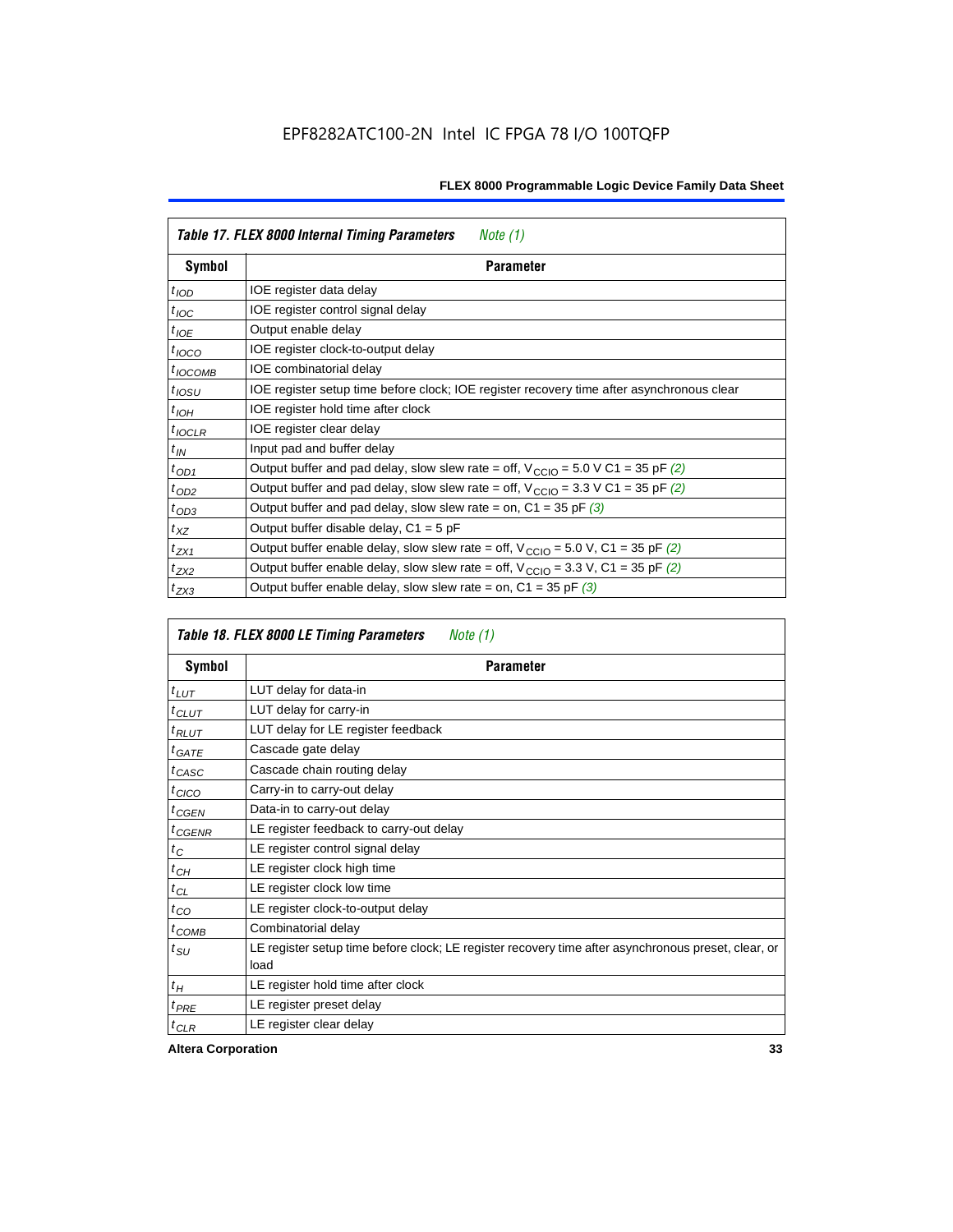| Table 17. FLEX 8000 Internal Timing Parameters *Note (1)* | |
|---|---|
| **Symbol** | **Parameter** |
| $t_{IOD}$ | IOE register data delay |
| $t_{IOC}$ | IOE register control signal delay |
| $t_{IOE}$ | Output enable delay |
| $t_{IOCO}$ | IOE register clock-to-output delay |
| $t_{IOCOMB}$ | IOE combinatorial delay |
| $t_{IOSU}$ | IOE register setup time before clock; IOE register recovery time after asynchronous clear |
| $t_{IOH}$ | IOE register hold time after clock |
| $t_{IOCLR}$ | IOE register clear delay |
| $t_{IN}$ | Input pad and buffer delay |
| $t_{OD1}$ | Output buffer and pad delay, slow slew rate = off, $V_{CCIO}$ = 5.0 V C1 = 35 pF *(2)* |
| $t_{OD2}$ | Output buffer and pad delay, slow slew rate = off, $V_{CCIO}$ = 3.3 V C1 = 35 pF *(2)* |
| $t_{OD3}$ | Output buffer and pad delay, slow slew rate = on, C1 = 35 pF *(3)* |
| $t_{XZ}$ | Output buffer disable delay, C1 = 5 pF |
| $t_{ZX1}$ | Output buffer enable delay, slow slew rate = off, $V_{CCIO}$ = 5.0 V, C1 = 35 pF *(2)* |
| $t_{ZX2}$ | Output buffer enable delay, slow slew rate = off, $V_{CCIO}$ = 3.3 V, C1 = 35 pF *(2)* |
| $t_{ZX3}$ | Output buffer enable delay, slow slew rate = on, C1 = 35 pF *(3)* |

| Table 18. FLEX 8000 LE Timing Parameters *Note (1)* | |
|---|---|
| **Symbol** | **Parameter** |
| $t_{LUT}$ | LUT delay for data-in |
| $t_{CLUT}$ | LUT delay for carry-in |
| $t_{RLUT}$ | LUT delay for LE register feedback |
| $t_{GATE}$ | Cascade gate delay |
| $t_{CASC}$ | Cascade chain routing delay |
| $t_{CICO}$ | Carry-in to carry-out delay |
| $t_{CGEN}$ | Data-in to carry-out delay |
| $t_{CGENR}$ | LE register feedback to carry-out delay |
| $t_{C}$ | LE register control signal delay |
| $t_{CH}$ | LE register clock high time |
| $t_{CL}$ | LE register clock low time |
| $t_{CO}$ | LE register clock-to-output delay |
| $t_{COMB}$ | Combinatorial delay |
| $t_{SU}$ | LE register setup time before clock; LE register recovery time after asynchronous preset, clear, or load |
| $t_{H}$ | LE register hold time after clock |
| $t_{PRE}$ | LE register preset delay |
| $t_{CLR}$ | LE register clear delay |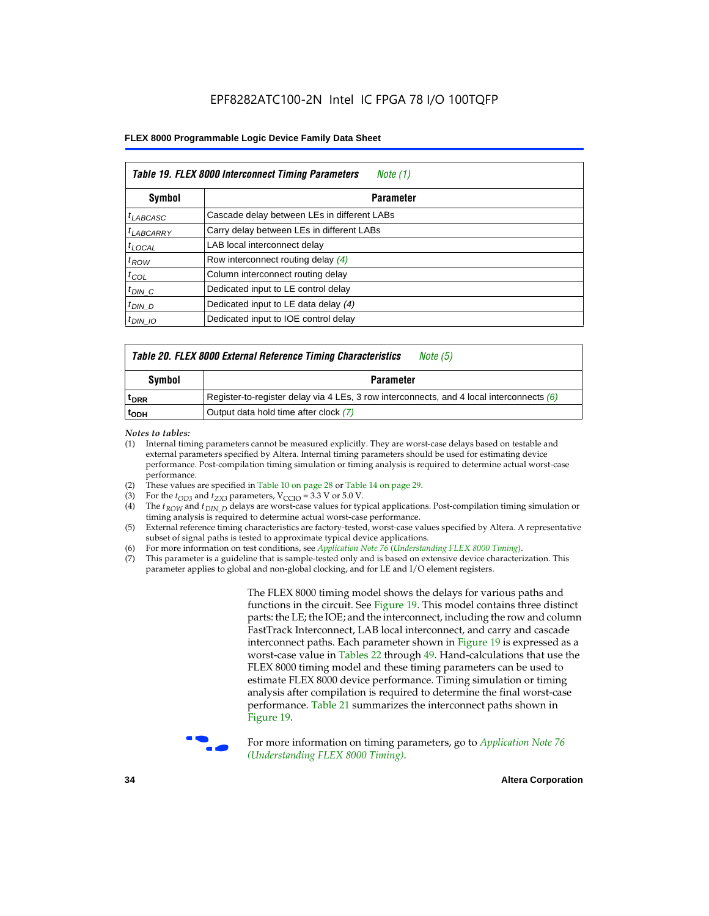**Table 19. FLEX 8000 Interconnect Timing Parameters** *Note (1)*

| Symbol | Parameter |
|---|---|
| $t_{LABCASC}$ | Cascade delay between LEs in different LABs |
| $t_{LABCARRY}$ | Carry delay between LEs in different LABs |
| $t_{LOCAL}$ | LAB local interconnect delay |
| $t_{ROW}$ | Row interconnect routing delay *(4)* |
| $t_{COL}$ | Column interconnect routing delay |
| $t_{DIN\_C}$ | Dedicated input to LE control delay |
| $t_{DIN\_D}$ | Dedicated input to LE data delay *(4)* |
| $t_{DIN\_IO}$ | Dedicated input to IOE control delay |

**Table 20. FLEX 8000 External Reference Timing Characteristics** *Note (5)*

| Symbol | Parameter |
|---|---|
| $t_{DRR}$ | Register-to-register delay via 4 LEs, 3 row interconnects, and 4 local interconnects *(6)* |
| $t_{ODH}$ | Output data hold time after clock *(7)* |

*Notes to tables:*

(1) Internal timing parameters cannot be measured explicitly. They are worst-case delays based on testable and external parameters specified by Altera. Internal timing parameters should be used for estimating device performance. Post-compilation timing simulation or timing analysis is required to determine actual worst-case performance.

(2) These values are specified in Table 10 on page 28 or Table 14 on page 29.

(3) For the $t_{OD3}$ and $t_{ZX3}$ parameters, $V_{CCIO}$ = 3.3 V or 5.0 V.

(4) The $t_{ROW}$ and $t_{DIN\_D}$ delays are worst-case values for typical applications. Post-compilation timing simulation or timing analysis is required to determine actual worst-case performance.

(5) External reference timing characteristics are factory-tested, worst-case values specified by Altera. A representative subset of signal paths is tested to approximate typical device applications.

(6) For more information on test conditions, see *Application Note 76* (*Understanding FLEX 8000 Timing*).

(7) This parameter is a guideline that is sample-tested only and is based on extensive device characterization. This parameter applies to global and non-global clocking, and for LE and I/O element registers.

The FLEX 8000 timing model shows the delays for various paths and functions in the circuit. See Figure 19. This model contains three distinct parts: the LE; the IOE; and the interconnect, including the row and column FastTrack Interconnect, LAB local interconnect, and carry and cascade interconnect paths. Each parameter shown in Figure 19 is expressed as a worst-case value in Tables 22 through 49. Hand-calculations that use the FLEX 8000 timing model and these timing parameters can be used to estimate FLEX 8000 device performance. Timing simulation or timing analysis after compilation is required to determine the final worst-case performance. Table 21 summarizes the interconnect paths shown in Figure 19.

For more information on timing parameters, go to *Application Note 76 (Understanding FLEX 8000 Timing)*.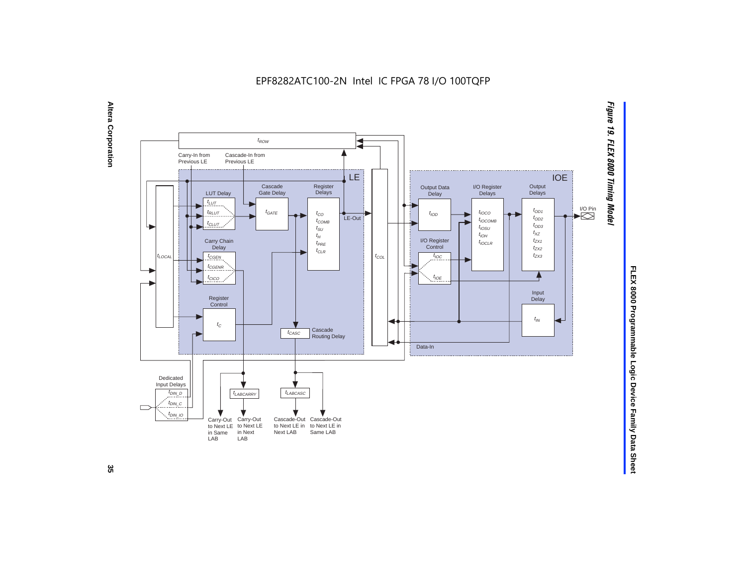EPF8282ATC100-2N Intel IC FPGA 78 I/O 100TQFP

**Figure 19. FLEX 8000 Timing Model**

$t_{ROW}$

Carry-In from Previous LE

Cascade-In from Previous LE

LE

LUT Delay: $t_{LUT}$, $t_{RLUT}$, $t_{CLUT}$

Cascade Gate Delay: $t_{GATE}$

Register Delays: $t_{CO}$, $t_{COMB}$, $t_{SU}$, $t_H$, $t_{PRE}$, $t_{CLR}$

LE-Out

$t_{LOCAL}$

Carry Chain Delay: $t_{CGEN}$, $t_{CGENR}$, $t_{CICO}$

Register Control: $t_C$

$t_{CASC}$ Cascade Routing Delay

$t_{COL}$

IOE

Output Data Delay: $t_{IOD}$

I/O Register Delays: $t_{IOCO}$, $t_{IOCOMB}$, $t_{IOSU}$, $t_{IOH}$, $t_{IOCLR}$

Output Delays: $t_{OD1}$, $t_{OD2}$, $t_{OD3}$, $t_{XZ}$, $t_{ZX1}$, $t_{ZX2}$, $t_{ZX3}$

I/O Pin

I/O Register Control: $t_{IOC}$, $t_{IOE}$

Input Delay: $t_{IN}$

Data-In

Dedicated Input Delays: $t_{DIN\_D}$, $t_{DIN\_C}$, $t_{DIN\_IO}$

$t_{LABCARRY}$

$t_{LABCASC}$

Carry-Out to Next LE in Same LAB

Carry-Out to Next LE in Next LAB

Cascade-Out to Next LE in Next LAB

Cascade-Out to Next LE in Same LAB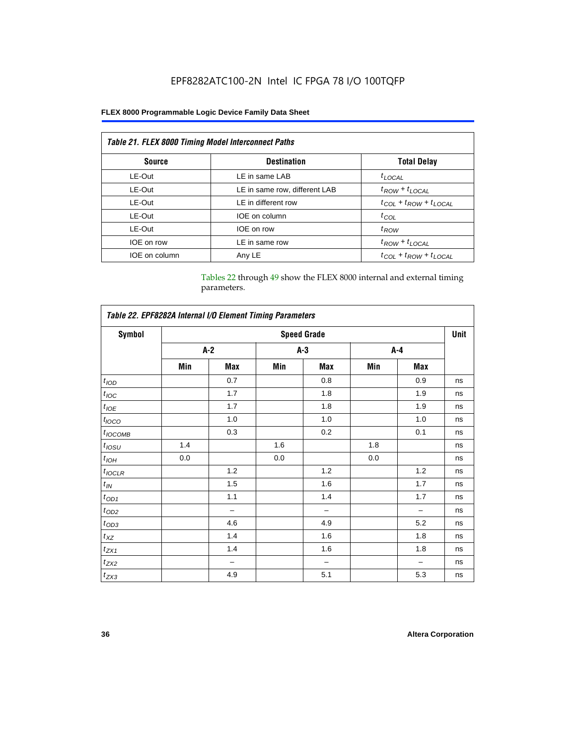| *Table 21. FLEX 8000 Timing Model Interconnect Paths* | | |
|---|---|---|
| **Source** | **Destination** | **Total Delay** |
| LE-Out | LE in same LAB | $t_{LOCAL}$ |
| LE-Out | LE in same row, different LAB | $t_{ROW} + t_{LOCAL}$ |
| LE-Out | LE in different row | $t_{COL} + t_{ROW} + t_{LOCAL}$ |
| LE-Out | IOE on column | $t_{COL}$ |
| LE-Out | IOE on row | $t_{ROW}$ |
| IOE on row | LE in same row | $t_{ROW} + t_{LOCAL}$ |
| IOE on column | Any LE | $t_{COL} + t_{ROW} + t_{LOCAL}$ |

Tables 22 through 49 show the FLEX 8000 internal and external timing parameters.

| *Table 22. EPF8282A Internal I/O Element Timing Parameters* | | | | | | | |
|---|---|---|---|---|---|---|---|
| **Symbol** | **Speed Grade** | | | | | | **Unit** |
| | **A-2** | | **A-3** | | **A-4** | | |
| | **Min** | **Max** | **Min** | **Max** | **Min** | **Max** | |
| $t_{IOD}$ | | 0.7 | | 0.8 | | 0.9 | ns |
| $t_{IOC}$ | | 1.7 | | 1.8 | | 1.9 | ns |
| $t_{IOE}$ | | 1.7 | | 1.8 | | 1.9 | ns |
| $t_{IOCO}$ | | 1.0 | | 1.0 | | 1.0 | ns |
| $t_{IOCOMB}$ | | 0.3 | | 0.2 | | 0.1 | ns |
| $t_{IOSU}$ | 1.4 | | 1.6 | | 1.8 | | ns |
| $t_{IOH}$ | 0.0 | | 0.0 | | 0.0 | | ns |
| $t_{IOCLR}$ | | 1.2 | | 1.2 | | 1.2 | ns |
| $t_{IN}$ | | 1.5 | | 1.6 | | 1.7 | ns |
| $t_{OD1}$ | | 1.1 | | 1.4 | | 1.7 | ns |
| $t_{OD2}$ | | – | | – | | – | ns |
| $t_{OD3}$ | | 4.6 | | 4.9 | | 5.2 | ns |
| $t_{XZ}$ | | 1.4 | | 1.6 | | 1.8 | ns |
| $t_{ZX1}$ | | 1.4 | | 1.6 | | 1.8 | ns |
| $t_{ZX2}$ | | – | | – | | – | ns |
| $t_{ZX3}$ | | 4.9 | | 5.1 | | 5.3 | ns |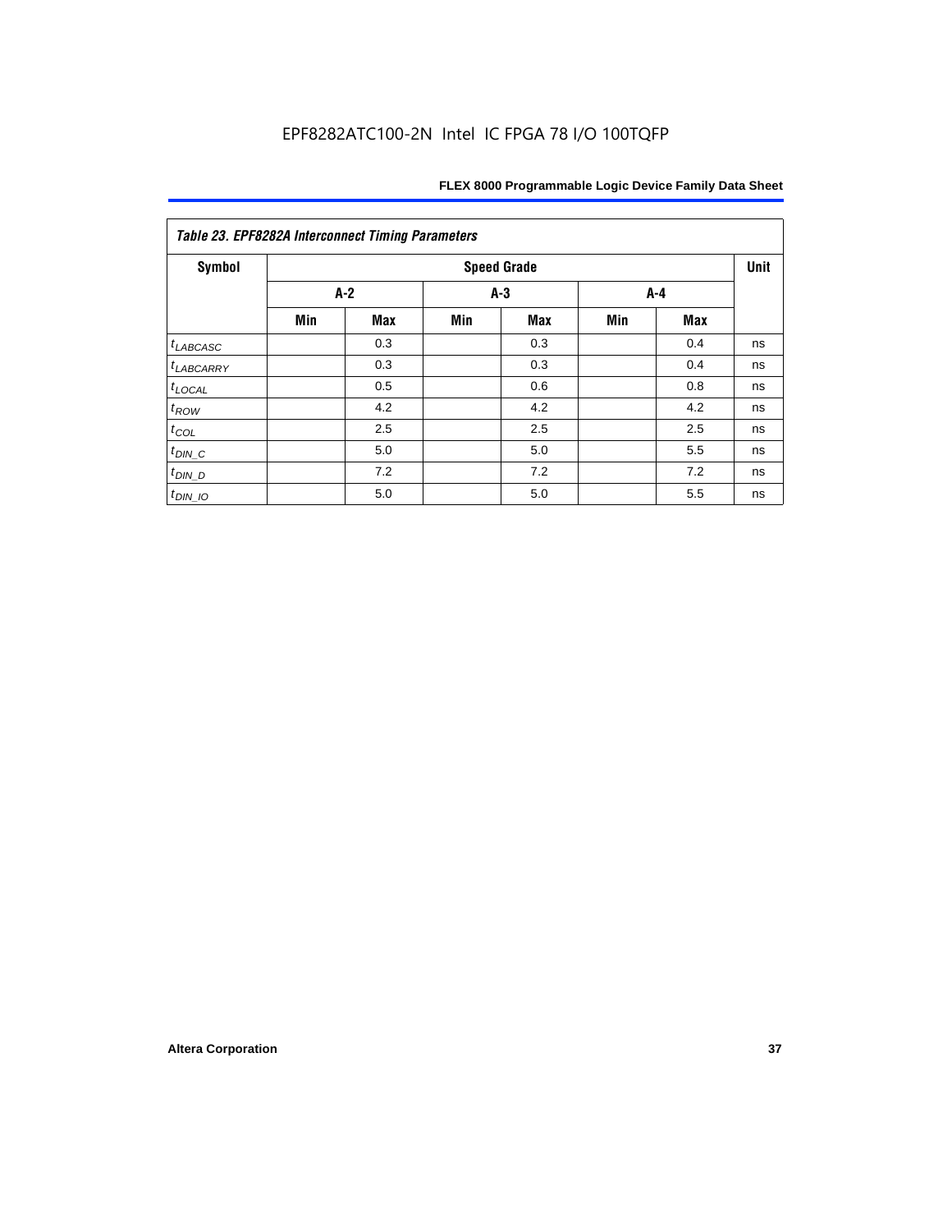EPF8282ATC100-2N Intel IC FPGA 78 I/O 100TQFP

| *Table 23. EPF8282A Interconnect Timing Parameters* | | | | | | | |
|---|---|---|---|---|---|---|---|
| **Symbol** | **Speed Grade** | | | | | | **Unit** |
| | **A-2** | | **A-3** | | **A-4** | | |
| | **Min** | **Max** | **Min** | **Max** | **Min** | **Max** | |
| $t_{LABCASC}$ | | 0.3 | | 0.3 | | 0.4 | ns |
| $t_{LABCARRY}$ | | 0.3 | | 0.3 | | 0.4 | ns |
| $t_{LOCAL}$ | | 0.5 | | 0.6 | | 0.8 | ns |
| $t_{ROW}$ | | 4.2 | | 4.2 | | 4.2 | ns |
| $t_{COL}$ | | 2.5 | | 2.5 | | 2.5 | ns |
| $t_{DIN\_C}$ | | 5.0 | | 5.0 | | 5.5 | ns |
| $t_{DIN\_D}$ | | 7.2 | | 7.2 | | 7.2 | ns |
| $t_{DIN\_IO}$ | | 5.0 | | 5.0 | | 5.5 | ns |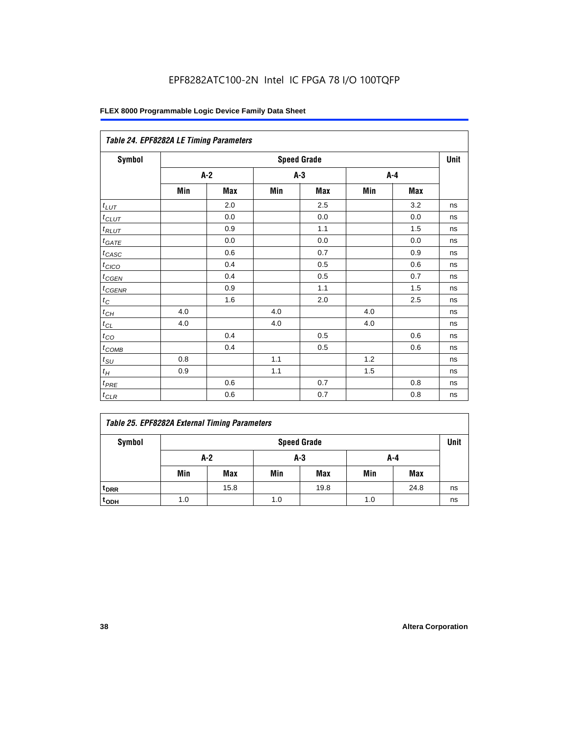EPF8282ATC100-2N Intel IC FPGA 78 I/O 100TQFP

Table 24. EPF8282A LE Timing Parameters

| Symbol | Speed Grade | | | | | | Unit |
|---|---|---|---|---|---|---|---|
| | A-2 | | A-3 | | A-4 | | |
| | Min | Max | Min | Max | Min | Max | |
| $t_{LUT}$ | | 2.0 | | 2.5 | | 3.2 | ns |
| $t_{CLUT}$ | | 0.0 | | 0.0 | | 0.0 | ns |
| $t_{RLUT}$ | | 0.9 | | 1.1 | | 1.5 | ns |
| $t_{GATE}$ | | 0.0 | | 0.0 | | 0.0 | ns |
| $t_{CASC}$ | | 0.6 | | 0.7 | | 0.9 | ns |
| $t_{CICO}$ | | 0.4 | | 0.5 | | 0.6 | ns |
| $t_{CGEN}$ | | 0.4 | | 0.5 | | 0.7 | ns |
| $t_{CGENR}$ | | 0.9 | | 1.1 | | 1.5 | ns |
| $t_C$ | | 1.6 | | 2.0 | | 2.5 | ns |
| $t_{CH}$ | 4.0 | | 4.0 | | 4.0 | | ns |
| $t_{CL}$ | 4.0 | | 4.0 | | 4.0 | | ns |
| $t_{CO}$ | | 0.4 | | 0.5 | | 0.6 | ns |
| $t_{COMB}$ | | 0.4 | | 0.5 | | 0.6 | ns |
| $t_{SU}$ | 0.8 | | 1.1 | | 1.2 | | ns |
| $t_H$ | 0.9 | | 1.1 | | 1.5 | | ns |
| $t_{PRE}$ | | 0.6 | | 0.7 | | 0.8 | ns |
| $t_{CLR}$ | | 0.6 | | 0.7 | | 0.8 | ns |

Table 25. EPF8282A External Timing Parameters

| Symbol | Speed Grade | | | | | | Unit |
|---|---|---|---|---|---|---|---|
| | A-2 | | A-3 | | A-4 | | |
| | Min | Max | Min | Max | Min | Max | |
| $t_{DRR}$ | | 15.8 | | 19.8 | | 24.8 | ns |
| $t_{ODH}$ | 1.0 | | 1.0 | | 1.0 | | ns |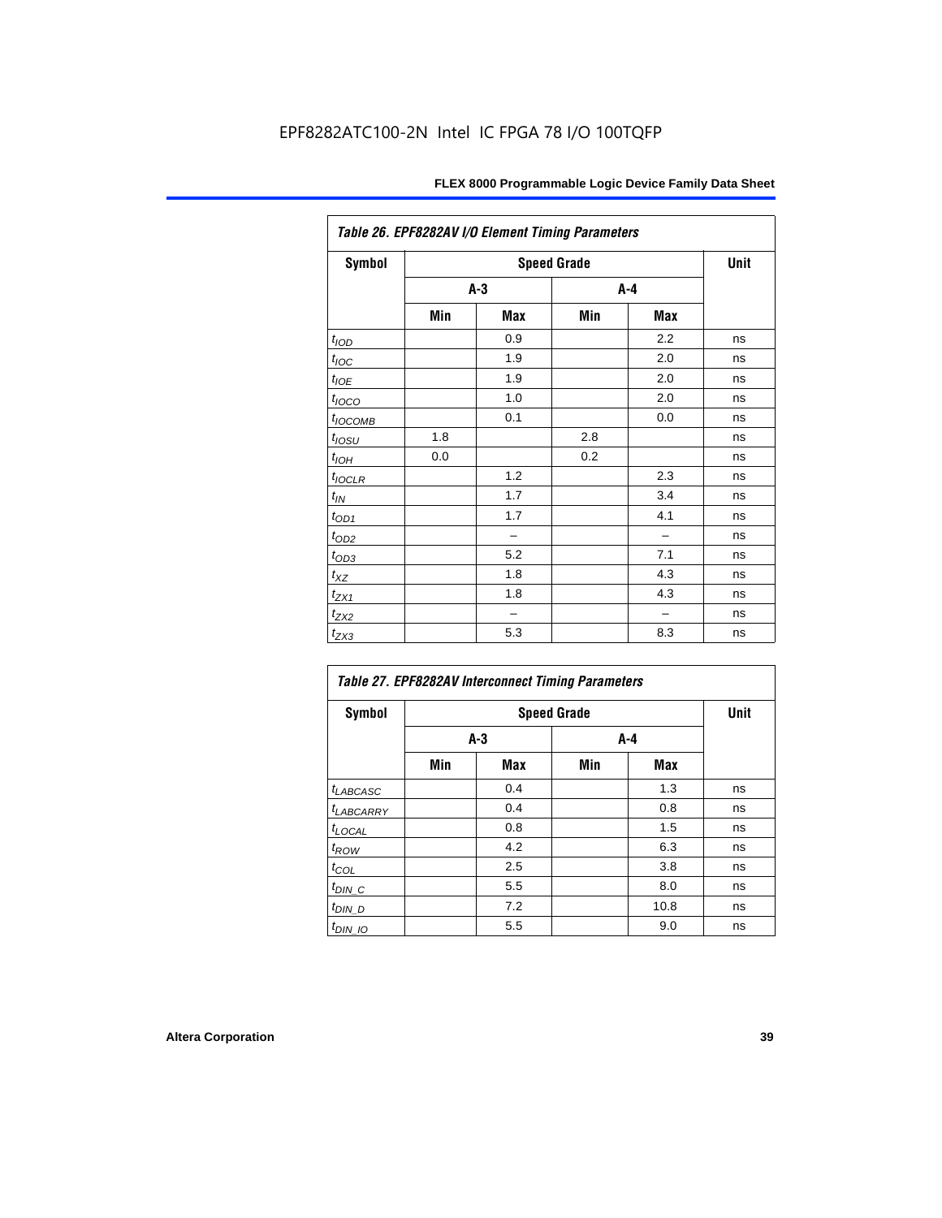EPF8282ATC100-2N Intel IC FPGA 78 I/O 100TQFP

| Table 26. EPF8282AV I/O Element Timing Parameters | | | | | |
|---|---|---|---|---|---|
| Symbol | Speed Grade | | | | Unit |
| | A-3 | | A-4 | | |
| | Min | Max | Min | Max | |
| $t_{IOD}$ | | 0.9 | | 2.2 | ns |
| $t_{IOC}$ | | 1.9 | | 2.0 | ns |
| $t_{IOE}$ | | 1.9 | | 2.0 | ns |
| $t_{IOCO}$ | | 1.0 | | 2.0 | ns |
| $t_{IOCOMB}$ | | 0.1 | | 0.0 | ns |
| $t_{IOSU}$ | 1.8 | | 2.8 | | ns |
| $t_{IOH}$ | 0.0 | | 0.2 | | ns |
| $t_{IOCLR}$ | | 1.2 | | 2.3 | ns |
| $t_{IN}$ | | 1.7 | | 3.4 | ns |
| $t_{OD1}$ | | 1.7 | | 4.1 | ns |
| $t_{OD2}$ | | – | | – | ns |
| $t_{OD3}$ | | 5.2 | | 7.1 | ns |
| $t_{XZ}$ | | 1.8 | | 4.3 | ns |
| $t_{ZX1}$ | | 1.8 | | 4.3 | ns |
| $t_{ZX2}$ | | – | | – | ns |
| $t_{ZX3}$ | | 5.3 | | 8.3 | ns |

| Table 27. EPF8282AV Interconnect Timing Parameters | | | | | |
|---|---|---|---|---|---|
| Symbol | Speed Grade | | | | Unit |
| | A-3 | | A-4 | | |
| | Min | Max | Min | Max | |
| $t_{LABCASC}$ | | 0.4 | | 1.3 | ns |
| $t_{LABCARRY}$ | | 0.4 | | 0.8 | ns |
| $t_{LOCAL}$ | | 0.8 | | 1.5 | ns |
| $t_{ROW}$ | | 4.2 | | 6.3 | ns |
| $t_{COL}$ | | 2.5 | | 3.8 | ns |
| $t_{DIN\_C}$ | | 5.5 | | 8.0 | ns |
| $t_{DIN\_D}$ | | 7.2 | | 10.8 | ns |
| $t_{DIN\_IO}$ | | 5.5 | | 9.0 | ns |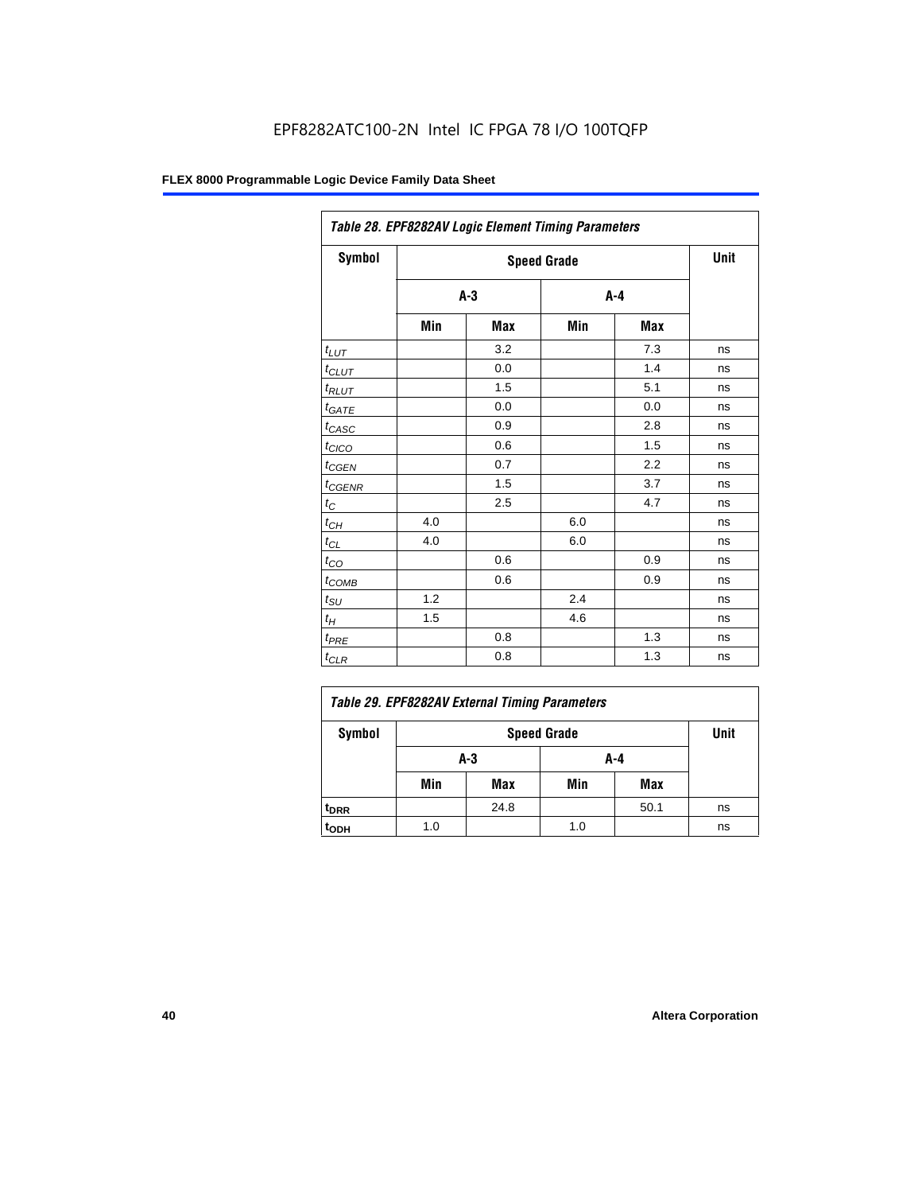EPF8282ATC100-2N Intel IC FPGA 78 I/O 100TQFP

| *Table 28. EPF8282AV Logic Element Timing Parameters* | | | | | |
|---|---|---|---|---|---|
| **Symbol** | **Speed Grade** | | | | **Unit** |
| | **A-3** | | **A-4** | | |
| | **Min** | **Max** | **Min** | **Max** | |
| $t_{LUT}$ | | 3.2 | | 7.3 | ns |
| $t_{CLUT}$ | | 0.0 | | 1.4 | ns |
| $t_{RLUT}$ | | 1.5 | | 5.1 | ns |
| $t_{GATE}$ | | 0.0 | | 0.0 | ns |
| $t_{CASC}$ | | 0.9 | | 2.8 | ns |
| $t_{CICO}$ | | 0.6 | | 1.5 | ns |
| $t_{CGEN}$ | | 0.7 | | 2.2 | ns |
| $t_{CGENR}$ | | 1.5 | | 3.7 | ns |
| $t_{C}$ | | 2.5 | | 4.7 | ns |
| $t_{CH}$ | 4.0 | | 6.0 | | ns |
| $t_{CL}$ | 4.0 | | 6.0 | | ns |
| $t_{CO}$ | | 0.6 | | 0.9 | ns |
| $t_{COMB}$ | | 0.6 | | 0.9 | ns |
| $t_{SU}$ | 1.2 | | 2.4 | | ns |
| $t_{H}$ | 1.5 | | 4.6 | | ns |
| $t_{PRE}$ | | 0.8 | | 1.3 | ns |
| $t_{CLR}$ | | 0.8 | | 1.3 | ns |

| *Table 29. EPF8282AV External Timing Parameters* | | | | | |
|---|---|---|---|---|---|
| **Symbol** | **Speed Grade** | | | | **Unit** |
| | **A-3** | | **A-4** | | |
| | **Min** | **Max** | **Min** | **Max** | |
| $t_{DRR}$ | | 24.8 | | 50.1 | ns |
| $t_{ODH}$ | 1.0 | | 1.0 | | ns |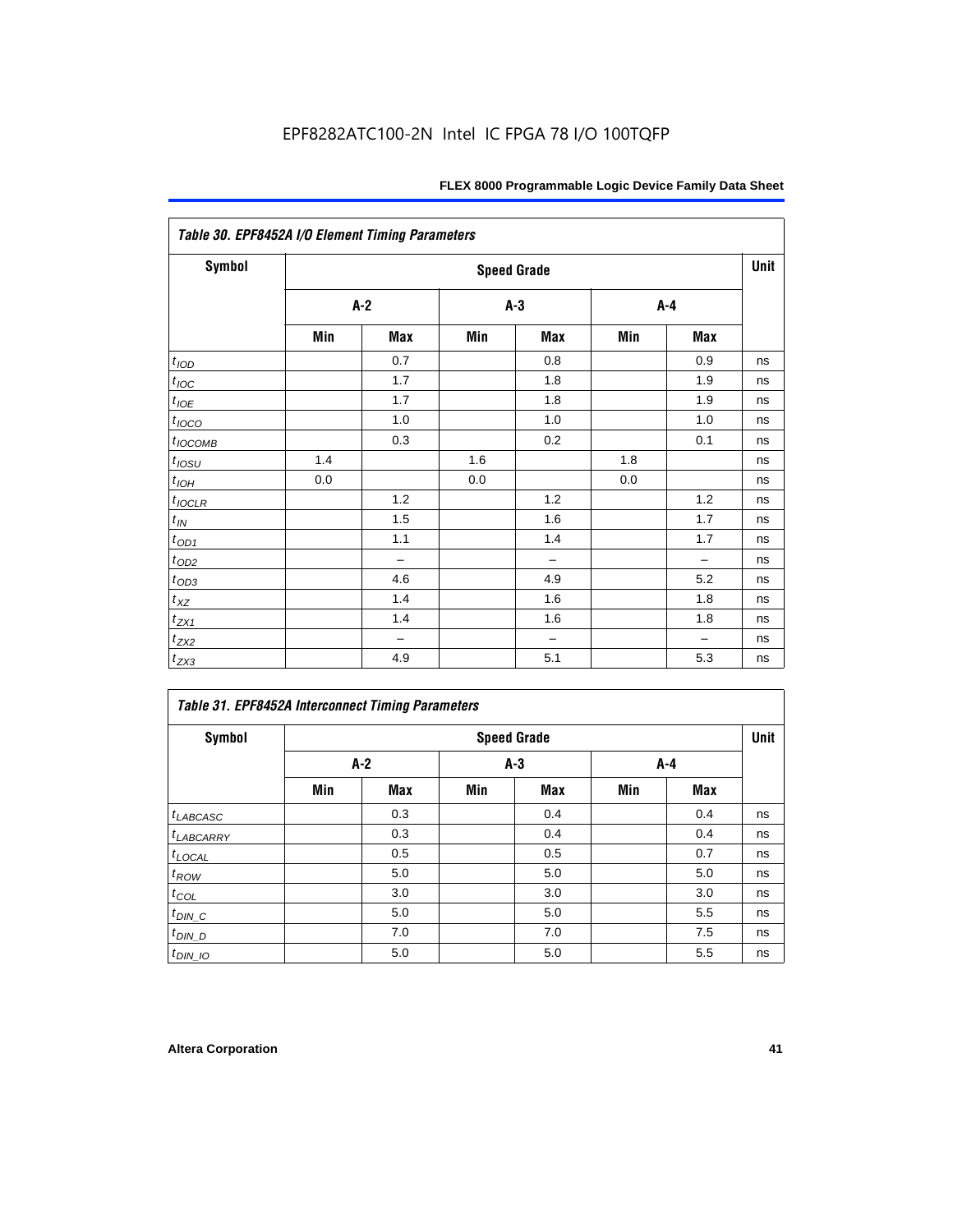**Table 30. EPF8452A I/O Element Timing Parameters**

| Symbol | Speed Grade | | | | | | Unit |
|---|---|---|---|---|---|---|---|
| | A-2 | | A-3 | | A-4 | | |
| | Min | Max | Min | Max | Min | Max | |
| $t_{IOD}$ | | 0.7 | | 0.8 | | 0.9 | ns |
| $t_{IOC}$ | | 1.7 | | 1.8 | | 1.9 | ns |
| $t_{IOE}$ | | 1.7 | | 1.8 | | 1.9 | ns |
| $t_{IOCO}$ | | 1.0 | | 1.0 | | 1.0 | ns |
| $t_{IOCOMB}$ | | 0.3 | | 0.2 | | 0.1 | ns |
| $t_{IOSU}$ | 1.4 | | 1.6 | | 1.8 | | ns |
| $t_{IOH}$ | 0.0 | | 0.0 | | 0.0 | | ns |
| $t_{IOCLR}$ | | 1.2 | | 1.2 | | 1.2 | ns |
| $t_{IN}$ | | 1.5 | | 1.6 | | 1.7 | ns |
| $t_{OD1}$ | | 1.1 | | 1.4 | | 1.7 | ns |
| $t_{OD2}$ | | – | | – | | – | ns |
| $t_{OD3}$ | | 4.6 | | 4.9 | | 5.2 | ns |
| $t_{XZ}$ | | 1.4 | | 1.6 | | 1.8 | ns |
| $t_{ZX1}$ | | 1.4 | | 1.6 | | 1.8 | ns |
| $t_{ZX2}$ | | – | | – | | – | ns |
| $t_{ZX3}$ | | 4.9 | | 5.1 | | 5.3 | ns |

**Table 31. EPF8452A Interconnect Timing Parameters**

| Symbol | Speed Grade | | | | | | Unit |
|---|---|---|---|---|---|---|---|
| | A-2 | | A-3 | | A-4 | | |
| | Min | Max | Min | Max | Min | Max | |
| $t_{LABCASC}$ | | 0.3 | | 0.4 | | 0.4 | ns |
| $t_{LABCARRY}$ | | 0.3 | | 0.4 | | 0.4 | ns |
| $t_{LOCAL}$ | | 0.5 | | 0.5 | | 0.7 | ns |
| $t_{ROW}$ | | 5.0 | | 5.0 | | 5.0 | ns |
| $t_{COL}$ | | 3.0 | | 3.0 | | 3.0 | ns |
| $t_{DIN\_C}$ | | 5.0 | | 5.0 | | 5.5 | ns |
| $t_{DIN\_D}$ | | 7.0 | | 7.0 | | 7.5 | ns |
| $t_{DIN\_IO}$ | | 5.0 | | 5.0 | | 5.5 | ns |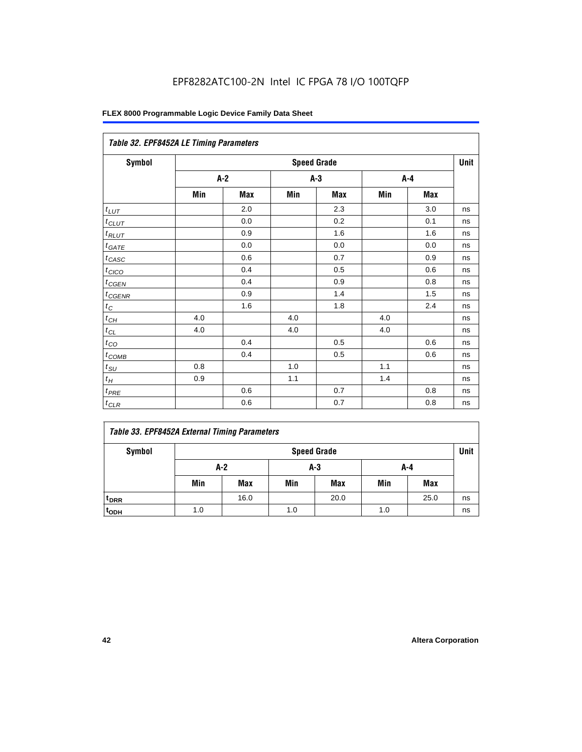EPF8282ATC100-2N Intel IC FPGA 78 I/O 100TQFP

### Table 32. EPF8452A LE Timing Parameters

| Symbol | Speed Grade | | | | | | Unit |
|---|---|---|---|---|---|---|---|
| | A-2 | | A-3 | | A-4 | | |
| | Min | Max | Min | Max | Min | Max | |
| $t_{LUT}$ | | 2.0 | | 2.3 | | 3.0 | ns |
| $t_{CLUT}$ | | 0.0 | | 0.2 | | 0.1 | ns |
| $t_{RLUT}$ | | 0.9 | | 1.6 | | 1.6 | ns |
| $t_{GATE}$ | | 0.0 | | 0.0 | | 0.0 | ns |
| $t_{CASC}$ | | 0.6 | | 0.7 | | 0.9 | ns |
| $t_{CICO}$ | | 0.4 | | 0.5 | | 0.6 | ns |
| $t_{CGEN}$ | | 0.4 | | 0.9 | | 0.8 | ns |
| $t_{CGENR}$ | | 0.9 | | 1.4 | | 1.5 | ns |
| $t_C$ | | 1.6 | | 1.8 | | 2.4 | ns |
| $t_{CH}$ | 4.0 | | 4.0 | | 4.0 | | ns |
| $t_{CL}$ | 4.0 | | 4.0 | | 4.0 | | ns |
| $t_{CO}$ | | 0.4 | | 0.5 | | 0.6 | ns |
| $t_{COMB}$ | | 0.4 | | 0.5 | | 0.6 | ns |
| $t_{SU}$ | 0.8 | | 1.0 | | 1.1 | | ns |
| $t_H$ | 0.9 | | 1.1 | | 1.4 | | ns |
| $t_{PRE}$ | | 0.6 | | 0.7 | | 0.8 | ns |
| $t_{CLR}$ | | 0.6 | | 0.7 | | 0.8 | ns |

### Table 33. EPF8452A External Timing Parameters

| Symbol | Speed Grade | | | | | | Unit |
|---|---|---|---|---|---|---|---|
| | A-2 | | A-3 | | A-4 | | |
| | Min | Max | Min | Max | Min | Max | |
| $t_{DRR}$ | | 16.0 | | 20.0 | | 25.0 | ns |
| $t_{ODH}$ | 1.0 | | 1.0 | | 1.0 | | ns |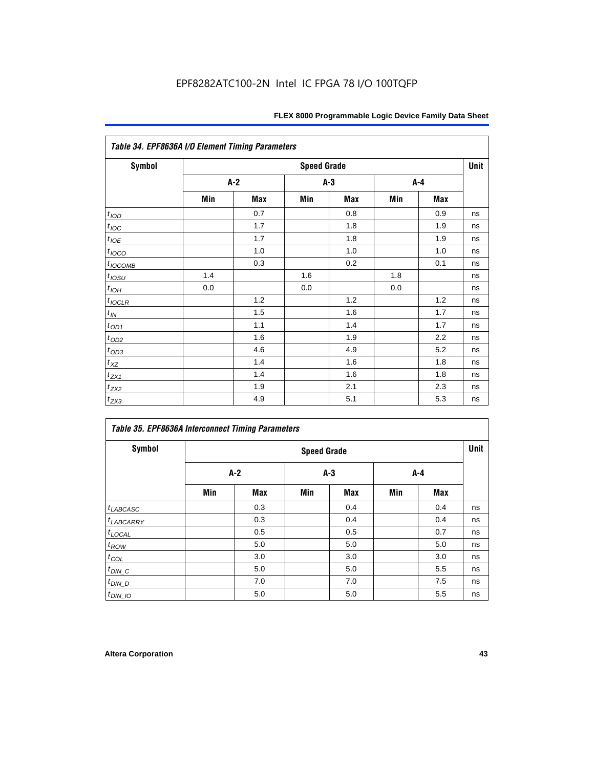*Table 34. EPF8636A I/O Element Timing Parameters*

| Symbol | Speed Grade | | | | | | Unit |
|---|---|---|---|---|---|---|---|
| | A-2 | | A-3 | | A-4 | | |
| | Min | Max | Min | Max | Min | Max | |
| $t_{IOD}$ | | 0.7 | | 0.8 | | 0.9 | ns |
| $t_{IOC}$ | | 1.7 | | 1.8 | | 1.9 | ns |
| $t_{IOE}$ | | 1.7 | | 1.8 | | 1.9 | ns |
| $t_{IOCO}$ | | 1.0 | | 1.0 | | 1.0 | ns |
| $t_{IOCOMB}$ | | 0.3 | | 0.2 | | 0.1 | ns |
| $t_{IOSU}$ | 1.4 | | 1.6 | | 1.8 | | ns |
| $t_{IOH}$ | 0.0 | | 0.0 | | 0.0 | | ns |
| $t_{IOCLR}$ | | 1.2 | | 1.2 | | 1.2 | ns |
| $t_{IN}$ | | 1.5 | | 1.6 | | 1.7 | ns |
| $t_{OD1}$ | | 1.1 | | 1.4 | | 1.7 | ns |
| $t_{OD2}$ | | 1.6 | | 1.9 | | 2.2 | ns |
| $t_{OD3}$ | | 4.6 | | 4.9 | | 5.2 | ns |
| $t_{XZ}$ | | 1.4 | | 1.6 | | 1.8 | ns |
| $t_{ZX1}$ | | 1.4 | | 1.6 | | 1.8 | ns |
| $t_{ZX2}$ | | 1.9 | | 2.1 | | 2.3 | ns |
| $t_{ZX3}$ | | 4.9 | | 5.1 | | 5.3 | ns |

*Table 35. EPF8636A Interconnect Timing Parameters*

| Symbol | Speed Grade | | | | | | Unit |
|---|---|---|---|---|---|---|---|
| | A-2 | | A-3 | | A-4 | | |
| | Min | Max | Min | Max | Min | Max | |
| $t_{LABCASC}$ | | 0.3 | | 0.4 | | 0.4 | ns |
| $t_{LABCARRY}$ | | 0.3 | | 0.4 | | 0.4 | ns |
| $t_{LOCAL}$ | | 0.5 | | 0.5 | | 0.7 | ns |
| $t_{ROW}$ | | 5.0 | | 5.0 | | 5.0 | ns |
| $t_{COL}$ | | 3.0 | | 3.0 | | 3.0 | ns |
| $t_{DIN\_C}$ | | 5.0 | | 5.0 | | 5.5 | ns |
| $t_{DIN\_D}$ | | 7.0 | | 7.0 | | 7.5 | ns |
| $t_{DIN\_IO}$ | | 5.0 | | 5.0 | | 5.5 | ns |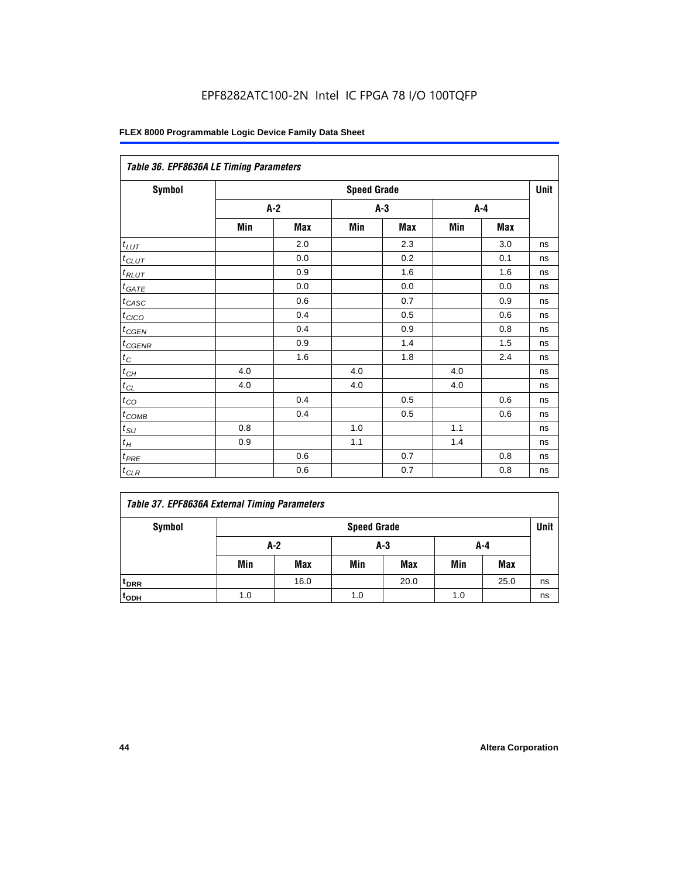EPF8282ATC100-2N Intel IC FPGA 78 I/O 100TQFP

| Table 36. EPF8636A LE Timing Parameters | | | | | | | |
|---|---|---|---|---|---|---|---|
| Symbol | Speed Grade | | | | | | Unit |
| | A-2 | | A-3 | | A-4 | | |
| | Min | Max | Min | Max | Min | Max | |
| $t_{LUT}$ | | 2.0 | | 2.3 | | 3.0 | ns |
| $t_{CLUT}$ | | 0.0 | | 0.2 | | 0.1 | ns |
| $t_{RLUT}$ | | 0.9 | | 1.6 | | 1.6 | ns |
| $t_{GATE}$ | | 0.0 | | 0.0 | | 0.0 | ns |
| $t_{CASC}$ | | 0.6 | | 0.7 | | 0.9 | ns |
| $t_{CICO}$ | | 0.4 | | 0.5 | | 0.6 | ns |
| $t_{CGEN}$ | | 0.4 | | 0.9 | | 0.8 | ns |
| $t_{CGENR}$ | | 0.9 | | 1.4 | | 1.5 | ns |
| $t_{C}$ | | 1.6 | | 1.8 | | 2.4 | ns |
| $t_{CH}$ | 4.0 | | 4.0 | | 4.0 | | ns |
| $t_{CL}$ | 4.0 | | 4.0 | | 4.0 | | ns |
| $t_{CO}$ | | 0.4 | | 0.5 | | 0.6 | ns |
| $t_{COMB}$ | | 0.4 | | 0.5 | | 0.6 | ns |
| $t_{SU}$ | 0.8 | | 1.0 | | 1.1 | | ns |
| $t_{H}$ | 0.9 | | 1.1 | | 1.4 | | ns |
| $t_{PRE}$ | | 0.6 | | 0.7 | | 0.8 | ns |
| $t_{CLR}$ | | 0.6 | | 0.7 | | 0.8 | ns |

| Table 37. EPF8636A External Timing Parameters | | | | | | | |
|---|---|---|---|---|---|---|---|
| Symbol | Speed Grade | | | | | | Unit |
| | A-2 | | A-3 | | A-4 | | |
| | Min | Max | Min | Max | Min | Max | |
| $t_{DRR}$ | | 16.0 | | 20.0 | | 25.0 | ns |
| $t_{ODH}$ | 1.0 | | 1.0 | | 1.0 | | ns |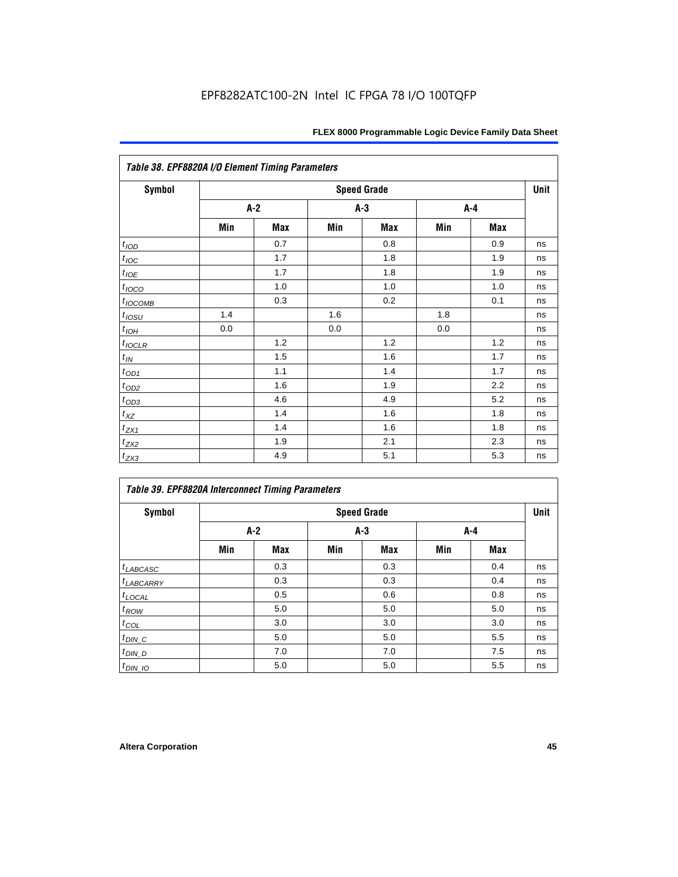EPF8282ATC100-2N Intel IC FPGA 78 I/O 100TQFP

| *Table 38. EPF8820A I/O Element Timing Parameters* | | | | | | | |
|---|---|---|---|---|---|---|---|
| **Symbol** | **Speed Grade** | | | | | | **Unit** |
| | **A-2** | | **A-3** | | **A-4** | | |
| | **Min** | **Max** | **Min** | **Max** | **Min** | **Max** | |
| $t_{IOD}$ | | 0.7 | | 0.8 | | 0.9 | ns |
| $t_{IOC}$ | | 1.7 | | 1.8 | | 1.9 | ns |
| $t_{IOE}$ | | 1.7 | | 1.8 | | 1.9 | ns |
| $t_{IOCO}$ | | 1.0 | | 1.0 | | 1.0 | ns |
| $t_{IOCOMB}$ | | 0.3 | | 0.2 | | 0.1 | ns |
| $t_{IOSU}$ | 1.4 | | 1.6 | | 1.8 | | ns |
| $t_{IOH}$ | 0.0 | | 0.0 | | 0.0 | | ns |
| $t_{IOCLR}$ | | 1.2 | | 1.2 | | 1.2 | ns |
| $t_{IN}$ | | 1.5 | | 1.6 | | 1.7 | ns |
| $t_{OD1}$ | | 1.1 | | 1.4 | | 1.7 | ns |
| $t_{OD2}$ | | 1.6 | | 1.9 | | 2.2 | ns |
| $t_{OD3}$ | | 4.6 | | 4.9 | | 5.2 | ns |
| $t_{XZ}$ | | 1.4 | | 1.6 | | 1.8 | ns |
| $t_{ZX1}$ | | 1.4 | | 1.6 | | 1.8 | ns |
| $t_{ZX2}$ | | 1.9 | | 2.1 | | 2.3 | ns |
| $t_{ZX3}$ | | 4.9 | | 5.1 | | 5.3 | ns |

| *Table 39. EPF8820A Interconnect Timing Parameters* | | | | | | | |
|---|---|---|---|---|---|---|---|
| **Symbol** | **Speed Grade** | | | | | | **Unit** |
| | **A-2** | | **A-3** | | **A-4** | | |
| | **Min** | **Max** | **Min** | **Max** | **Min** | **Max** | |
| $t_{LABCASC}$ | | 0.3 | | 0.3 | | 0.4 | ns |
| $t_{LABCARRY}$ | | 0.3 | | 0.3 | | 0.4 | ns |
| $t_{LOCAL}$ | | 0.5 | | 0.6 | | 0.8 | ns |
| $t_{ROW}$ | | 5.0 | | 5.0 | | 5.0 | ns |
| $t_{COL}$ | | 3.0 | | 3.0 | | 3.0 | ns |
| $t_{DIN\_C}$ | | 5.0 | | 5.0 | | 5.5 | ns |
| $t_{DIN\_D}$ | | 7.0 | | 7.0 | | 7.5 | ns |
| $t_{DIN\_IO}$ | | 5.0 | | 5.0 | | 5.5 | ns |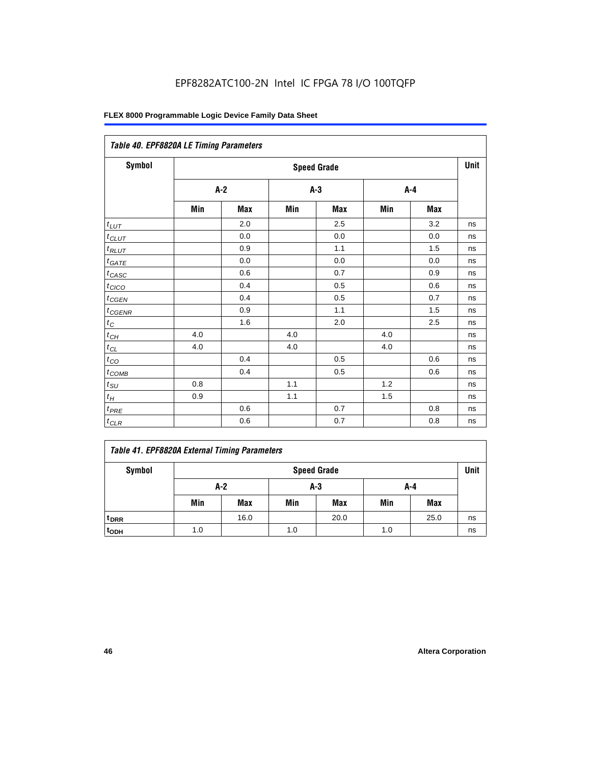EPF8282ATC100-2N Intel IC FPGA 78 I/O 100TQFP

| Table 40. EPF8820A LE Timing Parameters | | | | | | | |
|---|---|---|---|---|---|---|---|
| Symbol | Speed Grade | | | | | | Unit |
| | A-2 | | A-3 | | A-4 | | |
| | Min | Max | Min | Max | Min | Max | |
| $t_{LUT}$ | | 2.0 | | 2.5 | | 3.2 | ns |
| $t_{CLUT}$ | | 0.0 | | 0.0 | | 0.0 | ns |
| $t_{RLUT}$ | | 0.9 | | 1.1 | | 1.5 | ns |
| $t_{GATE}$ | | 0.0 | | 0.0 | | 0.0 | ns |
| $t_{CASC}$ | | 0.6 | | 0.7 | | 0.9 | ns |
| $t_{CICO}$ | | 0.4 | | 0.5 | | 0.6 | ns |
| $t_{CGEN}$ | | 0.4 | | 0.5 | | 0.7 | ns |
| $t_{CGENR}$ | | 0.9 | | 1.1 | | 1.5 | ns |
| $t_C$ | | 1.6 | | 2.0 | | 2.5 | ns |
| $t_{CH}$ | 4.0 | | 4.0 | | 4.0 | | ns |
| $t_{CL}$ | 4.0 | | 4.0 | | 4.0 | | ns |
| $t_{CO}$ | | 0.4 | | 0.5 | | 0.6 | ns |
| $t_{COMB}$ | | 0.4 | | 0.5 | | 0.6 | ns |
| $t_{SU}$ | 0.8 | | 1.1 | | 1.2 | | ns |
| $t_H$ | 0.9 | | 1.1 | | 1.5 | | ns |
| $t_{PRE}$ | | 0.6 | | 0.7 | | 0.8 | ns |
| $t_{CLR}$ | | 0.6 | | 0.7 | | 0.8 | ns |

| Table 41. EPF8820A External Timing Parameters | | | | | | | |
|---|---|---|---|---|---|---|---|
| Symbol | Speed Grade | | | | | | Unit |
| | A-2 | | A-3 | | A-4 | | |
| | Min | Max | Min | Max | Min | Max | |
| $t_{DRR}$ | | 16.0 | | 20.0 | | 25.0 | ns |
| $t_{ODH}$ | 1.0 | | 1.0 | | 1.0 | | ns |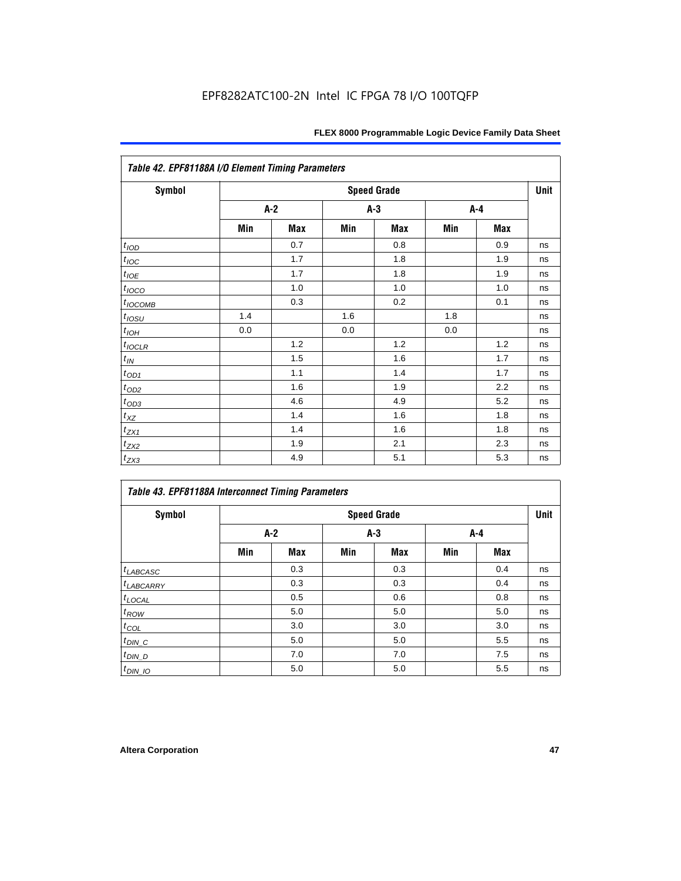| Table 42. EPF81188A I/O Element Timing Parameters | | | | | | | |
|---|---|---|---|---|---|---|---|
| Symbol | Speed Grade | | | | | | Unit |
| | A-2 | | A-3 | | A-4 | | |
| | Min | Max | Min | Max | Min | Max | |
| $t_{IOD}$ | | 0.7 | | 0.8 | | 0.9 | ns |
| $t_{IOC}$ | | 1.7 | | 1.8 | | 1.9 | ns |
| $t_{IOE}$ | | 1.7 | | 1.8 | | 1.9 | ns |
| $t_{IOCO}$ | | 1.0 | | 1.0 | | 1.0 | ns |
| $t_{IOCOMB}$ | | 0.3 | | 0.2 | | 0.1 | ns |
| $t_{IOSU}$ | 1.4 | | 1.6 | | 1.8 | | ns |
| $t_{IOH}$ | 0.0 | | 0.0 | | 0.0 | | ns |
| $t_{IOCLR}$ | | 1.2 | | 1.2 | | 1.2 | ns |
| $t_{IN}$ | | 1.5 | | 1.6 | | 1.7 | ns |
| $t_{OD1}$ | | 1.1 | | 1.4 | | 1.7 | ns |
| $t_{OD2}$ | | 1.6 | | 1.9 | | 2.2 | ns |
| $t_{OD3}$ | | 4.6 | | 4.9 | | 5.2 | ns |
| $t_{XZ}$ | | 1.4 | | 1.6 | | 1.8 | ns |
| $t_{ZX1}$ | | 1.4 | | 1.6 | | 1.8 | ns |
| $t_{ZX2}$ | | 1.9 | | 2.1 | | 2.3 | ns |
| $t_{ZX3}$ | | 4.9 | | 5.1 | | 5.3 | ns |

| Table 43. EPF81188A Interconnect Timing Parameters | | | | | | | |
|---|---|---|---|---|---|---|---|
| Symbol | Speed Grade | | | | | | Unit |
| | A-2 | | A-3 | | A-4 | | |
| | Min | Max | Min | Max | Min | Max | |
| $t_{LABCASC}$ | | 0.3 | | 0.3 | | 0.4 | ns |
| $t_{LABCARRY}$ | | 0.3 | | 0.3 | | 0.4 | ns |
| $t_{LOCAL}$ | | 0.5 | | 0.6 | | 0.8 | ns |
| $t_{ROW}$ | | 5.0 | | 5.0 | | 5.0 | ns |
| $t_{COL}$ | | 3.0 | | 3.0 | | 3.0 | ns |
| $t_{DIN\_C}$ | | 5.0 | | 5.0 | | 5.5 | ns |
| $t_{DIN\_D}$ | | 7.0 | | 7.0 | | 7.5 | ns |
| $t_{DIN\_IO}$ | | 5.0 | | 5.0 | | 5.5 | ns |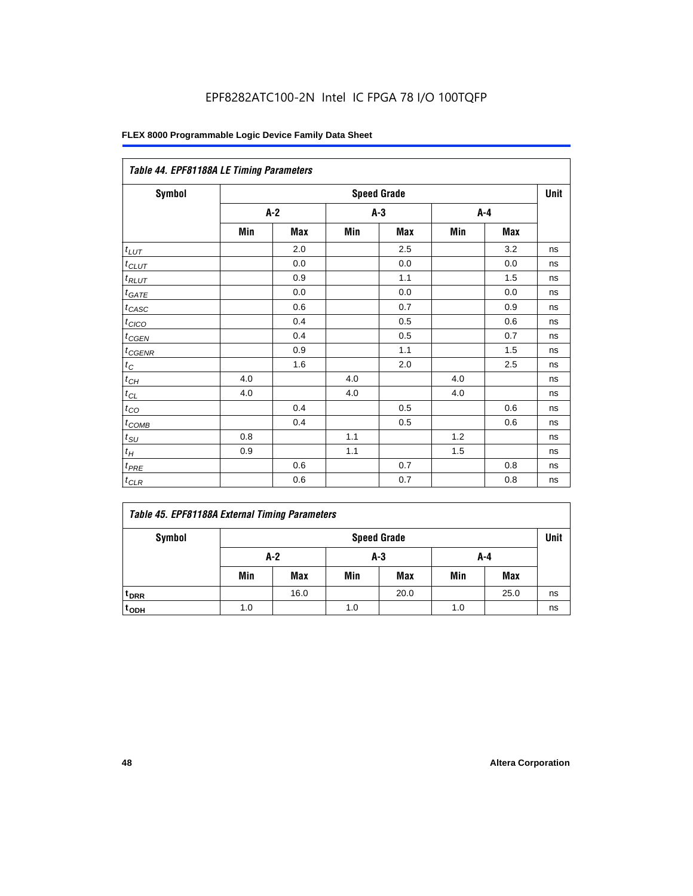EPF8282ATC100-2N Intel IC FPGA 78 I/O 100TQFP

**FLEX 8000 Programmable Logic Device Family Data Sheet**

| *Table 44. EPF81188A LE Timing Parameters* | | | | | | | |
|---|---|---|---|---|---|---|---|
| **Symbol** | **Speed Grade** | | | | | | **Unit** |
| | **A-2** | | **A-3** | | **A-4** | | |
| | **Min** | **Max** | **Min** | **Max** | **Min** | **Max** | |
| $t_{LUT}$ | | 2.0 | | 2.5 | | 3.2 | ns |
| $t_{CLUT}$ | | 0.0 | | 0.0 | | 0.0 | ns |
| $t_{RLUT}$ | | 0.9 | | 1.1 | | 1.5 | ns |
| $t_{GATE}$ | | 0.0 | | 0.0 | | 0.0 | ns |
| $t_{CASC}$ | | 0.6 | | 0.7 | | 0.9 | ns |
| $t_{CICO}$ | | 0.4 | | 0.5 | | 0.6 | ns |
| $t_{CGEN}$ | | 0.4 | | 0.5 | | 0.7 | ns |
| $t_{CGENR}$ | | 0.9 | | 1.1 | | 1.5 | ns |
| $t_C$ | | 1.6 | | 2.0 | | 2.5 | ns |
| $t_{CH}$ | 4.0 | | 4.0 | | 4.0 | | ns |
| $t_{CL}$ | 4.0 | | 4.0 | | 4.0 | | ns |
| $t_{CO}$ | | 0.4 | | 0.5 | | 0.6 | ns |
| $t_{COMB}$ | | 0.4 | | 0.5 | | 0.6 | ns |
| $t_{SU}$ | 0.8 | | 1.1 | | 1.2 | | ns |
| $t_H$ | 0.9 | | 1.1 | | 1.5 | | ns |
| $t_{PRE}$ | | 0.6 | | 0.7 | | 0.8 | ns |
| $t_{CLR}$ | | 0.6 | | 0.7 | | 0.8 | ns |

| *Table 45. EPF81188A External Timing Parameters* | | | | | | | |
|---|---|---|---|---|---|---|---|
| **Symbol** | **Speed Grade** | | | | | | **Unit** |
| | **A-2** | | **A-3** | | **A-4** | | |
| | **Min** | **Max** | **Min** | **Max** | **Min** | **Max** | |
| $t_{DRR}$ | | 16.0 | | 20.0 | | 25.0 | ns |
| $t_{ODH}$ | 1.0 | | 1.0 | | 1.0 | | ns |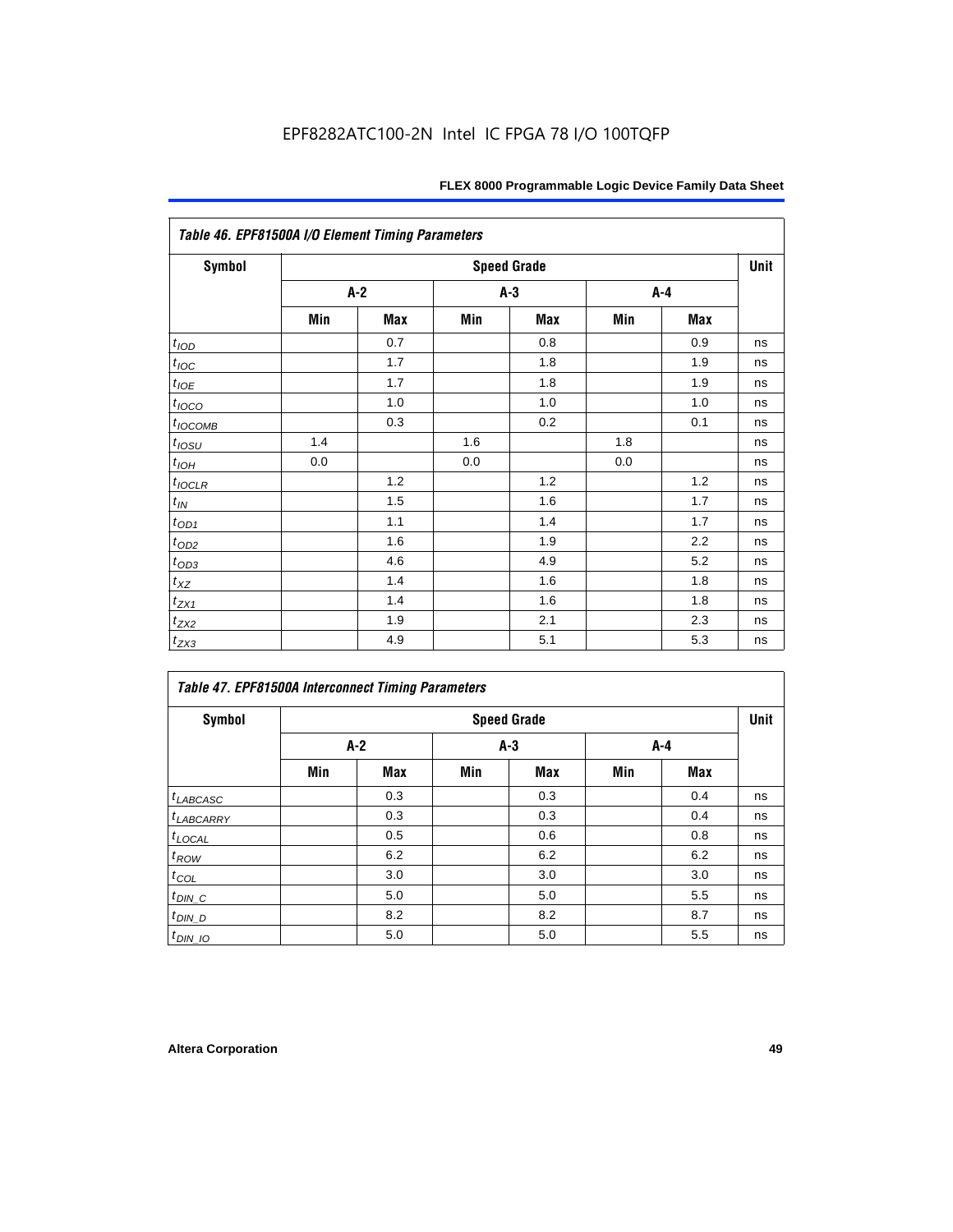**Table 46. EPF81500A I/O Element Timing Parameters**

| Symbol | Speed Grade | | | | | | Unit |
|---|---|---|---|---|---|---|---|
| | A-2 | | A-3 | | A-4 | | |
| | Min | Max | Min | Max | Min | Max | |
| $t_{IOD}$ | | 0.7 | | 0.8 | | 0.9 | ns |
| $t_{IOC}$ | | 1.7 | | 1.8 | | 1.9 | ns |
| $t_{IOE}$ | | 1.7 | | 1.8 | | 1.9 | ns |
| $t_{IOCO}$ | | 1.0 | | 1.0 | | 1.0 | ns |
| $t_{IOCOMB}$ | | 0.3 | | 0.2 | | 0.1 | ns |
| $t_{IOSU}$ | 1.4 | | 1.6 | | 1.8 | | ns |
| $t_{IOH}$ | 0.0 | | 0.0 | | 0.0 | | ns |
| $t_{IOCLR}$ | | 1.2 | | 1.2 | | 1.2 | ns |
| $t_{IN}$ | | 1.5 | | 1.6 | | 1.7 | ns |
| $t_{OD1}$ | | 1.1 | | 1.4 | | 1.7 | ns |
| $t_{OD2}$ | | 1.6 | | 1.9 | | 2.2 | ns |
| $t_{OD3}$ | | 4.6 | | 4.9 | | 5.2 | ns |
| $t_{XZ}$ | | 1.4 | | 1.6 | | 1.8 | ns |
| $t_{ZX1}$ | | 1.4 | | 1.6 | | 1.8 | ns |
| $t_{ZX2}$ | | 1.9 | | 2.1 | | 2.3 | ns |
| $t_{ZX3}$ | | 4.9 | | 5.1 | | 5.3 | ns |

**Table 47. EPF81500A Interconnect Timing Parameters**

| Symbol | Speed Grade | | | | | | Unit |
|---|---|---|---|---|---|---|---|
| | A-2 | | A-3 | | A-4 | | |
| | Min | Max | Min | Max | Min | Max | |
| $t_{LABCASC}$ | | 0.3 | | 0.3 | | 0.4 | ns |
| $t_{LABCARRY}$ | | 0.3 | | 0.3 | | 0.4 | ns |
| $t_{LOCAL}$ | | 0.5 | | 0.6 | | 0.8 | ns |
| $t_{ROW}$ | | 6.2 | | 6.2 | | 6.2 | ns |
| $t_{COL}$ | | 3.0 | | 3.0 | | 3.0 | ns |
| $t_{DIN\_C}$ | | 5.0 | | 5.0 | | 5.5 | ns |
| $t_{DIN\_D}$ | | 8.2 | | 8.2 | | 8.7 | ns |
| $t_{DIN\_IO}$ | | 5.0 | | 5.0 | | 5.5 | ns |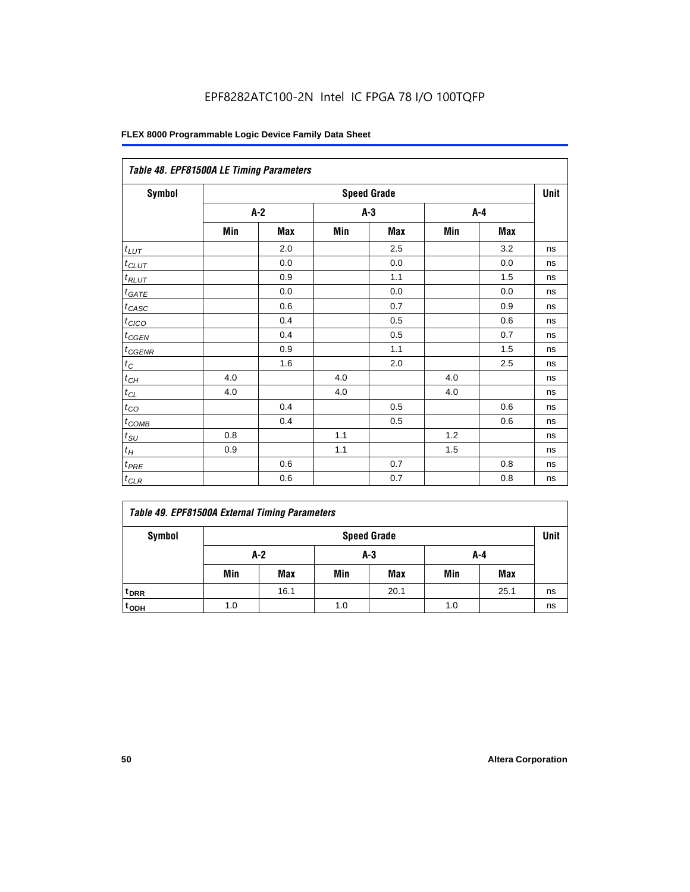EPF8282ATC100-2N Intel IC FPGA 78 I/O 100TQFP

| Table 48. EPF81500A LE Timing Parameters | | | | | | | |
|---|---|---|---|---|---|---|---|
| Symbol | Speed Grade | | | | | | Unit |
| | A-2 | | A-3 | | A-4 | | |
| | Min | Max | Min | Max | Min | Max | |
| $t_{LUT}$ | | 2.0 | | 2.5 | | 3.2 | ns |
| $t_{CLUT}$ | | 0.0 | | 0.0 | | 0.0 | ns |
| $t_{RLUT}$ | | 0.9 | | 1.1 | | 1.5 | ns |
| $t_{GATE}$ | | 0.0 | | 0.0 | | 0.0 | ns |
| $t_{CASC}$ | | 0.6 | | 0.7 | | 0.9 | ns |
| $t_{CICO}$ | | 0.4 | | 0.5 | | 0.6 | ns |
| $t_{CGEN}$ | | 0.4 | | 0.5 | | 0.7 | ns |
| $t_{CGENR}$ | | 0.9 | | 1.1 | | 1.5 | ns |
| $t_C$ | | 1.6 | | 2.0 | | 2.5 | ns |
| $t_{CH}$ | 4.0 | | 4.0 | | 4.0 | | ns |
| $t_{CL}$ | 4.0 | | 4.0 | | 4.0 | | ns |
| $t_{CO}$ | | 0.4 | | 0.5 | | 0.6 | ns |
| $t_{COMB}$ | | 0.4 | | 0.5 | | 0.6 | ns |
| $t_{SU}$ | 0.8 | | 1.1 | | 1.2 | | ns |
| $t_H$ | 0.9 | | 1.1 | | 1.5 | | ns |
| $t_{PRE}$ | | 0.6 | | 0.7 | | 0.8 | ns |
| $t_{CLR}$ | | 0.6 | | 0.7 | | 0.8 | ns |

| Table 49. EPF81500A External Timing Parameters | | | | | | | |
|---|---|---|---|---|---|---|---|
| Symbol | Speed Grade | | | | | | Unit |
| | A-2 | | A-3 | | A-4 | | |
| | Min | Max | Min | Max | Min | Max | |
| $t_{DRR}$ | | 16.1 | | 20.1 | | 25.1 | ns |
| $t_{ODH}$ | 1.0 | | 1.0 | | 1.0 | | ns |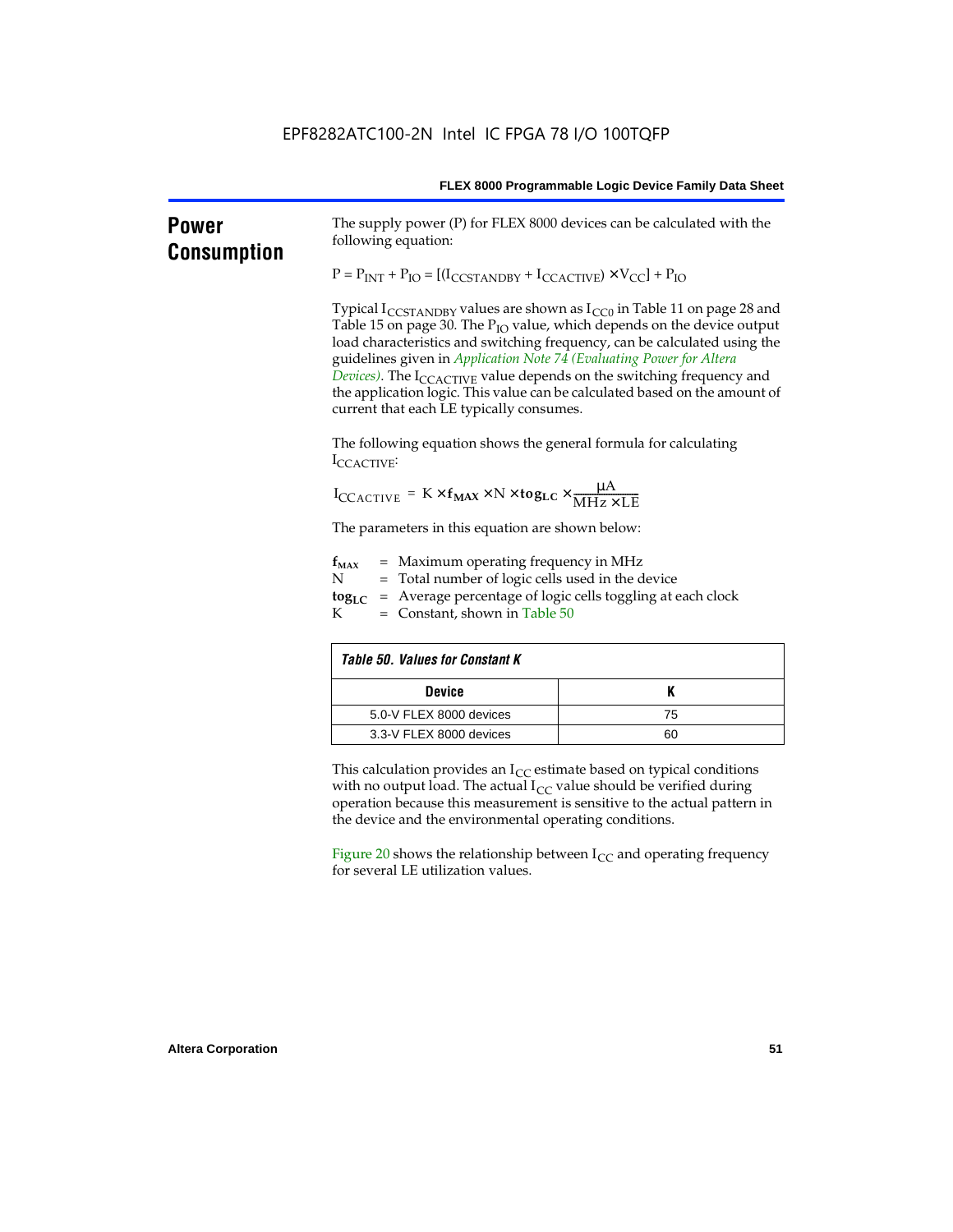## Power Consumption

The supply power (P) for FLEX 8000 devices can be calculated with the following equation:

$$P = P_{INT} + P_{IO} = [(I_{CCSTANDBY} + I_{CCACTIVE}) \times V_{CC}] + P_{IO}$$

Typical $I_{CCSTANDBY}$ values are shown as $I_{CC0}$ in Table 11 on page 28 and Table 15 on page 30. The $P_{IO}$ value, which depends on the device output load characteristics and switching frequency, can be calculated using the guidelines given in *Application Note 74 (Evaluating Power for Altera Devices)*. The $I_{CCACTIVE}$ value depends on the switching frequency and the application logic. This value can be calculated based on the amount of current that each LE typically consumes.

The following equation shows the general formula for calculating $I_{CCACTIVE}$:

$$I_{CCACTIVE} = K \times \mathbf{f_{MAX}} \times N \times \mathbf{tog_{LC}} \times \frac{\mu A}{MHz \times LE}$$

The parameters in this equation are shown below:

$\mathbf{f_{MAX}}$ = Maximum operating frequency in MHz
N = Total number of logic cells used in the device
$\mathbf{tog_{LC}}$ = Average percentage of logic cells toggling at each clock
K = Constant, shown in Table 50

*Table 50. Values for Constant K*

| Device | K |
|---|---|
| 5.0-V FLEX 8000 devices | 75 |
| 3.3-V FLEX 8000 devices | 60 |

This calculation provides an $I_{CC}$ estimate based on typical conditions with no output load. The actual $I_{CC}$ value should be verified during operation because this measurement is sensitive to the actual pattern in the device and the environmental operating conditions.

Figure 20 shows the relationship between $I_{CC}$ and operating frequency for several LE utilization values.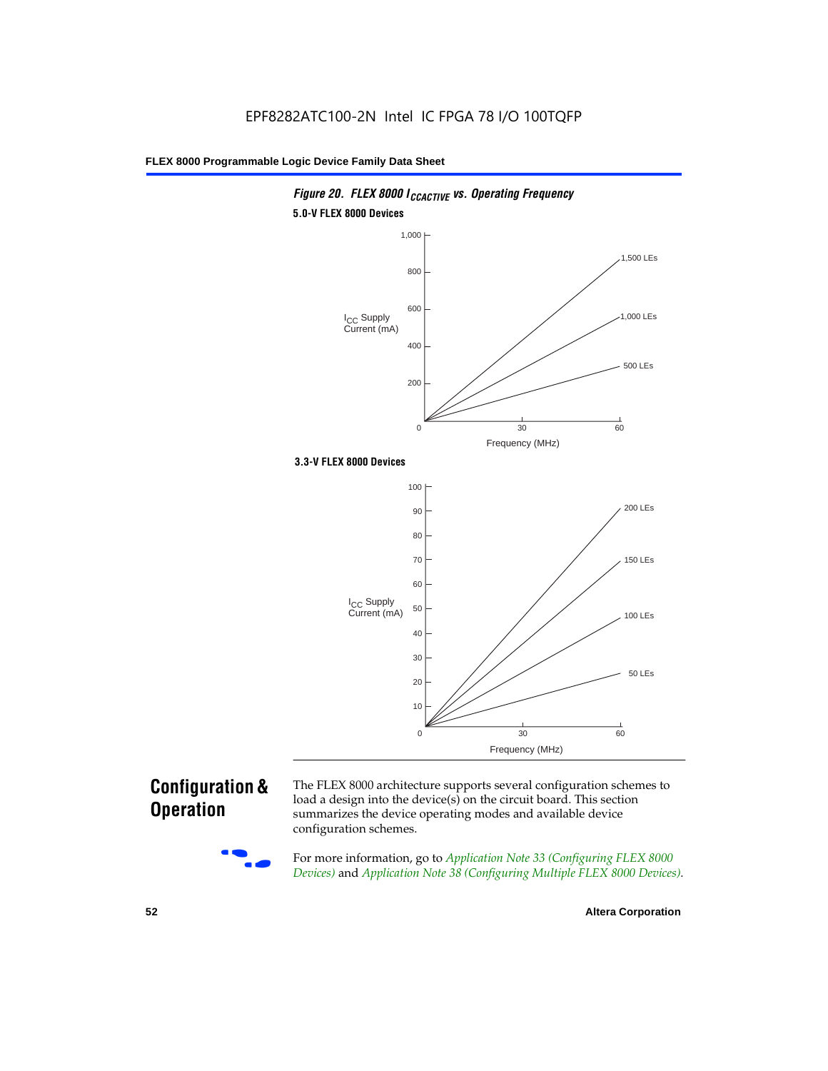*Figure 20. FLEX 8000 $I_{CCACTIVE}$ vs. Operating Frequency*

**5.0-V FLEX 8000 Devices**

$I_{CC}$ Supply Current (mA): 0, 200, 400, 600, 800, 1,000

Frequency (MHz): 0, 30, 60

Lines: 1,500 LEs; 1,000 LEs; 500 LEs

**3.3-V FLEX 8000 Devices**

$I_{CC}$ Supply Current (mA): 0, 10, 20, 30, 40, 50, 60, 70, 80, 90, 100

Frequency (MHz): 0, 30, 60

Lines: 200 LEs; 150 LEs; 100 LEs; 50 LEs

## Configuration & Operation

The FLEX 8000 architecture supports several configuration schemes to load a design into the device(s) on the circuit board. This section summarizes the device operating modes and available device configuration schemes.

For more information, go to *Application Note 33 (Configuring FLEX 8000 Devices)* and *Application Note 38 (Configuring Multiple FLEX 8000 Devices)*.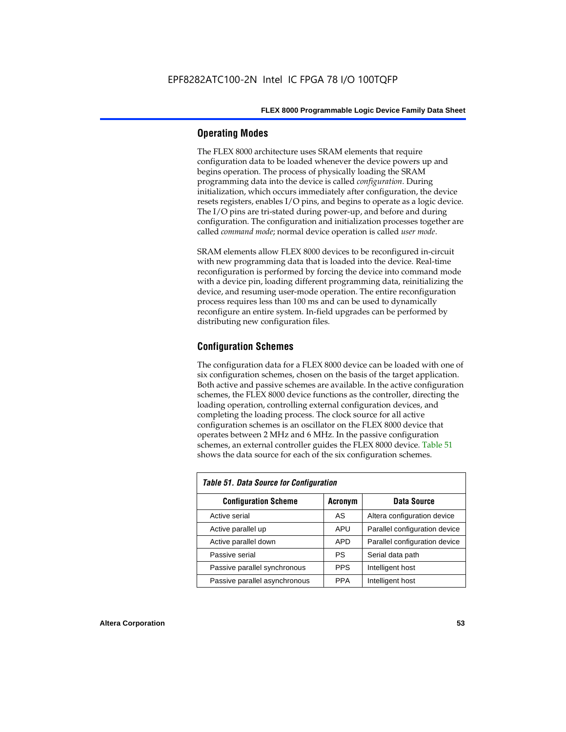## Operating Modes

The FLEX 8000 architecture uses SRAM elements that require configuration data to be loaded whenever the device powers up and begins operation. The process of physically loading the SRAM programming data into the device is called *configuration*. During initialization, which occurs immediately after configuration, the device resets registers, enables I/O pins, and begins to operate as a logic device. The I/O pins are tri-stated during power-up, and before and during configuration. The configuration and initialization processes together are called *command mode*; normal device operation is called *user mode*.

SRAM elements allow FLEX 8000 devices to be reconfigured in-circuit with new programming data that is loaded into the device. Real-time reconfiguration is performed by forcing the device into command mode with a device pin, loading different programming data, reinitializing the device, and resuming user-mode operation. The entire reconfiguration process requires less than 100 ms and can be used to dynamically reconfigure an entire system. In-field upgrades can be performed by distributing new configuration files.

## Configuration Schemes

The configuration data for a FLEX 8000 device can be loaded with one of six configuration schemes, chosen on the basis of the target application. Both active and passive schemes are available. In the active configuration schemes, the FLEX 8000 device functions as the controller, directing the loading operation, controlling external configuration devices, and completing the loading process. The clock source for all active configuration schemes is an oscillator on the FLEX 8000 device that operates between 2 MHz and 6 MHz. In the passive configuration schemes, an external controller guides the FLEX 8000 device. Table 51 shows the data source for each of the six configuration schemes.

*Table 51. Data Source for Configuration*

| Configuration Scheme | Acronym | Data Source |
|---|---|---|
| Active serial | AS | Altera configuration device |
| Active parallel up | APU | Parallel configuration device |
| Active parallel down | APD | Parallel configuration device |
| Passive serial | PS | Serial data path |
| Passive parallel synchronous | PPS | Intelligent host |
| Passive parallel asynchronous | PPA | Intelligent host |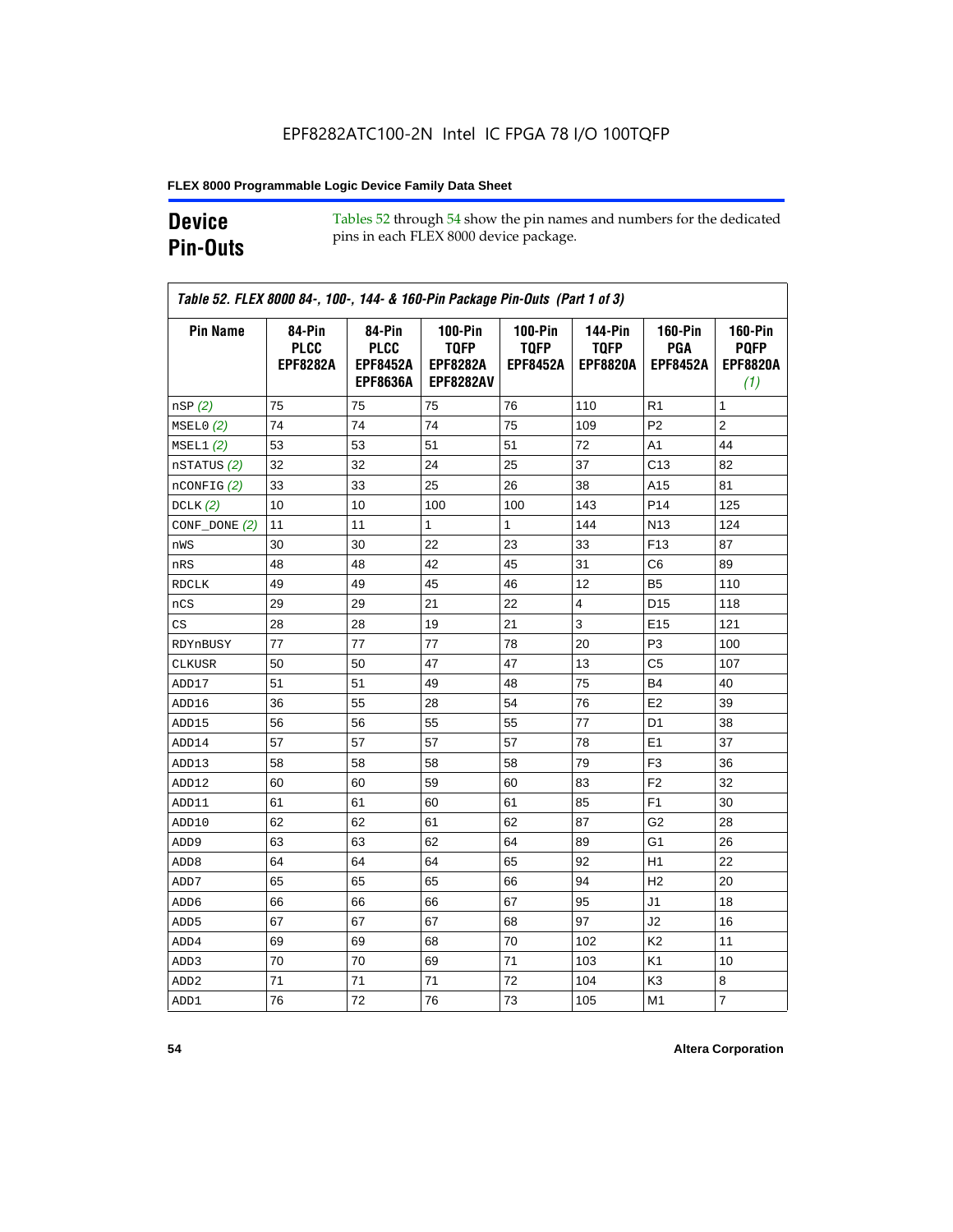EPF8282ATC100-2N Intel IC FPGA 78 I/O 100TQFP

## Device Pin-Outs

Tables 52 through 54 show the pin names and numbers for the dedicated pins in each FLEX 8000 device package.

**Table 52. FLEX 8000 84-, 100-, 144- & 160-Pin Package Pin-Outs (Part 1 of 3)**

| Pin Name | 84-Pin PLCC EPF8282A | 84-Pin PLCC EPF8452A EPF8636A | 100-Pin TQFP EPF8282A EPF8282AV | 100-Pin TQFP EPF8452A | 144-Pin TQFP EPF8820A | 160-Pin PGA EPF8452A | 160-Pin PQFP EPF8820A *(1)* |
|---|---|---|---|---|---|---|---|
| nSP *(2)* | 75 | 75 | 75 | 76 | 110 | R1 | 1 |
| MSEL0 *(2)* | 74 | 74 | 74 | 75 | 109 | P2 | 2 |
| MSEL1 *(2)* | 53 | 53 | 51 | 51 | 72 | A1 | 44 |
| nSTATUS *(2)* | 32 | 32 | 24 | 25 | 37 | C13 | 82 |
| nCONFIG *(2)* | 33 | 33 | 25 | 26 | 38 | A15 | 81 |
| DCLK *(2)* | 10 | 10 | 100 | 100 | 143 | P14 | 125 |
| CONF_DONE *(2)* | 11 | 11 | 1 | 1 | 144 | N13 | 124 |
| nWS | 30 | 30 | 22 | 23 | 33 | F13 | 87 |
| nRS | 48 | 48 | 42 | 45 | 31 | C6 | 89 |
| RDCLK | 49 | 49 | 45 | 46 | 12 | B5 | 110 |
| nCS | 29 | 29 | 21 | 22 | 4 | D15 | 118 |
| CS | 28 | 28 | 19 | 21 | 3 | E15 | 121 |
| RDYnBUSY | 77 | 77 | 77 | 78 | 20 | P3 | 100 |
| CLKUSR | 50 | 50 | 47 | 47 | 13 | C5 | 107 |
| ADD17 | 51 | 51 | 49 | 48 | 75 | B4 | 40 |
| ADD16 | 36 | 55 | 28 | 54 | 76 | E2 | 39 |
| ADD15 | 56 | 56 | 55 | 55 | 77 | D1 | 38 |
| ADD14 | 57 | 57 | 57 | 57 | 78 | E1 | 37 |
| ADD13 | 58 | 58 | 58 | 58 | 79 | F3 | 36 |
| ADD12 | 60 | 60 | 59 | 60 | 83 | F2 | 32 |
| ADD11 | 61 | 61 | 60 | 61 | 85 | F1 | 30 |
| ADD10 | 62 | 62 | 61 | 62 | 87 | G2 | 28 |
| ADD9 | 63 | 63 | 62 | 64 | 89 | G1 | 26 |
| ADD8 | 64 | 64 | 64 | 65 | 92 | H1 | 22 |
| ADD7 | 65 | 65 | 65 | 66 | 94 | H2 | 20 |
| ADD6 | 66 | 66 | 66 | 67 | 95 | J1 | 18 |
| ADD5 | 67 | 67 | 67 | 68 | 97 | J2 | 16 |
| ADD4 | 69 | 69 | 68 | 70 | 102 | K2 | 11 |
| ADD3 | 70 | 70 | 69 | 71 | 103 | K1 | 10 |
| ADD2 | 71 | 71 | 71 | 72 | 104 | K3 | 8 |
| ADD1 | 76 | 72 | 76 | 73 | 105 | M1 | 7 |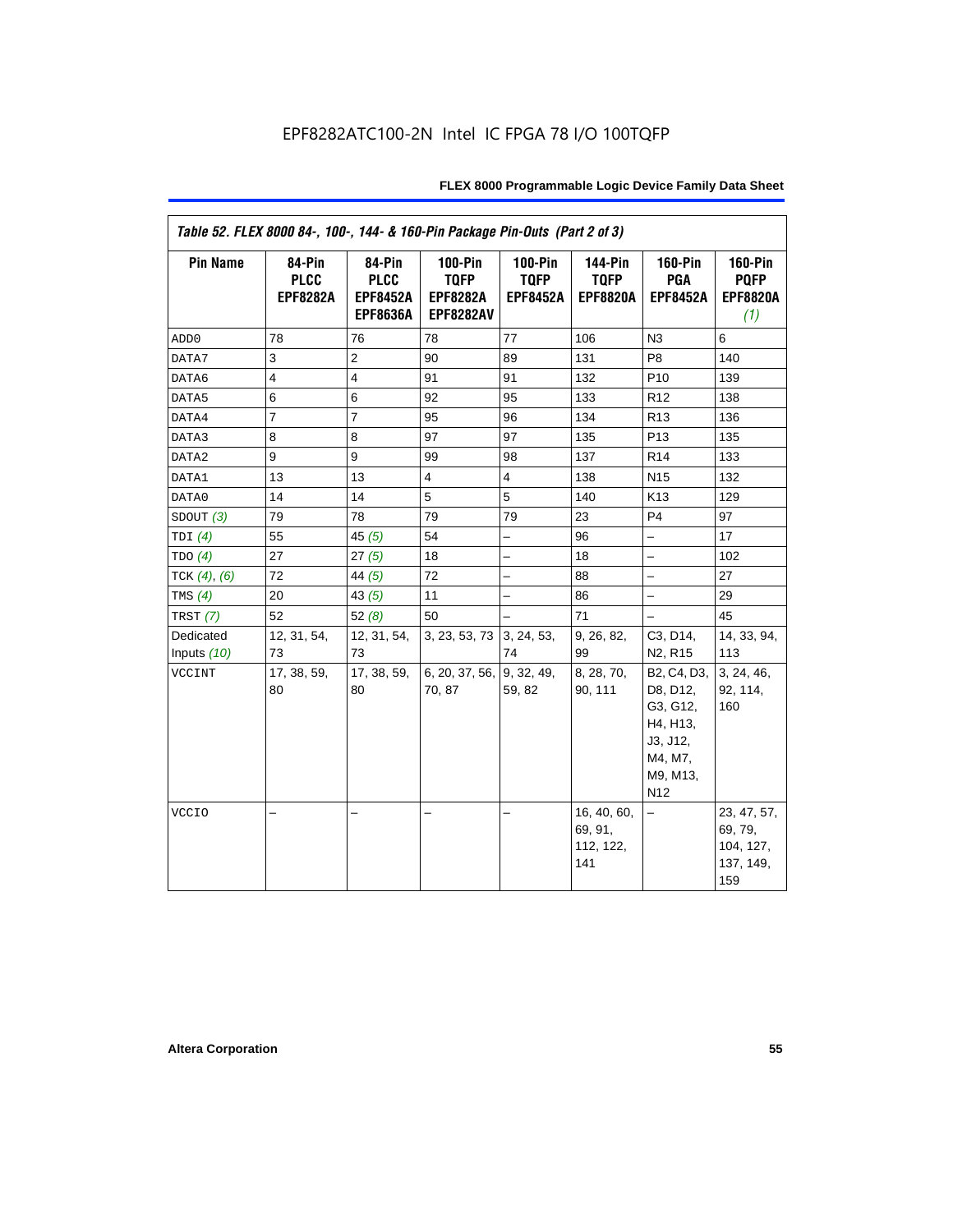EPF8282ATC100-2N Intel IC FPGA 78 I/O 100TQFP

*Table 52. FLEX 8000 84-, 100-, 144- & 160-Pin Package Pin-Outs (Part 2 of 3)*

| Pin Name | 84-Pin PLCC EPF8282A | 84-Pin PLCC EPF8452A EPF8636A | 100-Pin TQFP EPF8282A EPF8282AV | 100-Pin TQFP EPF8452A | 144-Pin TQFP EPF8820A | 160-Pin PGA EPF8452A | 160-Pin PQFP EPF8820A *(1)* |
|---|---|---|---|---|---|---|---|
| ADD0 | 78 | 76 | 78 | 77 | 106 | N3 | 6 |
| DATA7 | 3 | 2 | 90 | 89 | 131 | P8 | 140 |
| DATA6 | 4 | 4 | 91 | 91 | 132 | P10 | 139 |
| DATA5 | 6 | 6 | 92 | 95 | 133 | R12 | 138 |
| DATA4 | 7 | 7 | 95 | 96 | 134 | R13 | 136 |
| DATA3 | 8 | 8 | 97 | 97 | 135 | P13 | 135 |
| DATA2 | 9 | 9 | 99 | 98 | 137 | R14 | 133 |
| DATA1 | 13 | 13 | 4 | 4 | 138 | N15 | 132 |
| DATA0 | 14 | 14 | 5 | 5 | 140 | K13 | 129 |
| SDOUT *(3)* | 79 | 78 | 79 | 79 | 23 | P4 | 97 |
| TDI *(4)* | 55 | 45 *(5)* | 54 | – | 96 | – | 17 |
| TDO *(4)* | 27 | 27 *(5)* | 18 | – | 18 | – | 102 |
| TCK *(4)*, *(6)* | 72 | 44 *(5)* | 72 | – | 88 | – | 27 |
| TMS *(4)* | 20 | 43 *(5)* | 11 | – | 86 | – | 29 |
| TRST *(7)* | 52 | 52 *(8)* | 50 | – | 71 | – | 45 |
| Dedicated Inputs *(10)* | 12, 31, 54, 73 | 12, 31, 54, 73 | 3, 23, 53, 73 | 3, 24, 53, 74 | 9, 26, 82, 99 | C3, D14, N2, R15 | 14, 33, 94, 113 |
| VCCINT | 17, 38, 59, 80 | 17, 38, 59, 80 | 6, 20, 37, 56, 70, 87 | 9, 32, 49, 59, 82 | 8, 28, 70, 90, 111 | B2, C4, D3, D8, D12, G3, G12, H4, H13, J3, J12, M4, M7, M9, M13, N12 | 3, 24, 46, 92, 114, 160 |
| VCCIO | – | – | – | – | 16, 40, 60, 69, 91, 112, 122, 141 | – | 23, 47, 57, 69, 79, 104, 127, 137, 149, 159 |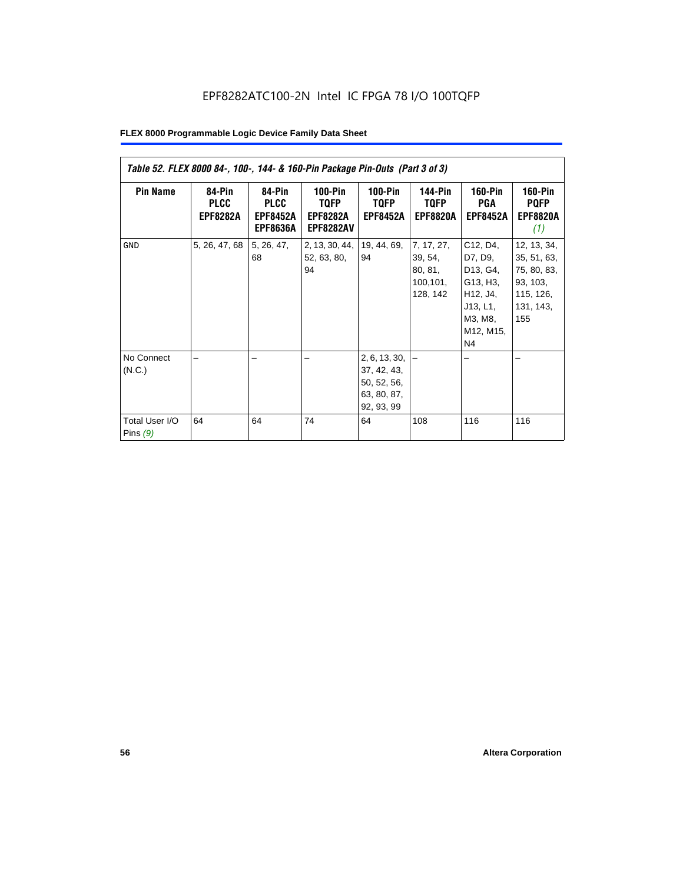EPF8282ATC100-2N Intel IC FPGA 78 I/O 100TQFP

| *Table 52. FLEX 8000 84-, 100-, 144- & 160-Pin Package Pin-Outs (Part 3 of 3)* | | | | | | | |
|---|---|---|---|---|---|---|---|
| **Pin Name** | **84-Pin PLCC EPF8282A** | **84-Pin PLCC EPF8452A EPF8636A** | **100-Pin TQFP EPF8282A EPF8282AV** | **100-Pin TQFP EPF8452A** | **144-Pin TQFP EPF8820A** | **160-Pin PGA EPF8452A** | **160-Pin PQFP EPF8820A** *(1)* |
| GND | 5, 26, 47, 68 | 5, 26, 47, 68 | 2, 13, 30, 44, 52, 63, 80, 94 | 19, 44, 69, 94 | 7, 17, 27, 39, 54, 80, 81, 100,101, 128, 142 | C12, D4, D7, D9, D13, G4, G13, H3, H12, J4, J13, L1, M3, M8, M12, M15, N4 | 12, 13, 34, 35, 51, 63, 75, 80, 83, 93, 103, 115, 126, 131, 143, 155 |
| No Connect (N.C.) | – | – | – | 2, 6, 13, 30, 37, 42, 43, 50, 52, 56, 63, 80, 87, 92, 93, 99 | – | – | – |
| Total User I/O Pins *(9)* | 64 | 64 | 74 | 64 | 108 | 116 | 116 |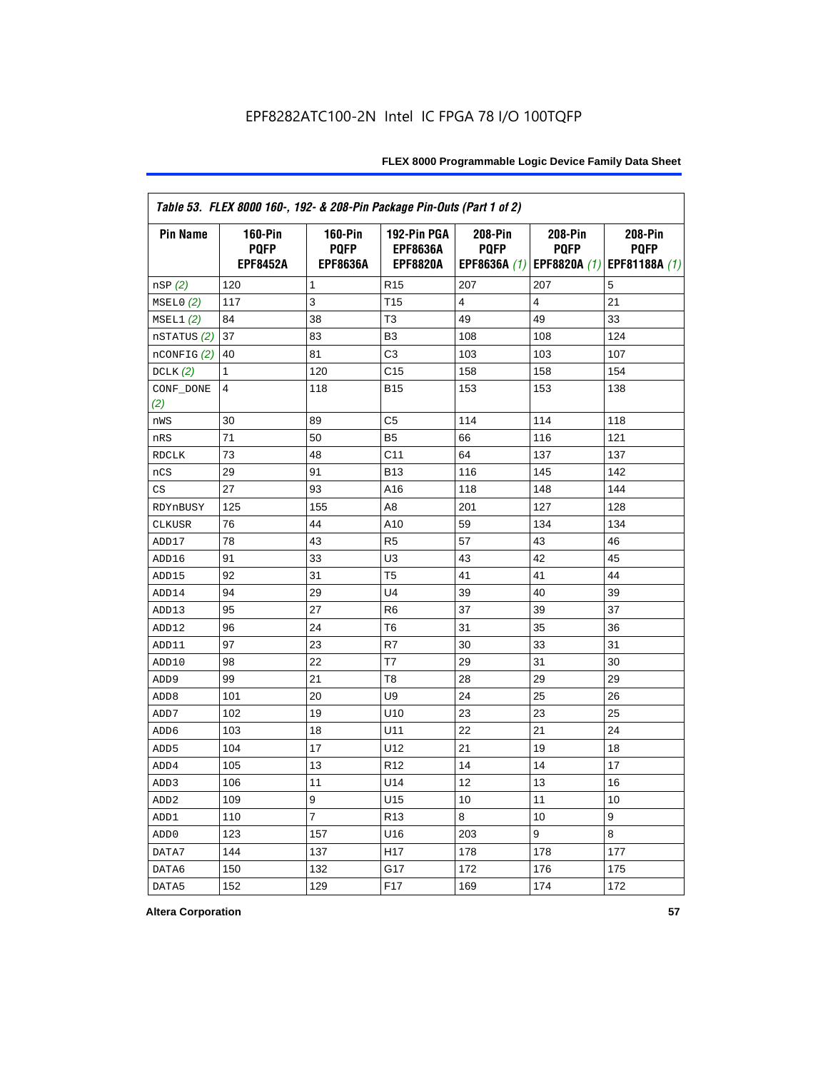EPF8282ATC100-2N Intel IC FPGA 78 I/O 100TQFP

| *Table 53. FLEX 8000 160-, 192- & 208-Pin Package Pin-Outs (Part 1 of 2)* | | | | | | |
|---|---|---|---|---|---|---|
| **Pin Name** | **160-Pin PQFP EPF8452A** | **160-Pin PQFP EPF8636A** | **192-Pin PGA EPF8636A EPF8820A** | **208-Pin PQFP EPF8636A** *(1)* | **208-Pin PQFP EPF8820A** *(1)* | **208-Pin PQFP EPF81188A** *(1)* |
| nSP *(2)* | 120 | 1 | R15 | 207 | 207 | 5 |
| MSEL0 *(2)* | 117 | 3 | T15 | 4 | 4 | 21 |
| MSEL1 *(2)* | 84 | 38 | T3 | 49 | 49 | 33 |
| nSTATUS *(2)* | 37 | 83 | B3 | 108 | 108 | 124 |
| nCONFIG *(2)* | 40 | 81 | C3 | 103 | 103 | 107 |
| DCLK *(2)* | 1 | 120 | C15 | 158 | 158 | 154 |
| CONF_DONE *(2)* | 4 | 118 | B15 | 153 | 153 | 138 |
| nWS | 30 | 89 | C5 | 114 | 114 | 118 |
| nRS | 71 | 50 | B5 | 66 | 116 | 121 |
| RDCLK | 73 | 48 | C11 | 64 | 137 | 137 |
| nCS | 29 | 91 | B13 | 116 | 145 | 142 |
| CS | 27 | 93 | A16 | 118 | 148 | 144 |
| RDYnBUSY | 125 | 155 | A8 | 201 | 127 | 128 |
| CLKUSR | 76 | 44 | A10 | 59 | 134 | 134 |
| ADD17 | 78 | 43 | R5 | 57 | 43 | 46 |
| ADD16 | 91 | 33 | U3 | 43 | 42 | 45 |
| ADD15 | 92 | 31 | T5 | 41 | 41 | 44 |
| ADD14 | 94 | 29 | U4 | 39 | 40 | 39 |
| ADD13 | 95 | 27 | R6 | 37 | 39 | 37 |
| ADD12 | 96 | 24 | T6 | 31 | 35 | 36 |
| ADD11 | 97 | 23 | R7 | 30 | 33 | 31 |
| ADD10 | 98 | 22 | T7 | 29 | 31 | 30 |
| ADD9 | 99 | 21 | T8 | 28 | 29 | 29 |
| ADD8 | 101 | 20 | U9 | 24 | 25 | 26 |
| ADD7 | 102 | 19 | U10 | 23 | 23 | 25 |
| ADD6 | 103 | 18 | U11 | 22 | 21 | 24 |
| ADD5 | 104 | 17 | U12 | 21 | 19 | 18 |
| ADD4 | 105 | 13 | R12 | 14 | 14 | 17 |
| ADD3 | 106 | 11 | U14 | 12 | 13 | 16 |
| ADD2 | 109 | 9 | U15 | 10 | 11 | 10 |
| ADD1 | 110 | 7 | R13 | 8 | 10 | 9 |
| ADD0 | 123 | 157 | U16 | 203 | 9 | 8 |
| DATA7 | 144 | 137 | H17 | 178 | 178 | 177 |
| DATA6 | 150 | 132 | G17 | 172 | 176 | 175 |
| DATA5 | 152 | 129 | F17 | 169 | 174 | 172 |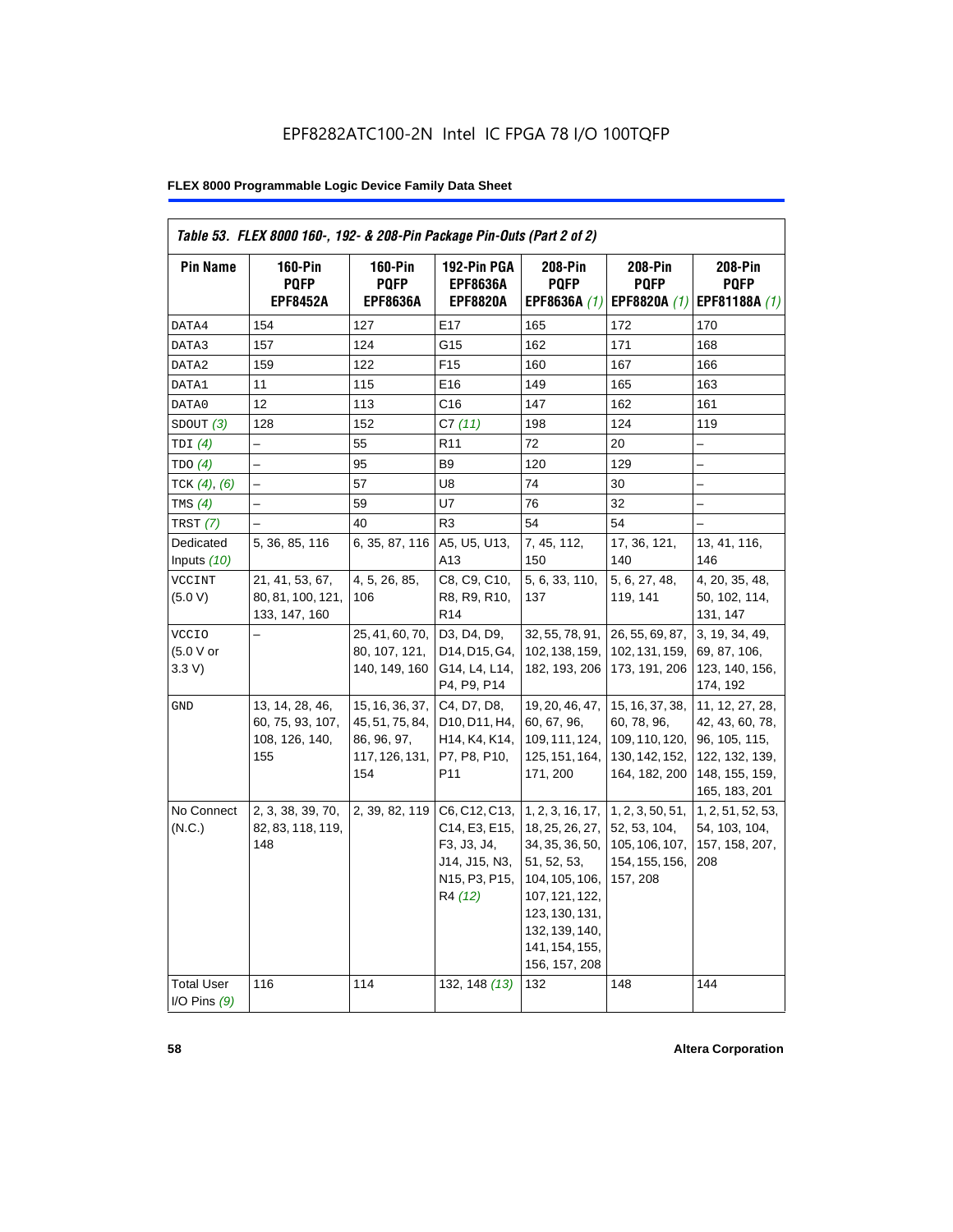EPF8282ATC100-2N Intel IC FPGA 78 I/O 100TQFP

**FLEX 8000 Programmable Logic Device Family Data Sheet**

*Table 53. FLEX 8000 160-, 192- & 208-Pin Package Pin-Outs (Part 2 of 2)*

| Pin Name | 160-Pin PQFP EPF8452A | 160-Pin PQFP EPF8636A | 192-Pin PGA EPF8636A EPF8820A | 208-Pin PQFP EPF8636A *(1)* | 208-Pin PQFP EPF8820A *(1)* | 208-Pin PQFP EPF81188A *(1)* |
|---|---|---|---|---|---|---|
| DATA4 | 154 | 127 | E17 | 165 | 172 | 170 |
| DATA3 | 157 | 124 | G15 | 162 | 171 | 168 |
| DATA2 | 159 | 122 | F15 | 160 | 167 | 166 |
| DATA1 | 11 | 115 | E16 | 149 | 165 | 163 |
| DATA0 | 12 | 113 | C16 | 147 | 162 | 161 |
| SDOUT *(3)* | 128 | 152 | C7 *(11)* | 198 | 124 | 119 |
| TDI *(4)* | – | 55 | R11 | 72 | 20 | – |
| TDO *(4)* | – | 95 | B9 | 120 | 129 | – |
| TCK *(4)*, *(6)* | – | 57 | U8 | 74 | 30 | – |
| TMS *(4)* | – | 59 | U7 | 76 | 32 | – |
| TRST *(7)* | – | 40 | R3 | 54 | 54 | – |
| Dedicated Inputs *(10)* | 5, 36, 85, 116 | 6, 35, 87, 116 | A5, U5, U13, A13 | 7, 45, 112, 150 | 17, 36, 121, 140 | 13, 41, 116, 146 |
| VCCINT (5.0 V) | 21, 41, 53, 67, 80, 81, 100, 121, 133, 147, 160 | 4, 5, 26, 85, 106 | C8, C9, C10, R8, R9, R10, R14 | 5, 6, 33, 110, 137 | 5, 6, 27, 48, 119, 141 | 4, 20, 35, 48, 50, 102, 114, 131, 147 |
| VCCIO (5.0 V or 3.3 V) | – | 25, 41, 60, 70, 80, 107, 121, 140, 149, 160 | D3, D4, D9, D14, D15, G4, G14, L4, L14, P4, P9, P14 | 32, 55, 78, 91, 102, 138, 159, 182, 193, 206 | 26, 55, 69, 87, 102, 131, 159, 173, 191, 206 | 3, 19, 34, 49, 69, 87, 106, 123, 140, 156, 174, 192 |
| GND | 13, 14, 28, 46, 60, 75, 93, 107, 108, 126, 140, 155 | 15, 16, 36, 37, 45, 51, 75, 84, 86, 96, 97, 117, 126, 131, 154 | C4, D7, D8, D10, D11, H4, H14, K4, K14, P7, P8, P10, P11 | 19, 20, 46, 47, 60, 67, 96, 109, 111, 124, 125, 151, 164, 171, 200 | 15, 16, 37, 38, 60, 78, 96, 109, 110, 120, 130, 142, 152, 164, 182, 200 | 11, 12, 27, 28, 42, 43, 60, 78, 96, 105, 115, 122, 132, 139, 148, 155, 159, 165, 183, 201 |
| No Connect (N.C.) | 2, 3, 38, 39, 70, 82, 83, 118, 119, 148 | 2, 39, 82, 119 | C6, C12, C13, C14, E3, E15, F3, J3, J4, J14, J15, N3, N15, P3, P15, R4 *(12)* | 1, 2, 3, 16, 17, 18, 25, 26, 27, 34, 35, 36, 50, 51, 52, 53, 104, 105, 106, 107, 121, 122, 123, 130, 131, 132, 139, 140, 141, 154, 155, 156, 157, 208 | 1, 2, 3, 50, 51, 52, 53, 104, 105, 106, 107, 154, 155, 156, 157, 208 | 1, 2, 51, 52, 53, 54, 103, 104, 157, 158, 207, 208 |
| Total User I/O Pins *(9)* | 116 | 114 | 132, 148 *(13)* | 132 | 148 | 144 |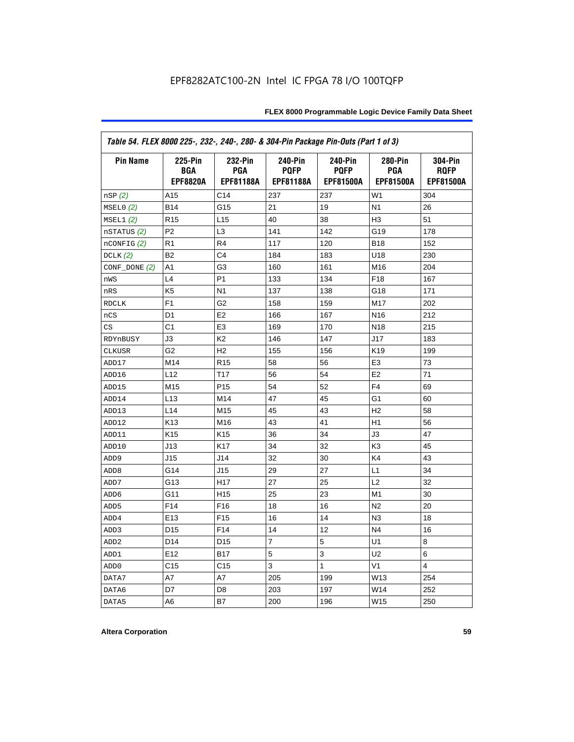EPF8282ATC100-2N Intel IC FPGA 78 I/O 100TQFP

| *Table 54. FLEX 8000 225-, 232-, 240-, 280- & 304-Pin Package Pin-Outs (Part 1 of 3)* | | | | | | |
|---|---|---|---|---|---|---|
| **Pin Name** | **225-Pin BGA EPF8820A** | **232-Pin PGA EPF81188A** | **240-Pin PQFP EPF81188A** | **240-Pin PQFP EPF81500A** | **280-Pin PGA EPF81500A** | **304-Pin RQFP EPF81500A** |
| nSP *(2)* | A15 | C14 | 237 | 237 | W1 | 304 |
| MSEL0 *(2)* | B14 | G15 | 21 | 19 | N1 | 26 |
| MSEL1 *(2)* | R15 | L15 | 40 | 38 | H3 | 51 |
| nSTATUS *(2)* | P2 | L3 | 141 | 142 | G19 | 178 |
| nCONFIG *(2)* | R1 | R4 | 117 | 120 | B18 | 152 |
| DCLK *(2)* | B2 | C4 | 184 | 183 | U18 | 230 |
| CONF_DONE *(2)* | A1 | G3 | 160 | 161 | M16 | 204 |
| nWS | L4 | P1 | 133 | 134 | F18 | 167 |
| nRS | K5 | N1 | 137 | 138 | G18 | 171 |
| RDCLK | F1 | G2 | 158 | 159 | M17 | 202 |
| nCS | D1 | E2 | 166 | 167 | N16 | 212 |
| CS | C1 | E3 | 169 | 170 | N18 | 215 |
| RDYnBUSY | J3 | K2 | 146 | 147 | J17 | 183 |
| CLKUSR | G2 | H2 | 155 | 156 | K19 | 199 |
| ADD17 | M14 | R15 | 58 | 56 | E3 | 73 |
| ADD16 | L12 | T17 | 56 | 54 | E2 | 71 |
| ADD15 | M15 | P15 | 54 | 52 | F4 | 69 |
| ADD14 | L13 | M14 | 47 | 45 | G1 | 60 |
| ADD13 | L14 | M15 | 45 | 43 | H2 | 58 |
| ADD12 | K13 | M16 | 43 | 41 | H1 | 56 |
| ADD11 | K15 | K15 | 36 | 34 | J3 | 47 |
| ADD10 | J13 | K17 | 34 | 32 | K3 | 45 |
| ADD9 | J15 | J14 | 32 | 30 | K4 | 43 |
| ADD8 | G14 | J15 | 29 | 27 | L1 | 34 |
| ADD7 | G13 | H17 | 27 | 25 | L2 | 32 |
| ADD6 | G11 | H15 | 25 | 23 | M1 | 30 |
| ADD5 | F14 | F16 | 18 | 16 | N2 | 20 |
| ADD4 | E13 | F15 | 16 | 14 | N3 | 18 |
| ADD3 | D15 | F14 | 14 | 12 | N4 | 16 |
| ADD2 | D14 | D15 | 7 | 5 | U1 | 8 |
| ADD1 | E12 | B17 | 5 | 3 | U2 | 6 |
| ADD0 | C15 | C15 | 3 | 1 | V1 | 4 |
| DATA7 | A7 | A7 | 205 | 199 | W13 | 254 |
| DATA6 | D7 | D8 | 203 | 197 | W14 | 252 |
| DATA5 | A6 | B7 | 200 | 196 | W15 | 250 |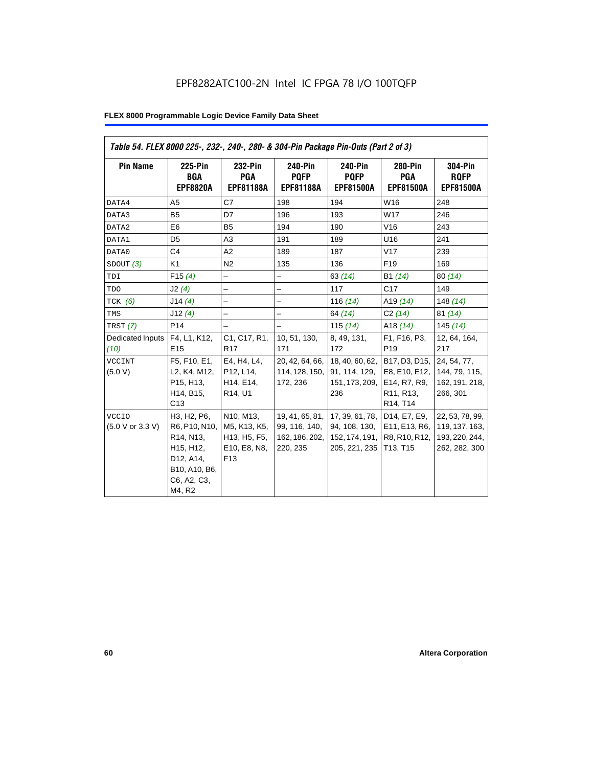*Table 54. FLEX 8000 225-, 232-, 240-, 280- & 304-Pin Package Pin-Outs (Part 2 of 3)*

| Pin Name | 225-Pin BGA EPF8820A | 232-Pin PGA EPF81188A | 240-Pin PQFP EPF81188A | 240-Pin PQFP EPF81500A | 280-Pin PGA EPF81500A | 304-Pin RQFP EPF81500A |
|---|---|---|---|---|---|---|
| DATA4 | A5 | C7 | 198 | 194 | W16 | 248 |
| DATA3 | B5 | D7 | 196 | 193 | W17 | 246 |
| DATA2 | E6 | B5 | 194 | 190 | V16 | 243 |
| DATA1 | D5 | A3 | 191 | 189 | U16 | 241 |
| DATA0 | C4 | A2 | 189 | 187 | V17 | 239 |
| SDOUT *(3)* | K1 | N2 | 135 | 136 | F19 | 169 |
| TDI | F15 *(4)* | – | – | 63 *(14)* | B1 *(14)* | 80 *(14)* |
| TDO | J2 *(4)* | – | – | 117 | C17 | 149 |
| TCK *(6)* | J14 *(4)* | – | – | 116 *(14)* | A19 *(14)* | 148 *(14)* |
| TMS | J12 *(4)* | – | – | 64 *(14)* | C2 *(14)* | 81 *(14)* |
| TRST *(7)* | P14 | – | – | 115 *(14)* | A18 *(14)* | 145 *(14)* |
| Dedicated Inputs *(10)* | F4, L1, K12, E15 | C1, C17, R1, R17 | 10, 51, 130, 171 | 8, 49, 131, 172 | F1, F16, P3, P19 | 12, 64, 164, 217 |
| VCCINT (5.0 V) | F5, F10, E1, L2, K4, M12, P15, H13, H14, B15, C13 | E4, H4, L4, P12, L14, H14, E14, R14, U1 | 20, 42, 64, 66, 114, 128, 150, 172, 236 | 18, 40, 60, 62, 91, 114, 129, 151, 173, 209, 236 | B17, D3, D15, E8, E10, E12, E14, R7, R9, R11, R13, R14, T14 | 24, 54, 77, 144, 79, 115, 162, 191, 218, 266, 301 |
| VCCIO (5.0 V or 3.3 V) | H3, H2, P6, R6, P10, N10, R14, N13, H15, H12, D12, A14, B10, A10, B6, C6, A2, C3, M4, R2 | N10, M13, M5, K13, K5, H13, H5, F5, E10, E8, N8, F13 | 19, 41, 65, 81, 99, 116, 140, 162, 186, 202, 220, 235 | 17, 39, 61, 78, 94, 108, 130, 152, 174, 191, 205, 221, 235 | D14, E7, E9, E11, E13, R6, R8, R10, R12, T13, T15 | 22, 53, 78, 99, 119, 137, 163, 193, 220, 244, 262, 282, 300 |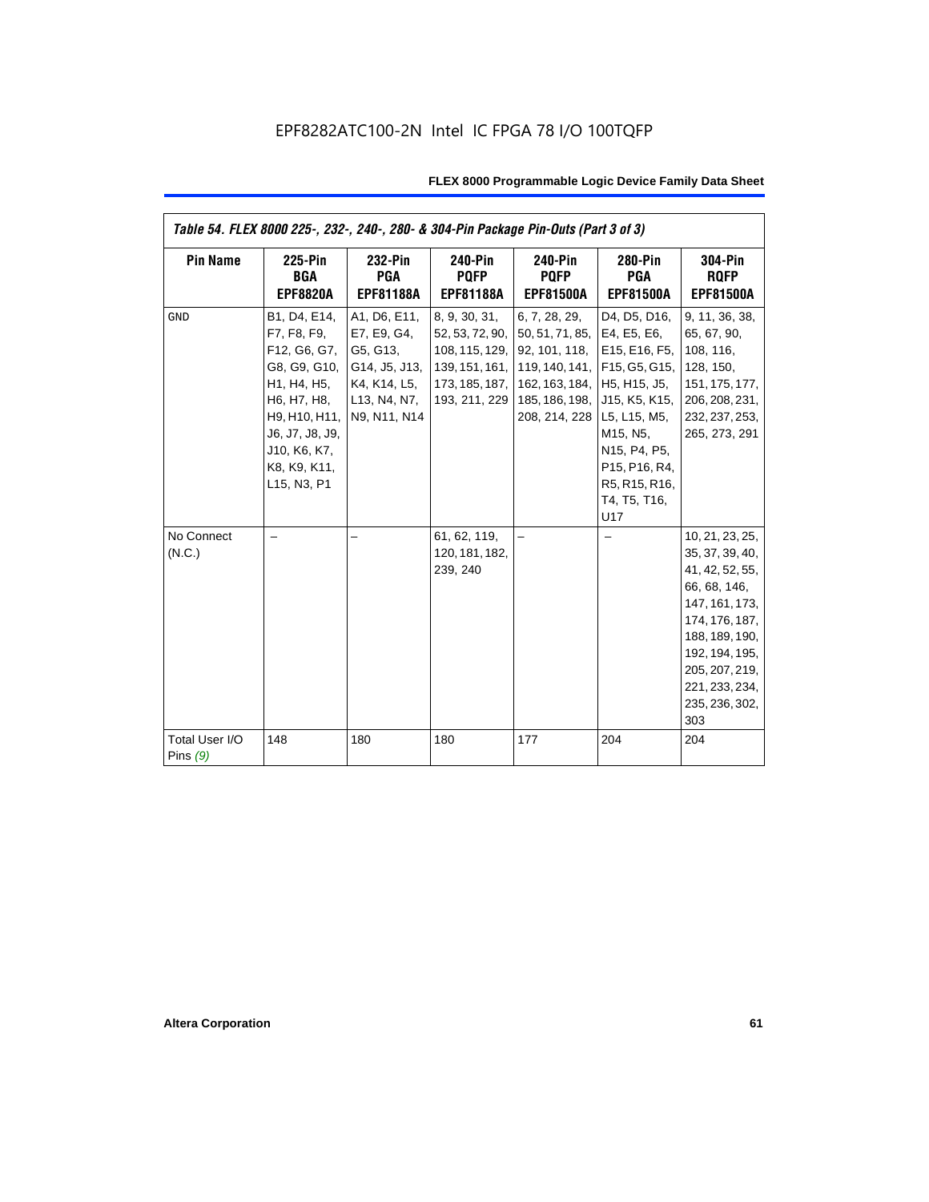EPF8282ATC100-2N Intel IC FPGA 78 I/O 100TQFP

| Table 54. FLEX 8000 225-, 232-, 240-, 280- & 304-Pin Package Pin-Outs (Part 3 of 3) | | | | | | |
|---|---|---|---|---|---|---|
| **Pin Name** | **225-Pin BGA EPF8820A** | **232-Pin PGA EPF81188A** | **240-Pin PQFP EPF81188A** | **240-Pin PQFP EPF81500A** | **280-Pin PGA EPF81500A** | **304-Pin RQFP EPF81500A** |
| GND | B1, D4, E14, F7, F8, F9, F12, G6, G7, G8, G9, G10, H1, H4, H5, H6, H7, H8, H9, H10, H11, J6, J7, J8, J9, J10, K6, K7, K8, K9, K11, L15, N3, P1 | A1, D6, E11, E7, E9, G4, G5, G13, G14, J5, J13, K4, K14, L5, L13, N4, N7, N9, N11, N14 | 8, 9, 30, 31, 52, 53, 72, 90, 108, 115, 129, 139, 151, 161, 173, 185, 187, 193, 211, 229 | 6, 7, 28, 29, 50, 51, 71, 85, 92, 101, 118, 119, 140, 141, 162, 163, 184, 185, 186, 198, 208, 214, 228 | D4, D5, D16, E4, E5, E6, E15, E16, F5, F15, G5, G15, H5, H15, J5, J15, K5, K15, L5, L15, M5, M15, N5, N15, P4, P5, P15, P16, R4, R5, R15, R16, T4, T5, T16, U17 | 9, 11, 36, 38, 65, 67, 90, 108, 116, 128, 150, 151, 175, 177, 206, 208, 231, 232, 237, 253, 265, 273, 291 |
| No Connect (N.C.) | – | – | 61, 62, 119, 120, 181, 182, 239, 240 | – | – | 10, 21, 23, 25, 35, 37, 39, 40, 41, 42, 52, 55, 66, 68, 146, 147, 161, 173, 174, 176, 187, 188, 189, 190, 192, 194, 195, 205, 207, 219, 221, 233, 234, 235, 236, 302, 303 |
| Total User I/O Pins *(9)* | 148 | 180 | 180 | 177 | 204 | 204 |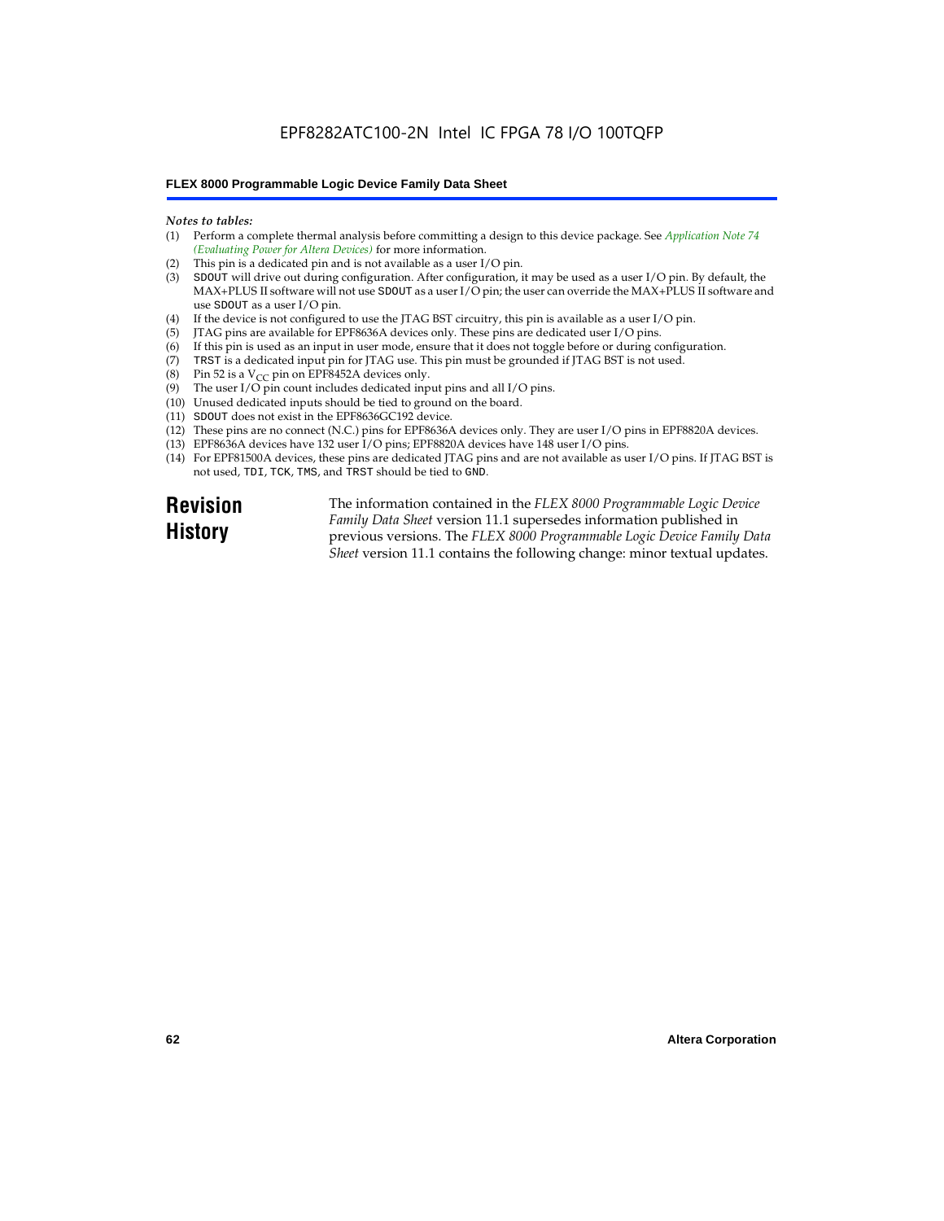*Notes to tables:*

(1) Perform a complete thermal analysis before committing a design to this device package. See *Application Note 74 (Evaluating Power for Altera Devices)* for more information.
(2) This pin is a dedicated pin and is not available as a user I/O pin.
(3) SDOUT will drive out during configuration. After configuration, it may be used as a user I/O pin. By default, the MAX+PLUS II software will not use SDOUT as a user I/O pin; the user can override the MAX+PLUS II software and use SDOUT as a user I/O pin.
(4) If the device is not configured to use the JTAG BST circuitry, this pin is available as a user I/O pin.
(5) JTAG pins are available for EPF8636A devices only. These pins are dedicated user I/O pins.
(6) If this pin is used as an input in user mode, ensure that it does not toggle before or during configuration.
(7) TRST is a dedicated input pin for JTAG use. This pin must be grounded if JTAG BST is not used.
(8) Pin 52 is a $V_{CC}$ pin on EPF8452A devices only.
(9) The user I/O pin count includes dedicated input pins and all I/O pins.
(10) Unused dedicated inputs should be tied to ground on the board.
(11) SDOUT does not exist in the EPF8636GC192 device.
(12) These pins are no connect (N.C.) pins for EPF8636A devices only. They are user I/O pins in EPF8820A devices.
(13) EPF8636A devices have 132 user I/O pins; EPF8820A devices have 148 user I/O pins.
(14) For EPF81500A devices, these pins are dedicated JTAG pins and are not available as user I/O pins. If JTAG BST is not used, TDI, TCK, TMS, and TRST should be tied to GND.

# Revision History

The information contained in the *FLEX 8000 Programmable Logic Device Family Data Sheet* version 11.1 supersedes information published in previous versions. The *FLEX 8000 Programmable Logic Device Family Data Sheet* version 11.1 contains the following change: minor textual updates.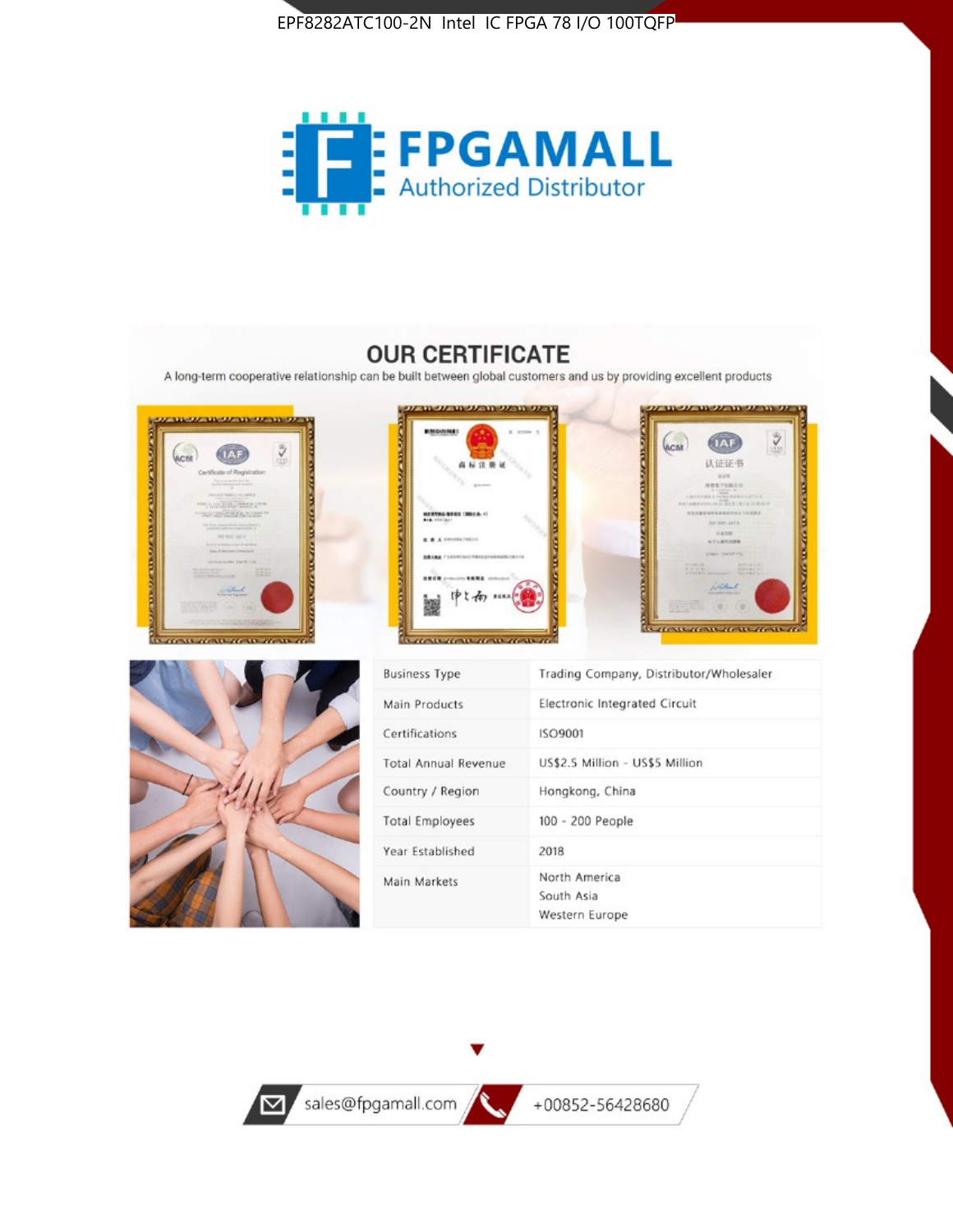FPGAMALL
Authorized Distributor

## OUR CERTIFICATE

A long-term cooperative relationship can be built between global customers and us by providing excellent products

| | |
|---|---|
| Business Type | Trading Company, Distributor/Wholesaler |
| Main Products | Electronic Integrated Circuit |
| Certifications | ISO9001 |
| Total Annual Revenue | US$2.5 Million - US$5 Million |
| Country / Region | Hongkong, China |
| Total Employees | 100 - 200 People |
| Year Established | 2018 |
| Main Markets | North America<br>South Asia<br>Western Europe |

sales@fpgamall.com

+00852-56428680